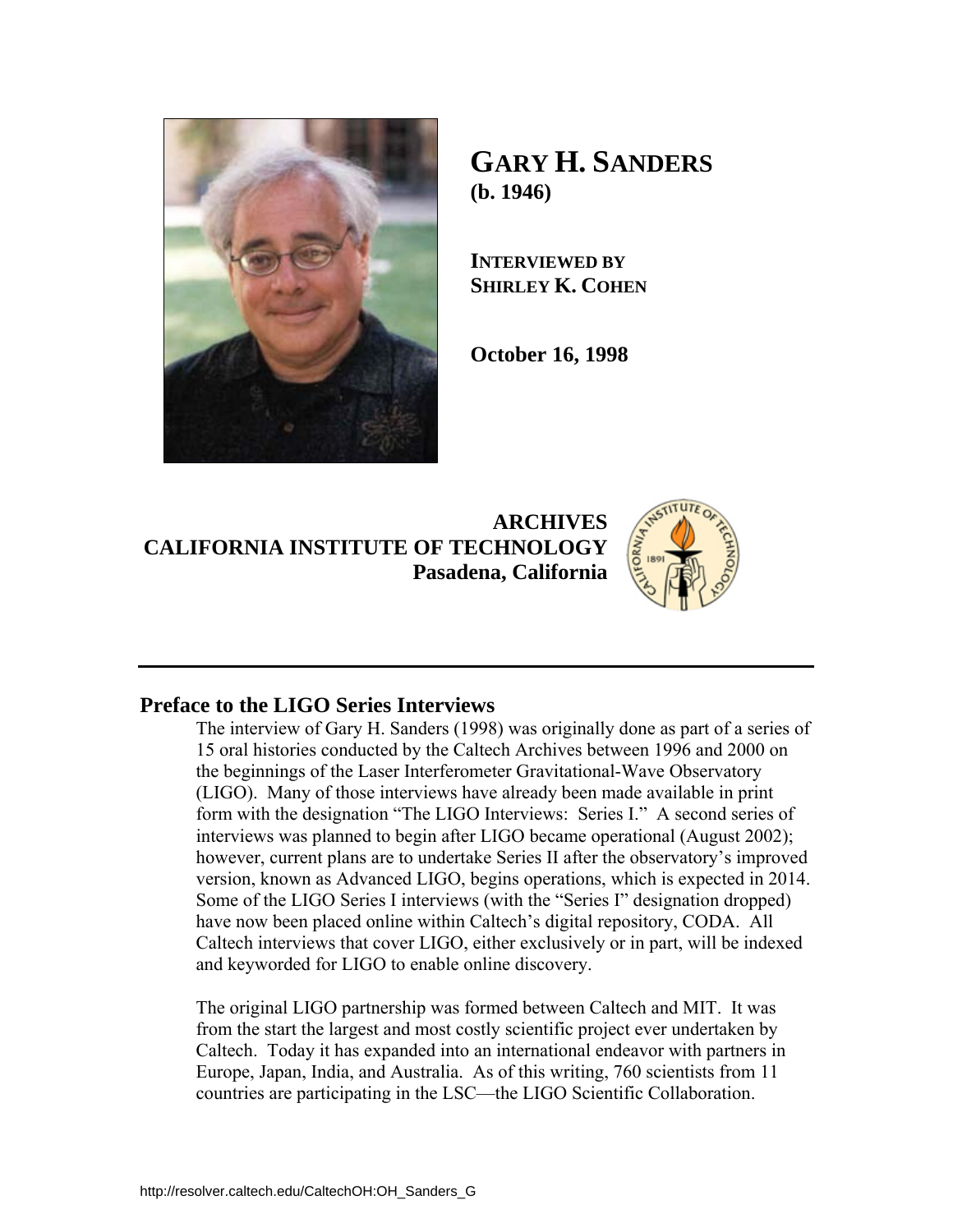# GARY H. SANDERS
**(b. 1946)**

**INTERVIEWED BY**
**SHIRLEY K. COHEN**

**October 16, 1998**

**ARCHIVES**
**CALIFORNIA INSTITUTE OF TECHNOLOGY**
**Pasadena, California**

---

## Preface to the LIGO Series Interviews

The interview of Gary H. Sanders (1998) was originally done as part of a series of 15 oral histories conducted by the Caltech Archives between 1996 and 2000 on the beginnings of the Laser Interferometer Gravitational-Wave Observatory (LIGO). Many of those interviews have already been made available in print form with the designation "The LIGO Interviews: Series I." A second series of interviews was planned to begin after LIGO became operational (August 2002); however, current plans are to undertake Series II after the observatory's improved version, known as Advanced LIGO, begins operations, which is expected in 2014. Some of the LIGO Series I interviews (with the "Series I" designation dropped) have now been placed online within Caltech's digital repository, CODA. All Caltech interviews that cover LIGO, either exclusively or in part, will be indexed and keyworded for LIGO to enable online discovery.

The original LIGO partnership was formed between Caltech and MIT. It was from the start the largest and most costly scientific project ever undertaken by Caltech. Today it has expanded into an international endeavor with partners in Europe, Japan, India, and Australia. As of this writing, 760 scientists from 11 countries are participating in the LSC—the LIGO Scientific Collaboration.

http://resolver.caltech.edu/CaltechOH:OH_Sanders_G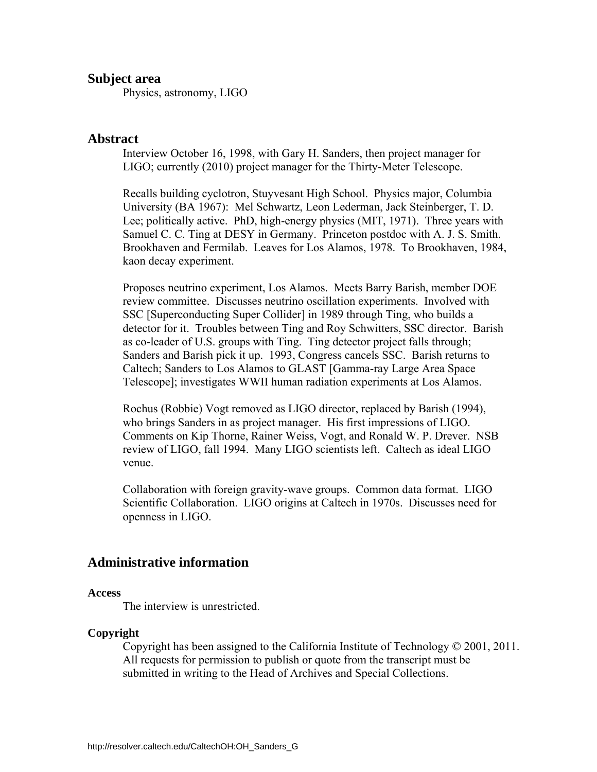## Subject area

Physics, astronomy, LIGO

## Abstract

Interview October 16, 1998, with Gary H. Sanders, then project manager for LIGO; currently (2010) project manager for the Thirty-Meter Telescope.

Recalls building cyclotron, Stuyvesant High School. Physics major, Columbia University (BA 1967): Mel Schwartz, Leon Lederman, Jack Steinberger, T. D. Lee; politically active. PhD, high-energy physics (MIT, 1971). Three years with Samuel C. C. Ting at DESY in Germany. Princeton postdoc with A. J. S. Smith. Brookhaven and Fermilab. Leaves for Los Alamos, 1978. To Brookhaven, 1984, kaon decay experiment.

Proposes neutrino experiment, Los Alamos. Meets Barry Barish, member DOE review committee. Discusses neutrino oscillation experiments. Involved with SSC [Superconducting Super Collider] in 1989 through Ting, who builds a detector for it. Troubles between Ting and Roy Schwitters, SSC director. Barish as co-leader of U.S. groups with Ting. Ting detector project falls through; Sanders and Barish pick it up. 1993, Congress cancels SSC. Barish returns to Caltech; Sanders to Los Alamos to GLAST [Gamma-ray Large Area Space Telescope]; investigates WWII human radiation experiments at Los Alamos.

Rochus (Robbie) Vogt removed as LIGO director, replaced by Barish (1994), who brings Sanders in as project manager. His first impressions of LIGO. Comments on Kip Thorne, Rainer Weiss, Vogt, and Ronald W. P. Drever. NSB review of LIGO, fall 1994. Many LIGO scientists left. Caltech as ideal LIGO venue.

Collaboration with foreign gravity-wave groups. Common data format. LIGO Scientific Collaboration. LIGO origins at Caltech in 1970s. Discusses need for openness in LIGO.

## Administrative information

### Access

The interview is unrestricted.

### Copyright

Copyright has been assigned to the California Institute of Technology © 2001, 2011. All requests for permission to publish or quote from the transcript must be submitted in writing to the Head of Archives and Special Collections.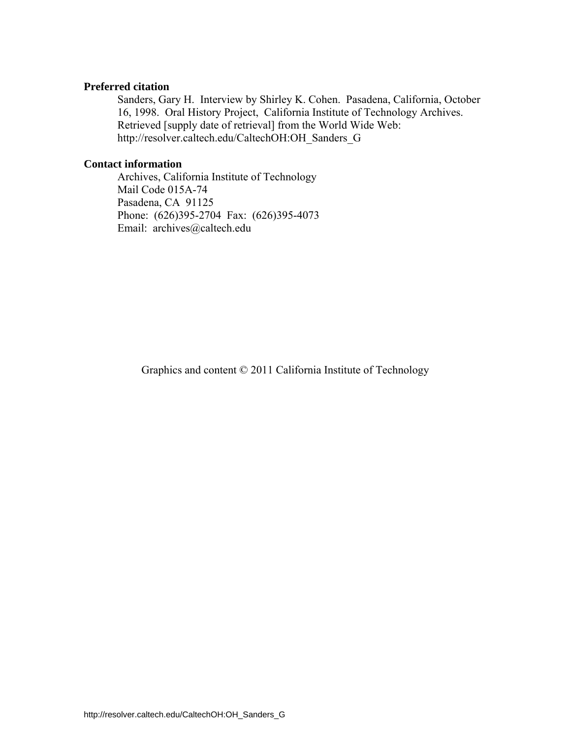**Preferred citation**

Sanders, Gary H. Interview by Shirley K. Cohen. Pasadena, California, October 16, 1998. Oral History Project, California Institute of Technology Archives. Retrieved [supply date of retrieval] from the World Wide Web: http://resolver.caltech.edu/CaltechOH:OH_Sanders_G

**Contact information**

Archives, California Institute of Technology
Mail Code 015A-74
Pasadena, CA 91125
Phone: (626)395-2704 Fax: (626)395-4073
Email: archives@caltech.edu

Graphics and content © 2011 California Institute of Technology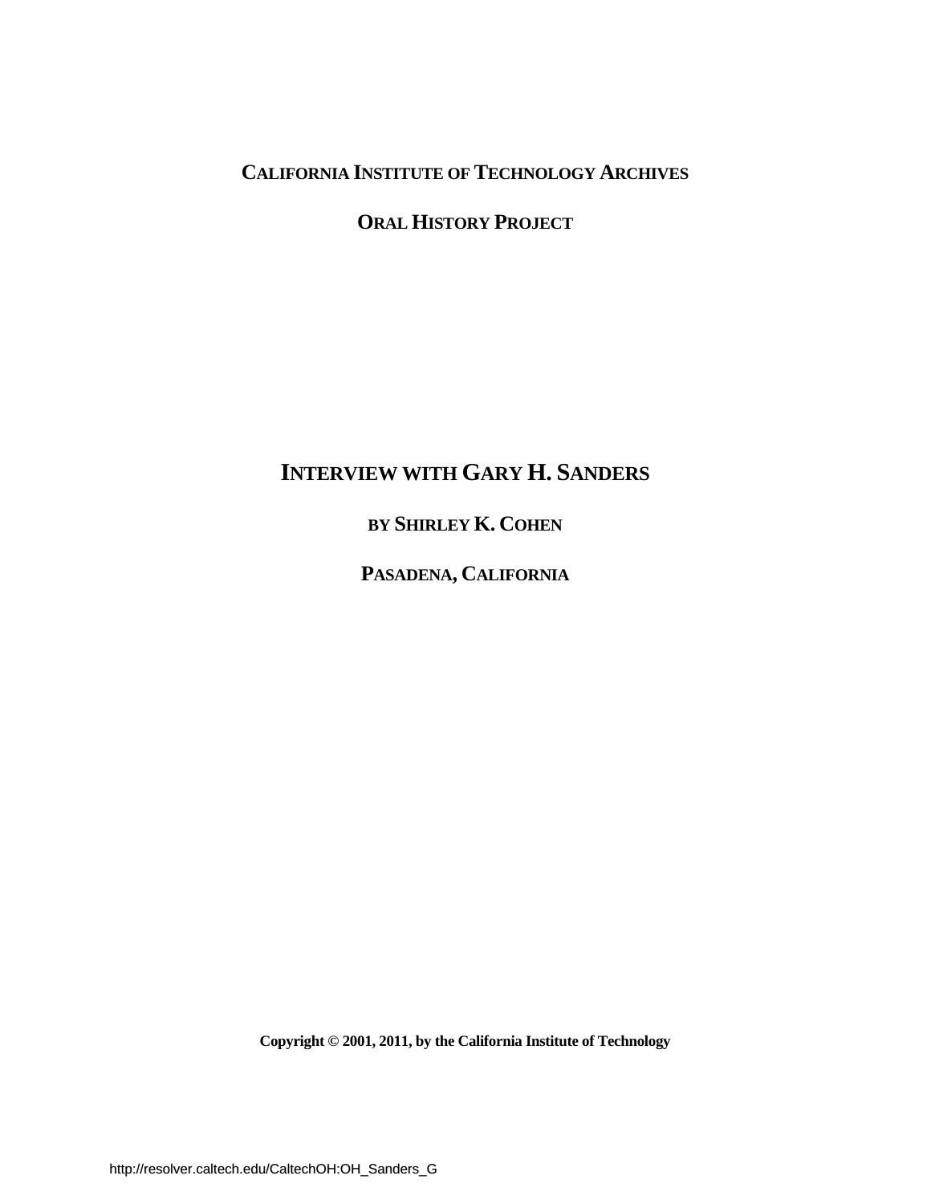**CALIFORNIA INSTITUTE OF TECHNOLOGY ARCHIVES**

**ORAL HISTORY PROJECT**

# INTERVIEW WITH GARY H. SANDERS

**BY SHIRLEY K. COHEN**

**PASADENA, CALIFORNIA**

**Copyright © 2001, 2011, by the California Institute of Technology**

http://resolver.caltech.edu/CaltechOH:OH_Sanders_G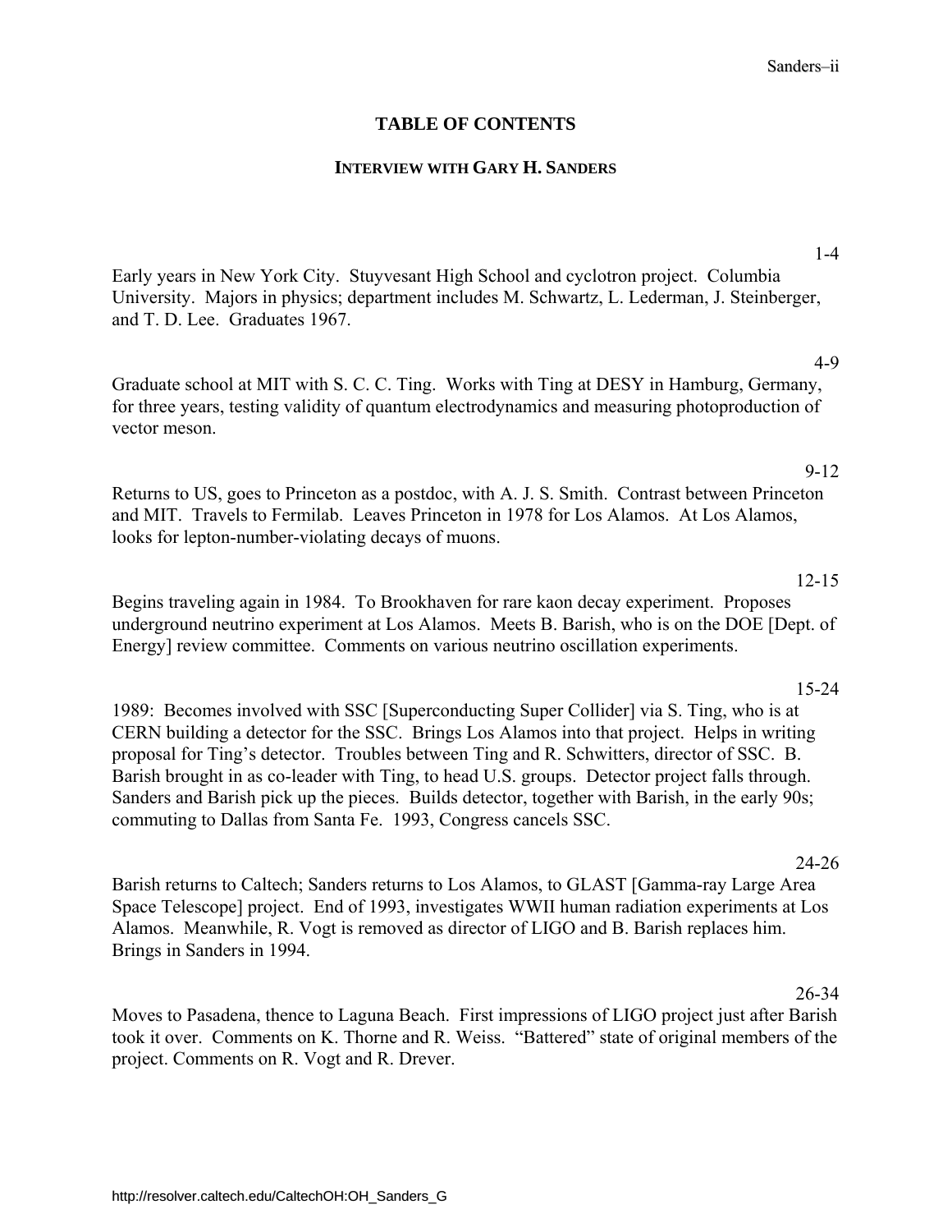# TABLE OF CONTENTS

## INTERVIEW WITH GARY H. SANDERS

1-4

Early years in New York City. Stuyvesant High School and cyclotron project. Columbia University. Majors in physics; department includes M. Schwartz, L. Lederman, J. Steinberger, and T. D. Lee. Graduates 1967.

4-9

Graduate school at MIT with S. C. C. Ting. Works with Ting at DESY in Hamburg, Germany, for three years, testing validity of quantum electrodynamics and measuring photoproduction of vector meson.

9-12

Returns to US, goes to Princeton as a postdoc, with A. J. S. Smith. Contrast between Princeton and MIT. Travels to Fermilab. Leaves Princeton in 1978 for Los Alamos. At Los Alamos, looks for lepton-number-violating decays of muons.

12-15

Begins traveling again in 1984. To Brookhaven for rare kaon decay experiment. Proposes underground neutrino experiment at Los Alamos. Meets B. Barish, who is on the DOE [Dept. of Energy] review committee. Comments on various neutrino oscillation experiments.

15-24

1989: Becomes involved with SSC [Superconducting Super Collider] via S. Ting, who is at CERN building a detector for the SSC. Brings Los Alamos into that project. Helps in writing proposal for Ting's detector. Troubles between Ting and R. Schwitters, director of SSC. B. Barish brought in as co-leader with Ting, to head U.S. groups. Detector project falls through. Sanders and Barish pick up the pieces. Builds detector, together with Barish, in the early 90s; commuting to Dallas from Santa Fe. 1993, Congress cancels SSC.

24-26

Barish returns to Caltech; Sanders returns to Los Alamos, to GLAST [Gamma-ray Large Area Space Telescope] project. End of 1993, investigates WWII human radiation experiments at Los Alamos. Meanwhile, R. Vogt is removed as director of LIGO and B. Barish replaces him. Brings in Sanders in 1994.

26-34

Moves to Pasadena, thence to Laguna Beach. First impressions of LIGO project just after Barish took it over. Comments on K. Thorne and R. Weiss. "Battered" state of original members of the project. Comments on R. Vogt and R. Drever.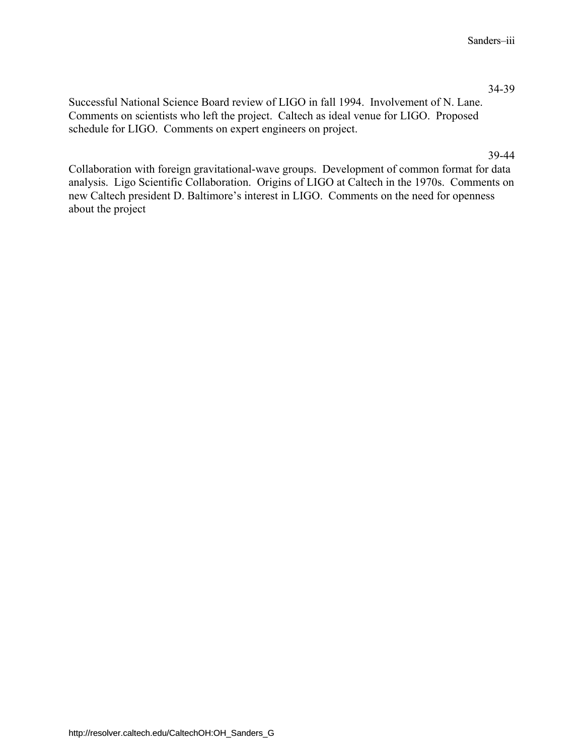34-39

Successful National Science Board review of LIGO in fall 1994. Involvement of N. Lane. Comments on scientists who left the project. Caltech as ideal venue for LIGO. Proposed schedule for LIGO. Comments on expert engineers on project.

39-44

Collaboration with foreign gravitational-wave groups. Development of common format for data analysis. Ligo Scientific Collaboration. Origins of LIGO at Caltech in the 1970s. Comments on new Caltech president D. Baltimore's interest in LIGO. Comments on the need for openness about the project

http://resolver.caltech.edu/CaltechOH:OH_Sanders_G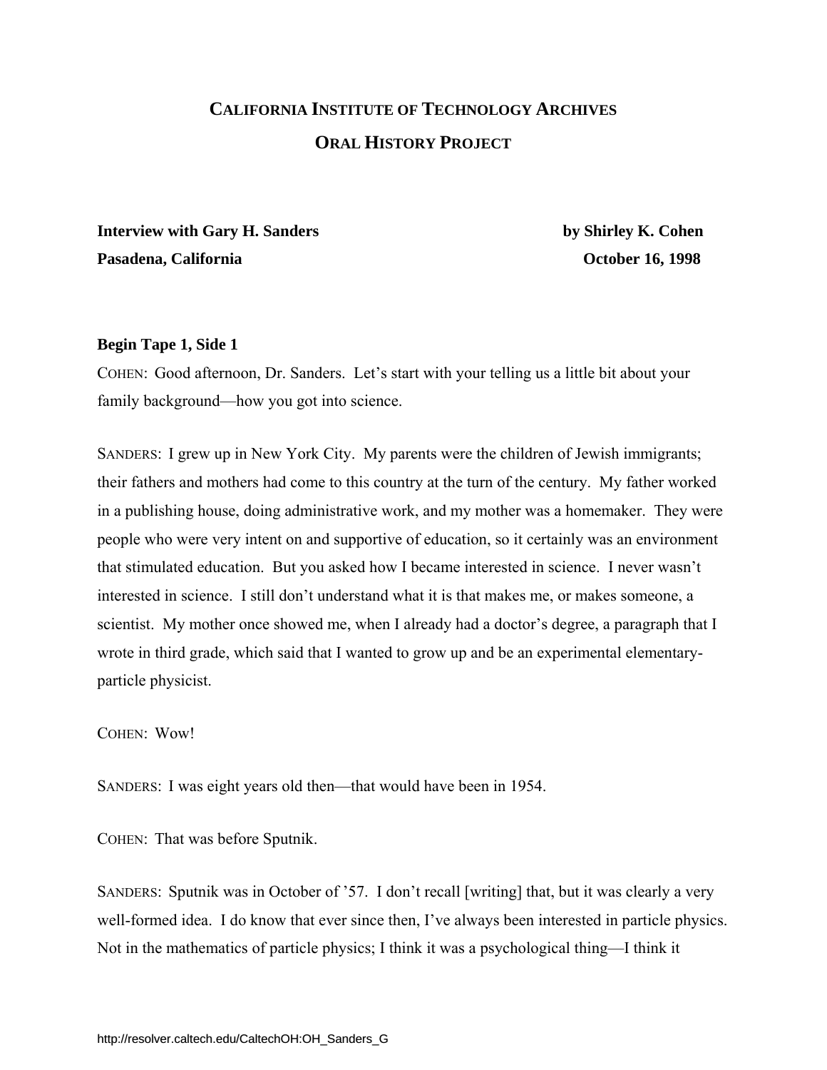# CALIFORNIA INSTITUTE OF TECHNOLOGY ARCHIVES

## ORAL HISTORY PROJECT

**Interview with Gary H. Sanders** **by Shirley K. Cohen**

**Pasadena, California** **October 16, 1998**

**Begin Tape 1, Side 1**

COHEN: Good afternoon, Dr. Sanders. Let's start with your telling us a little bit about your family background—how you got into science.

SANDERS: I grew up in New York City. My parents were the children of Jewish immigrants; their fathers and mothers had come to this country at the turn of the century. My father worked in a publishing house, doing administrative work, and my mother was a homemaker. They were people who were very intent on and supportive of education, so it certainly was an environment that stimulated education. But you asked how I became interested in science. I never wasn't interested in science. I still don't understand what it is that makes me, or makes someone, a scientist. My mother once showed me, when I already had a doctor's degree, a paragraph that I wrote in third grade, which said that I wanted to grow up and be an experimental elementary-particle physicist.

COHEN: Wow!

SANDERS: I was eight years old then—that would have been in 1954.

COHEN: That was before Sputnik.

SANDERS: Sputnik was in October of '57. I don't recall [writing] that, but it was clearly a very well-formed idea. I do know that ever since then, I've always been interested in particle physics. Not in the mathematics of particle physics; I think it was a psychological thing—I think it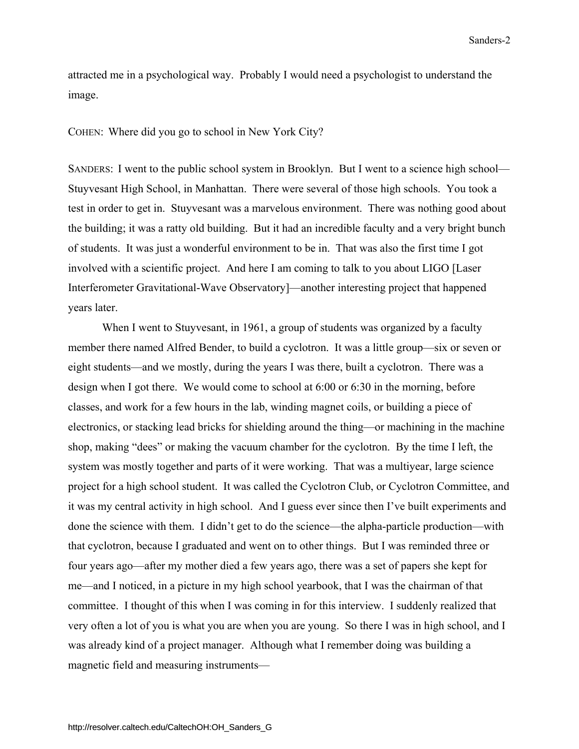attracted me in a psychological way. Probably I would need a psychologist to understand the image.

COHEN: Where did you go to school in New York City?

SANDERS: I went to the public school system in Brooklyn. But I went to a science high school—Stuyvesant High School, in Manhattan. There were several of those high schools. You took a test in order to get in. Stuyvesant was a marvelous environment. There was nothing good about the building; it was a ratty old building. But it had an incredible faculty and a very bright bunch of students. It was just a wonderful environment to be in. That was also the first time I got involved with a scientific project. And here I am coming to talk to you about LIGO [Laser Interferometer Gravitational-Wave Observatory]—another interesting project that happened years later.

When I went to Stuyvesant, in 1961, a group of students was organized by a faculty member there named Alfred Bender, to build a cyclotron. It was a little group—six or seven or eight students—and we mostly, during the years I was there, built a cyclotron. There was a design when I got there. We would come to school at 6:00 or 6:30 in the morning, before classes, and work for a few hours in the lab, winding magnet coils, or building a piece of electronics, or stacking lead bricks for shielding around the thing—or machining in the machine shop, making "dees" or making the vacuum chamber for the cyclotron. By the time I left, the system was mostly together and parts of it were working. That was a multiyear, large science project for a high school student. It was called the Cyclotron Club, or Cyclotron Committee, and it was my central activity in high school. And I guess ever since then I've built experiments and done the science with them. I didn't get to do the science—the alpha-particle production—with that cyclotron, because I graduated and went on to other things. But I was reminded three or four years ago—after my mother died a few years ago, there was a set of papers she kept for me—and I noticed, in a picture in my high school yearbook, that I was the chairman of that committee. I thought of this when I was coming in for this interview. I suddenly realized that very often a lot of you is what you are when you are young. So there I was in high school, and I was already kind of a project manager. Although what I remember doing was building a magnetic field and measuring instruments—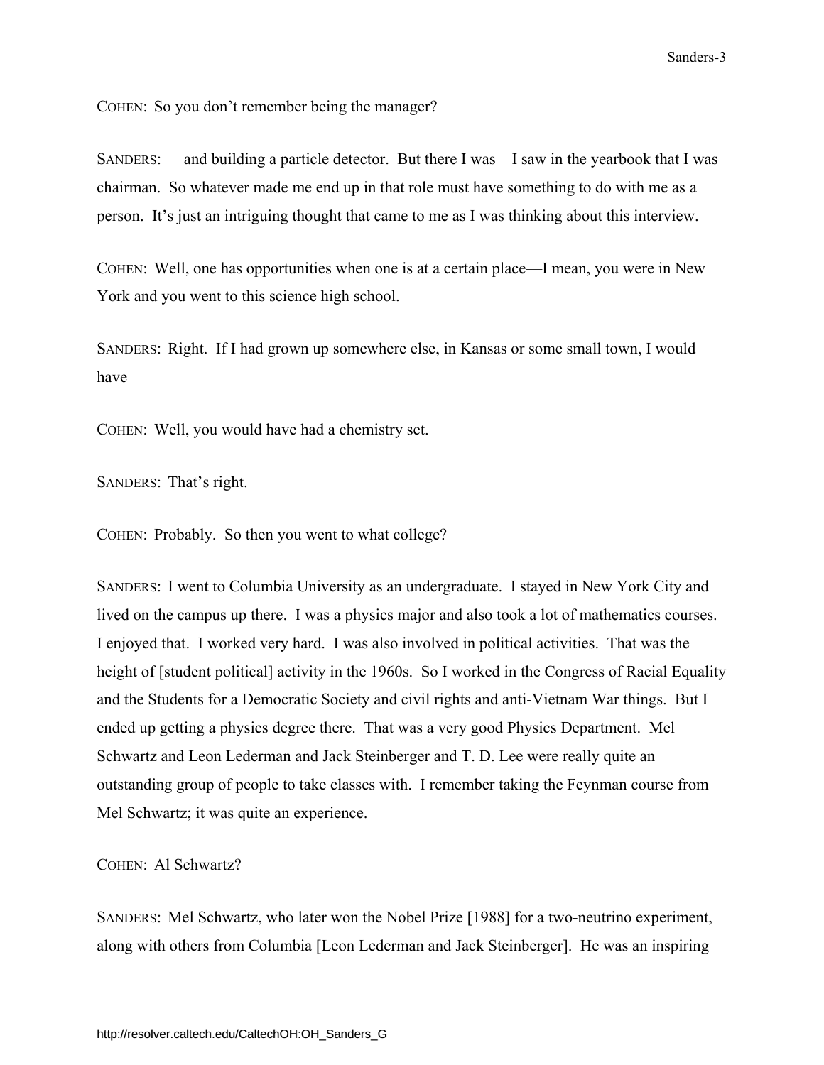COHEN: So you don't remember being the manager?

SANDERS: —and building a particle detector. But there I was—I saw in the yearbook that I was chairman. So whatever made me end up in that role must have something to do with me as a person. It's just an intriguing thought that came to me as I was thinking about this interview.

COHEN: Well, one has opportunities when one is at a certain place—I mean, you were in New York and you went to this science high school.

SANDERS: Right. If I had grown up somewhere else, in Kansas or some small town, I would have—

COHEN: Well, you would have had a chemistry set.

SANDERS: That's right.

COHEN: Probably. So then you went to what college?

SANDERS: I went to Columbia University as an undergraduate. I stayed in New York City and lived on the campus up there. I was a physics major and also took a lot of mathematics courses. I enjoyed that. I worked very hard. I was also involved in political activities. That was the height of [student political] activity in the 1960s. So I worked in the Congress of Racial Equality and the Students for a Democratic Society and civil rights and anti-Vietnam War things. But I ended up getting a physics degree there. That was a very good Physics Department. Mel Schwartz and Leon Lederman and Jack Steinberger and T. D. Lee were really quite an outstanding group of people to take classes with. I remember taking the Feynman course from Mel Schwartz; it was quite an experience.

COHEN: Al Schwartz?

SANDERS: Mel Schwartz, who later won the Nobel Prize [1988] for a two-neutrino experiment, along with others from Columbia [Leon Lederman and Jack Steinberger]. He was an inspiring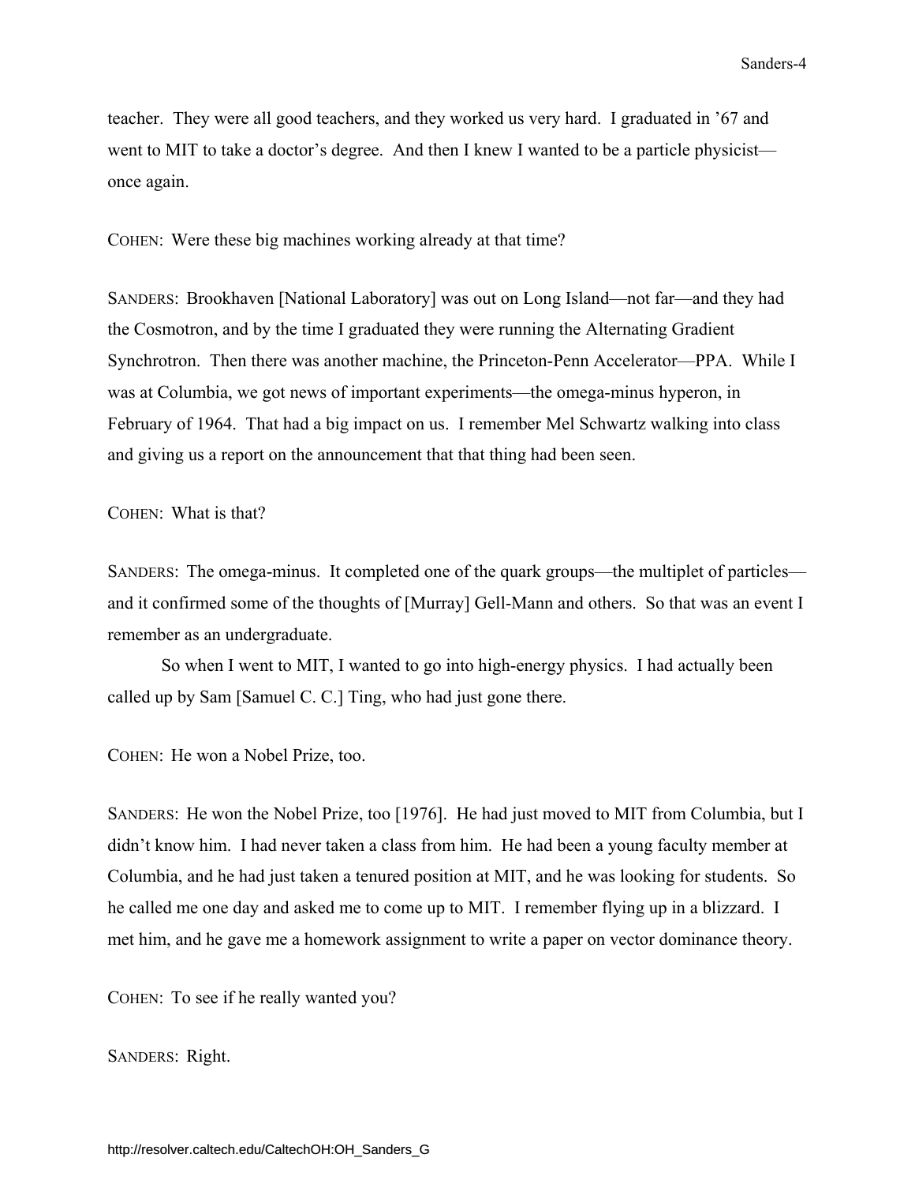teacher. They were all good teachers, and they worked us very hard. I graduated in '67 and went to MIT to take a doctor's degree. And then I knew I wanted to be a particle physicist—once again.

COHEN: Were these big machines working already at that time?

SANDERS: Brookhaven [National Laboratory] was out on Long Island—not far—and they had the Cosmotron, and by the time I graduated they were running the Alternating Gradient Synchrotron. Then there was another machine, the Princeton-Penn Accelerator—PPA. While I was at Columbia, we got news of important experiments—the omega-minus hyperon, in February of 1964. That had a big impact on us. I remember Mel Schwartz walking into class and giving us a report on the announcement that that thing had been seen.

COHEN: What is that?

SANDERS: The omega-minus. It completed one of the quark groups—the multiplet of particles—and it confirmed some of the thoughts of [Murray] Gell-Mann and others. So that was an event I remember as an undergraduate.

So when I went to MIT, I wanted to go into high-energy physics. I had actually been called up by Sam [Samuel C. C.] Ting, who had just gone there.

COHEN: He won a Nobel Prize, too.

SANDERS: He won the Nobel Prize, too [1976]. He had just moved to MIT from Columbia, but I didn't know him. I had never taken a class from him. He had been a young faculty member at Columbia, and he had just taken a tenured position at MIT, and he was looking for students. So he called me one day and asked me to come up to MIT. I remember flying up in a blizzard. I met him, and he gave me a homework assignment to write a paper on vector dominance theory.

COHEN: To see if he really wanted you?

SANDERS: Right.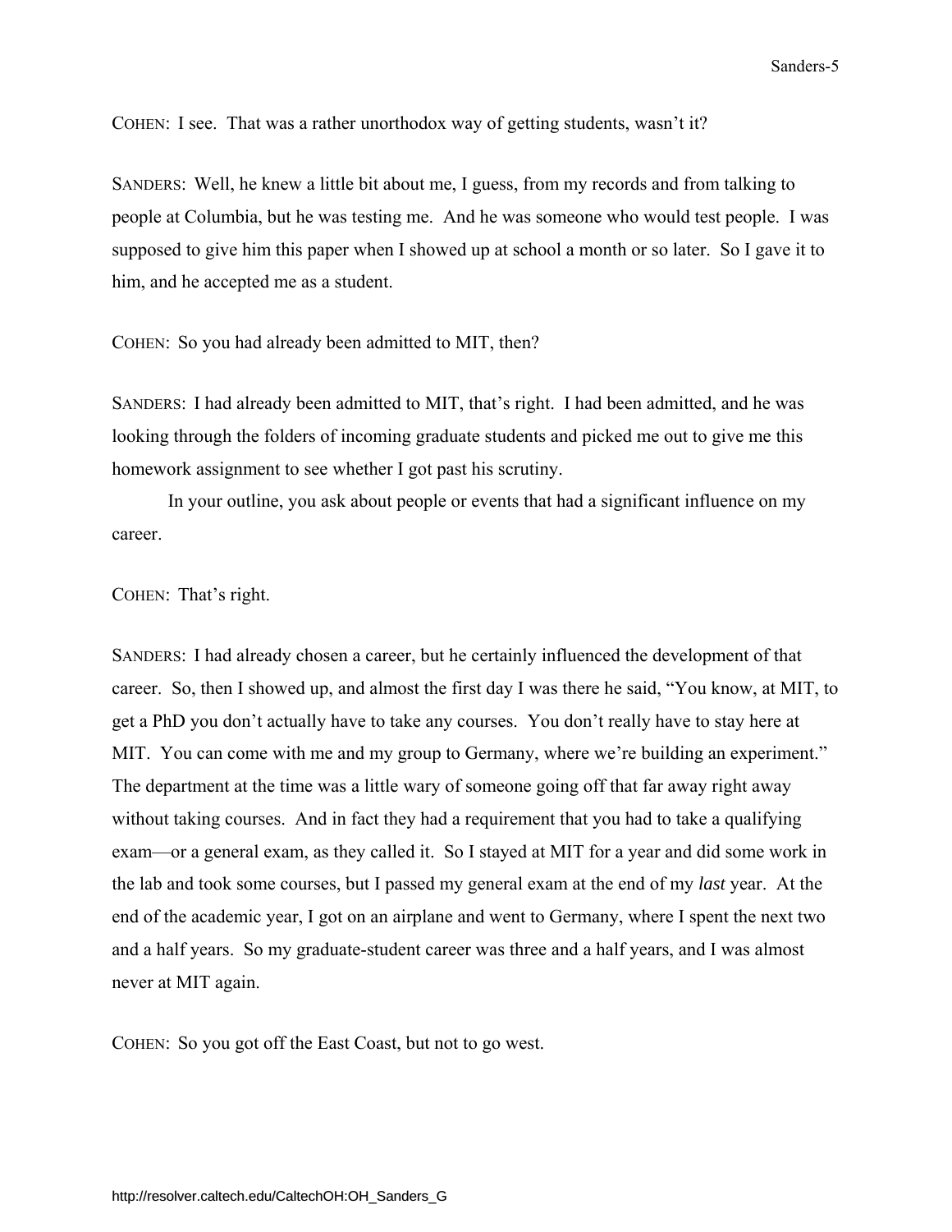COHEN: I see. That was a rather unorthodox way of getting students, wasn't it?

SANDERS: Well, he knew a little bit about me, I guess, from my records and from talking to people at Columbia, but he was testing me. And he was someone who would test people. I was supposed to give him this paper when I showed up at school a month or so later. So I gave it to him, and he accepted me as a student.

COHEN: So you had already been admitted to MIT, then?

SANDERS: I had already been admitted to MIT, that's right. I had been admitted, and he was looking through the folders of incoming graduate students and picked me out to give me this homework assignment to see whether I got past his scrutiny.

In your outline, you ask about people or events that had a significant influence on my career.

COHEN: That's right.

SANDERS: I had already chosen a career, but he certainly influenced the development of that career. So, then I showed up, and almost the first day I was there he said, "You know, at MIT, to get a PhD you don't actually have to take any courses. You don't really have to stay here at MIT. You can come with me and my group to Germany, where we're building an experiment." The department at the time was a little wary of someone going off that far away right away without taking courses. And in fact they had a requirement that you had to take a qualifying exam—or a general exam, as they called it. So I stayed at MIT for a year and did some work in the lab and took some courses, but I passed my general exam at the end of my *last* year. At the end of the academic year, I got on an airplane and went to Germany, where I spent the next two and a half years. So my graduate-student career was three and a half years, and I was almost never at MIT again.

COHEN: So you got off the East Coast, but not to go west.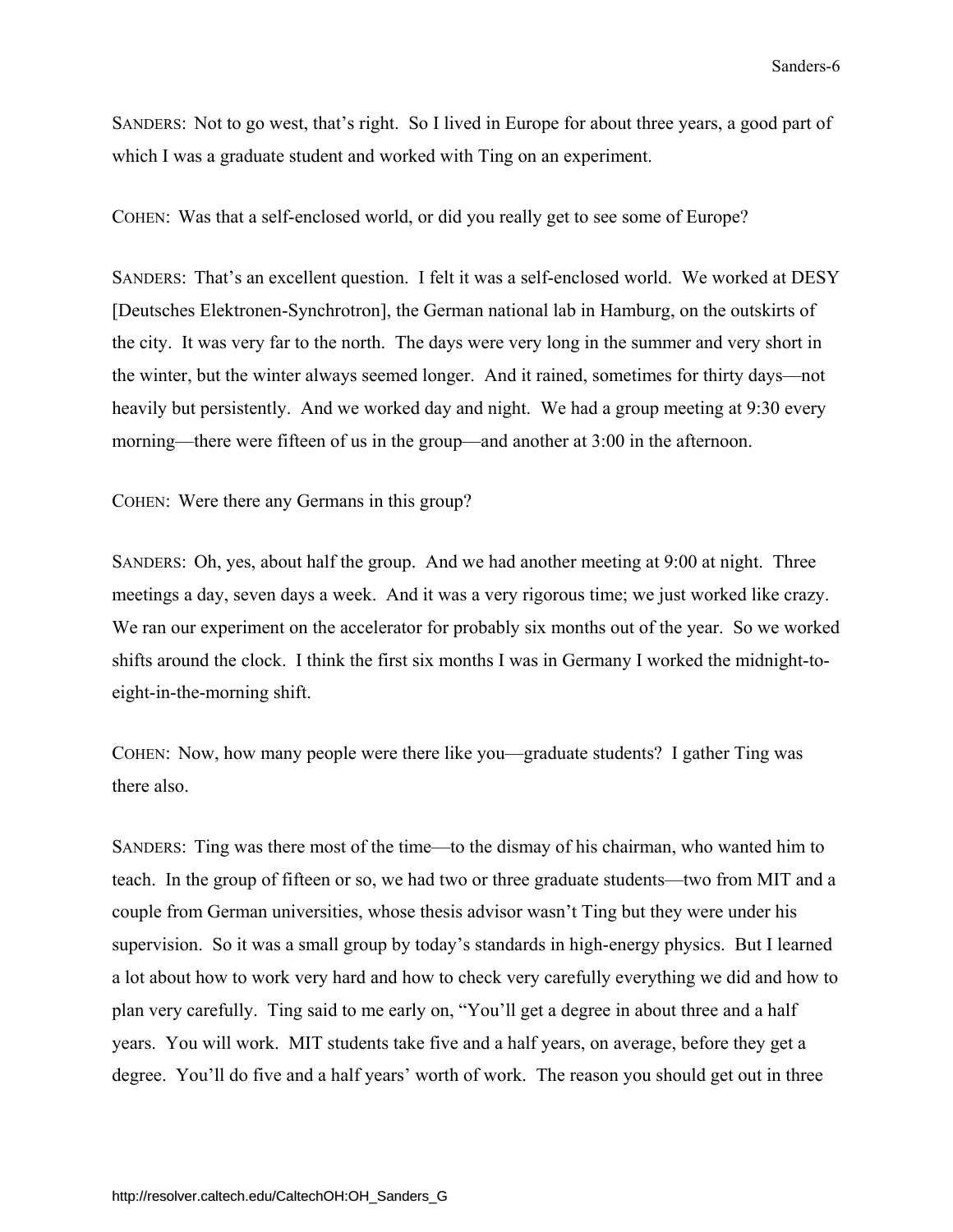SANDERS: Not to go west, that's right. So I lived in Europe for about three years, a good part of which I was a graduate student and worked with Ting on an experiment.

COHEN: Was that a self-enclosed world, or did you really get to see some of Europe?

SANDERS: That's an excellent question. I felt it was a self-enclosed world. We worked at DESY [Deutsches Elektronen-Synchrotron], the German national lab in Hamburg, on the outskirts of the city. It was very far to the north. The days were very long in the summer and very short in the winter, but the winter always seemed longer. And it rained, sometimes for thirty days—not heavily but persistently. And we worked day and night. We had a group meeting at 9:30 every morning—there were fifteen of us in the group—and another at 3:00 in the afternoon.

COHEN: Were there any Germans in this group?

SANDERS: Oh, yes, about half the group. And we had another meeting at 9:00 at night. Three meetings a day, seven days a week. And it was a very rigorous time; we just worked like crazy. We ran our experiment on the accelerator for probably six months out of the year. So we worked shifts around the clock. I think the first six months I was in Germany I worked the midnight-to-eight-in-the-morning shift.

COHEN: Now, how many people were there like you—graduate students? I gather Ting was there also.

SANDERS: Ting was there most of the time—to the dismay of his chairman, who wanted him to teach. In the group of fifteen or so, we had two or three graduate students—two from MIT and a couple from German universities, whose thesis advisor wasn't Ting but they were under his supervision. So it was a small group by today's standards in high-energy physics. But I learned a lot about how to work very hard and how to check very carefully everything we did and how to plan very carefully. Ting said to me early on, "You'll get a degree in about three and a half years. You will work. MIT students take five and a half years, on average, before they get a degree. You'll do five and a half years' worth of work. The reason you should get out in three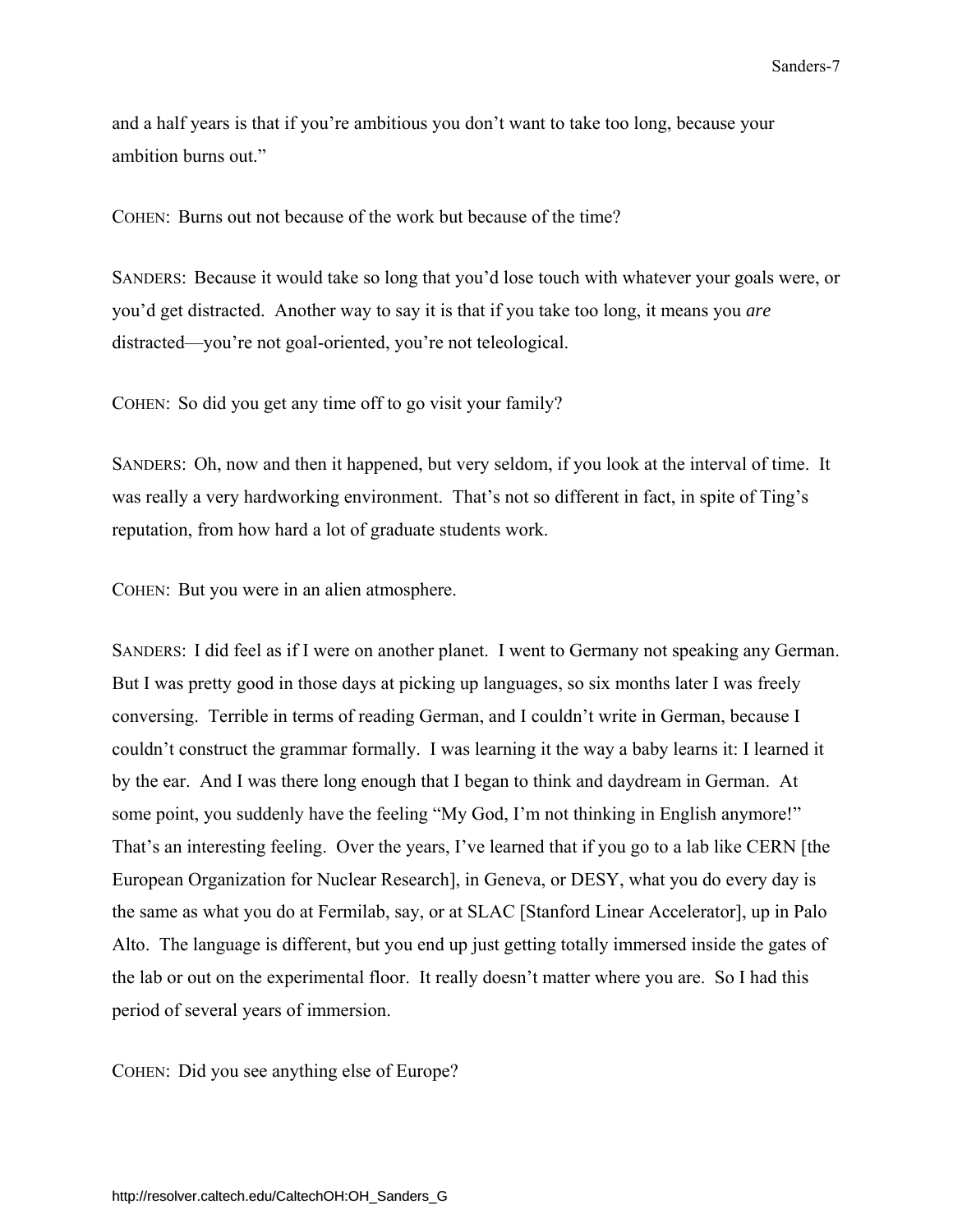and a half years is that if you're ambitious you don't want to take too long, because your ambition burns out."

COHEN: Burns out not because of the work but because of the time?

SANDERS: Because it would take so long that you'd lose touch with whatever your goals were, or you'd get distracted. Another way to say it is that if you take too long, it means you *are* distracted—you're not goal-oriented, you're not teleological.

COHEN: So did you get any time off to go visit your family?

SANDERS: Oh, now and then it happened, but very seldom, if you look at the interval of time. It was really a very hardworking environment. That's not so different in fact, in spite of Ting's reputation, from how hard a lot of graduate students work.

COHEN: But you were in an alien atmosphere.

SANDERS: I did feel as if I were on another planet. I went to Germany not speaking any German. But I was pretty good in those days at picking up languages, so six months later I was freely conversing. Terrible in terms of reading German, and I couldn't write in German, because I couldn't construct the grammar formally. I was learning it the way a baby learns it: I learned it by the ear. And I was there long enough that I began to think and daydream in German. At some point, you suddenly have the feeling "My God, I'm not thinking in English anymore!" That's an interesting feeling. Over the years, I've learned that if you go to a lab like CERN [the European Organization for Nuclear Research], in Geneva, or DESY, what you do every day is the same as what you do at Fermilab, say, or at SLAC [Stanford Linear Accelerator], up in Palo Alto. The language is different, but you end up just getting totally immersed inside the gates of the lab or out on the experimental floor. It really doesn't matter where you are. So I had this period of several years of immersion.

COHEN: Did you see anything else of Europe?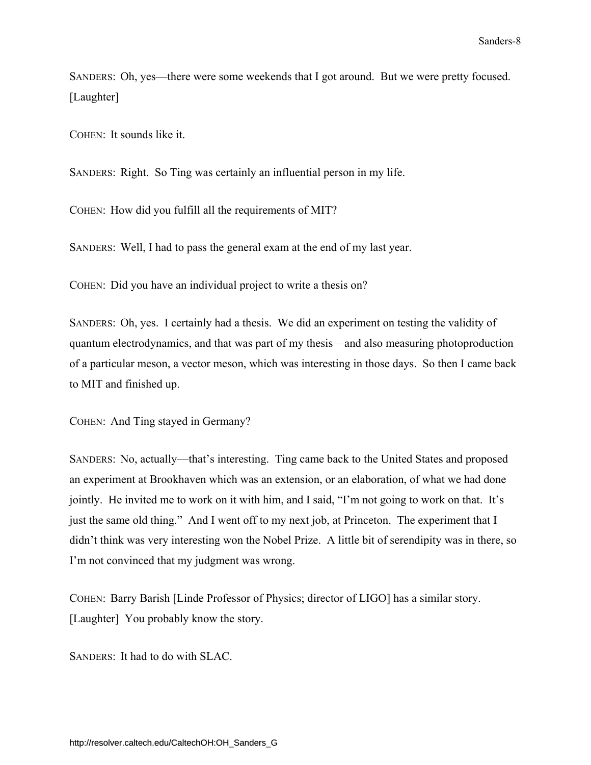SANDERS: Oh, yes—there were some weekends that I got around. But we were pretty focused. [Laughter]

COHEN: It sounds like it.

SANDERS: Right. So Ting was certainly an influential person in my life.

COHEN: How did you fulfill all the requirements of MIT?

SANDERS: Well, I had to pass the general exam at the end of my last year.

COHEN: Did you have an individual project to write a thesis on?

SANDERS: Oh, yes. I certainly had a thesis. We did an experiment on testing the validity of quantum electrodynamics, and that was part of my thesis—and also measuring photoproduction of a particular meson, a vector meson, which was interesting in those days. So then I came back to MIT and finished up.

COHEN: And Ting stayed in Germany?

SANDERS: No, actually—that's interesting. Ting came back to the United States and proposed an experiment at Brookhaven which was an extension, or an elaboration, of what we had done jointly. He invited me to work on it with him, and I said, "I'm not going to work on that. It's just the same old thing." And I went off to my next job, at Princeton. The experiment that I didn't think was very interesting won the Nobel Prize. A little bit of serendipity was in there, so I'm not convinced that my judgment was wrong.

COHEN: Barry Barish [Linde Professor of Physics; director of LIGO] has a similar story. [Laughter] You probably know the story.

SANDERS: It had to do with SLAC.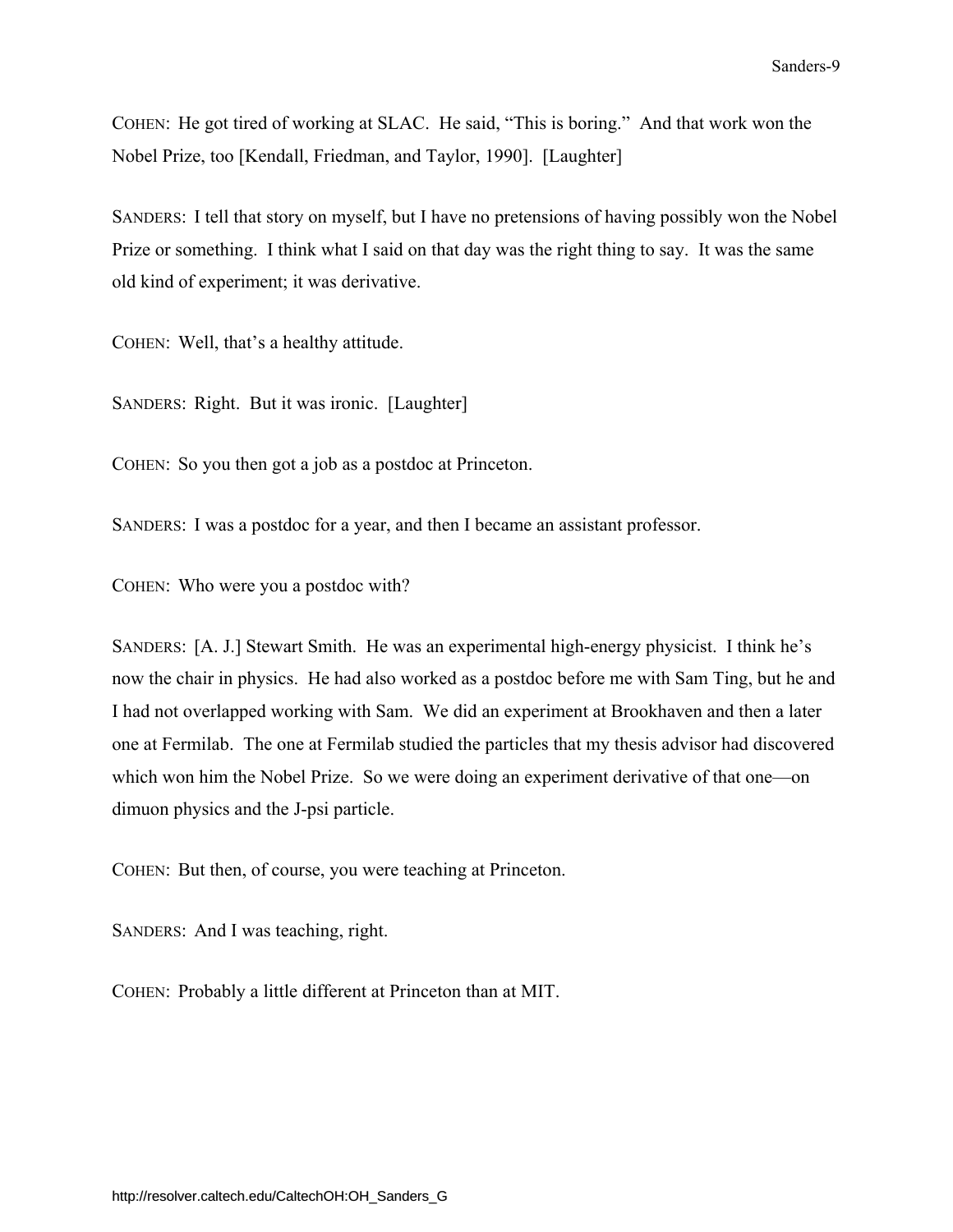COHEN: He got tired of working at SLAC. He said, “This is boring.” And that work won the Nobel Prize, too [Kendall, Friedman, and Taylor, 1990]. [Laughter]

SANDERS: I tell that story on myself, but I have no pretensions of having possibly won the Nobel Prize or something. I think what I said on that day was the right thing to say. It was the same old kind of experiment; it was derivative.

COHEN: Well, that’s a healthy attitude.

SANDERS: Right. But it was ironic. [Laughter]

COHEN: So you then got a job as a postdoc at Princeton.

SANDERS: I was a postdoc for a year, and then I became an assistant professor.

COHEN: Who were you a postdoc with?

SANDERS: [A. J.] Stewart Smith. He was an experimental high-energy physicist. I think he’s now the chair in physics. He had also worked as a postdoc before me with Sam Ting, but he and I had not overlapped working with Sam. We did an experiment at Brookhaven and then a later one at Fermilab. The one at Fermilab studied the particles that my thesis advisor had discovered which won him the Nobel Prize. So we were doing an experiment derivative of that one—on dimuon physics and the J-psi particle.

COHEN: But then, of course, you were teaching at Princeton.

SANDERS: And I was teaching, right.

COHEN: Probably a little different at Princeton than at MIT.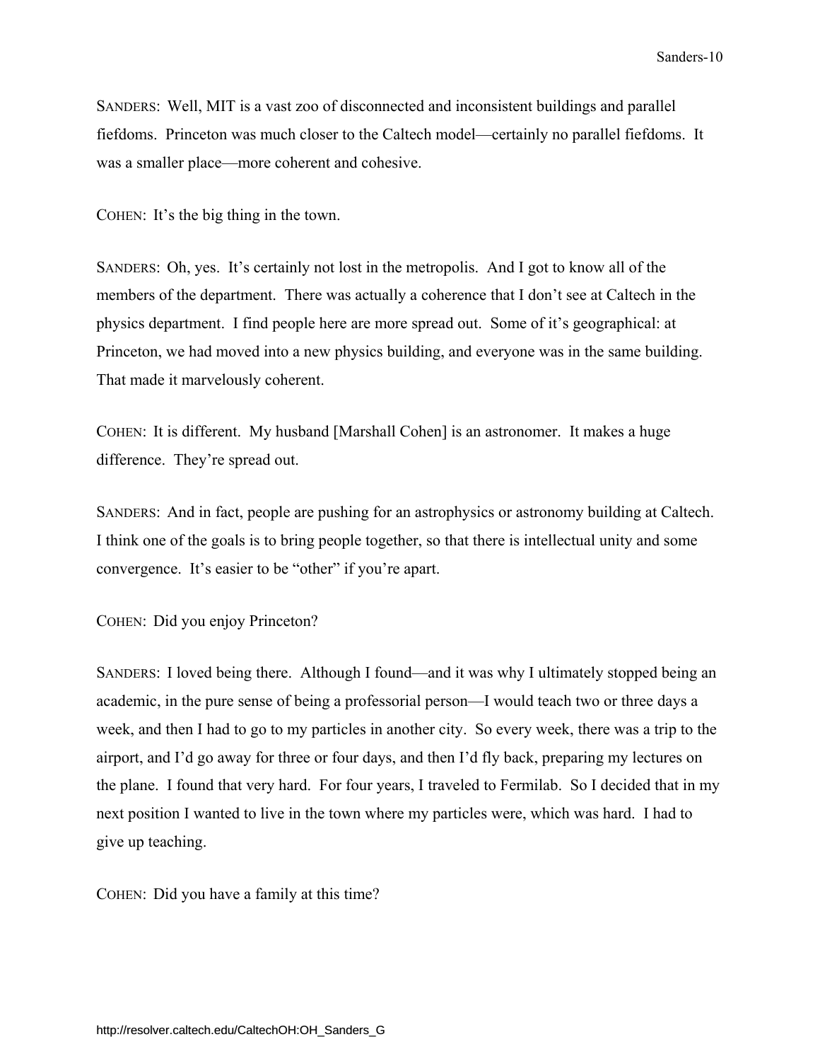SANDERS: Well, MIT is a vast zoo of disconnected and inconsistent buildings and parallel fiefdoms. Princeton was much closer to the Caltech model—certainly no parallel fiefdoms. It was a smaller place—more coherent and cohesive.

COHEN: It's the big thing in the town.

SANDERS: Oh, yes. It's certainly not lost in the metropolis. And I got to know all of the members of the department. There was actually a coherence that I don't see at Caltech in the physics department. I find people here are more spread out. Some of it's geographical: at Princeton, we had moved into a new physics building, and everyone was in the same building. That made it marvelously coherent.

COHEN: It is different. My husband [Marshall Cohen] is an astronomer. It makes a huge difference. They're spread out.

SANDERS: And in fact, people are pushing for an astrophysics or astronomy building at Caltech. I think one of the goals is to bring people together, so that there is intellectual unity and some convergence. It's easier to be "other" if you're apart.

COHEN: Did you enjoy Princeton?

SANDERS: I loved being there. Although I found—and it was why I ultimately stopped being an academic, in the pure sense of being a professorial person—I would teach two or three days a week, and then I had to go to my particles in another city. So every week, there was a trip to the airport, and I'd go away for three or four days, and then I'd fly back, preparing my lectures on the plane. I found that very hard. For four years, I traveled to Fermilab. So I decided that in my next position I wanted to live in the town where my particles were, which was hard. I had to give up teaching.

COHEN: Did you have a family at this time?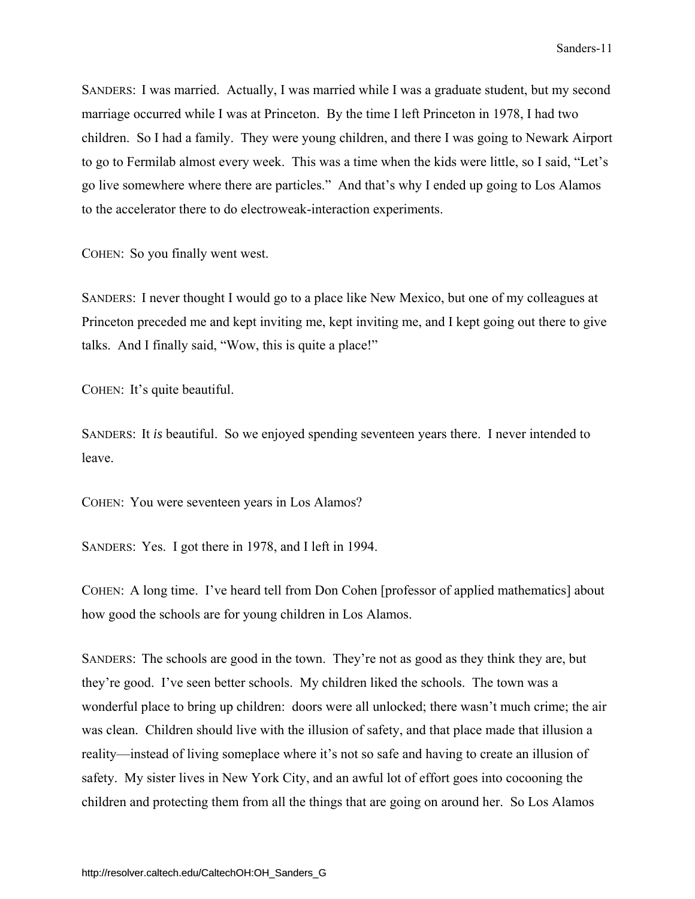SANDERS: I was married. Actually, I was married while I was a graduate student, but my second marriage occurred while I was at Princeton. By the time I left Princeton in 1978, I had two children. So I had a family. They were young children, and there I was going to Newark Airport to go to Fermilab almost every week. This was a time when the kids were little, so I said, "Let's go live somewhere where there are particles." And that's why I ended up going to Los Alamos to the accelerator there to do electroweak-interaction experiments.

COHEN: So you finally went west.

SANDERS: I never thought I would go to a place like New Mexico, but one of my colleagues at Princeton preceded me and kept inviting me, kept inviting me, and I kept going out there to give talks. And I finally said, "Wow, this is quite a place!"

COHEN: It's quite beautiful.

SANDERS: It *is* beautiful. So we enjoyed spending seventeen years there. I never intended to leave.

COHEN: You were seventeen years in Los Alamos?

SANDERS: Yes. I got there in 1978, and I left in 1994.

COHEN: A long time. I've heard tell from Don Cohen [professor of applied mathematics] about how good the schools are for young children in Los Alamos.

SANDERS: The schools are good in the town. They're not as good as they think they are, but they're good. I've seen better schools. My children liked the schools. The town was a wonderful place to bring up children: doors were all unlocked; there wasn't much crime; the air was clean. Children should live with the illusion of safety, and that place made that illusion a reality—instead of living someplace where it's not so safe and having to create an illusion of safety. My sister lives in New York City, and an awful lot of effort goes into cocooning the children and protecting them from all the things that are going on around her. So Los Alamos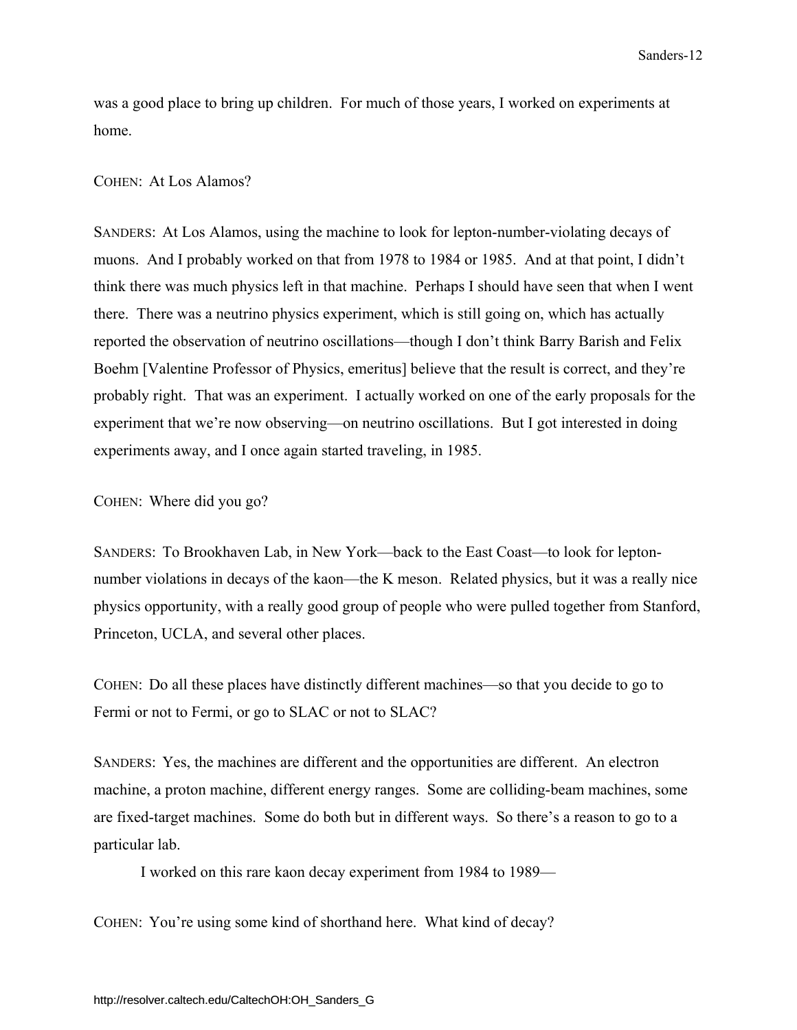was a good place to bring up children. For much of those years, I worked on experiments at home.

COHEN: At Los Alamos?

SANDERS: At Los Alamos, using the machine to look for lepton-number-violating decays of muons. And I probably worked on that from 1978 to 1984 or 1985. And at that point, I didn't think there was much physics left in that machine. Perhaps I should have seen that when I went there. There was a neutrino physics experiment, which is still going on, which has actually reported the observation of neutrino oscillations—though I don't think Barry Barish and Felix Boehm [Valentine Professor of Physics, emeritus] believe that the result is correct, and they're probably right. That was an experiment. I actually worked on one of the early proposals for the experiment that we're now observing—on neutrino oscillations. But I got interested in doing experiments away, and I once again started traveling, in 1985.

COHEN: Where did you go?

SANDERS: To Brookhaven Lab, in New York—back to the East Coast—to look for lepton-number violations in decays of the kaon—the K meson. Related physics, but it was a really nice physics opportunity, with a really good group of people who were pulled together from Stanford, Princeton, UCLA, and several other places.

COHEN: Do all these places have distinctly different machines—so that you decide to go to Fermi or not to Fermi, or go to SLAC or not to SLAC?

SANDERS: Yes, the machines are different and the opportunities are different. An electron machine, a proton machine, different energy ranges. Some are colliding-beam machines, some are fixed-target machines. Some do both but in different ways. So there's a reason to go to a particular lab.

I worked on this rare kaon decay experiment from 1984 to 1989—

COHEN: You're using some kind of shorthand here. What kind of decay?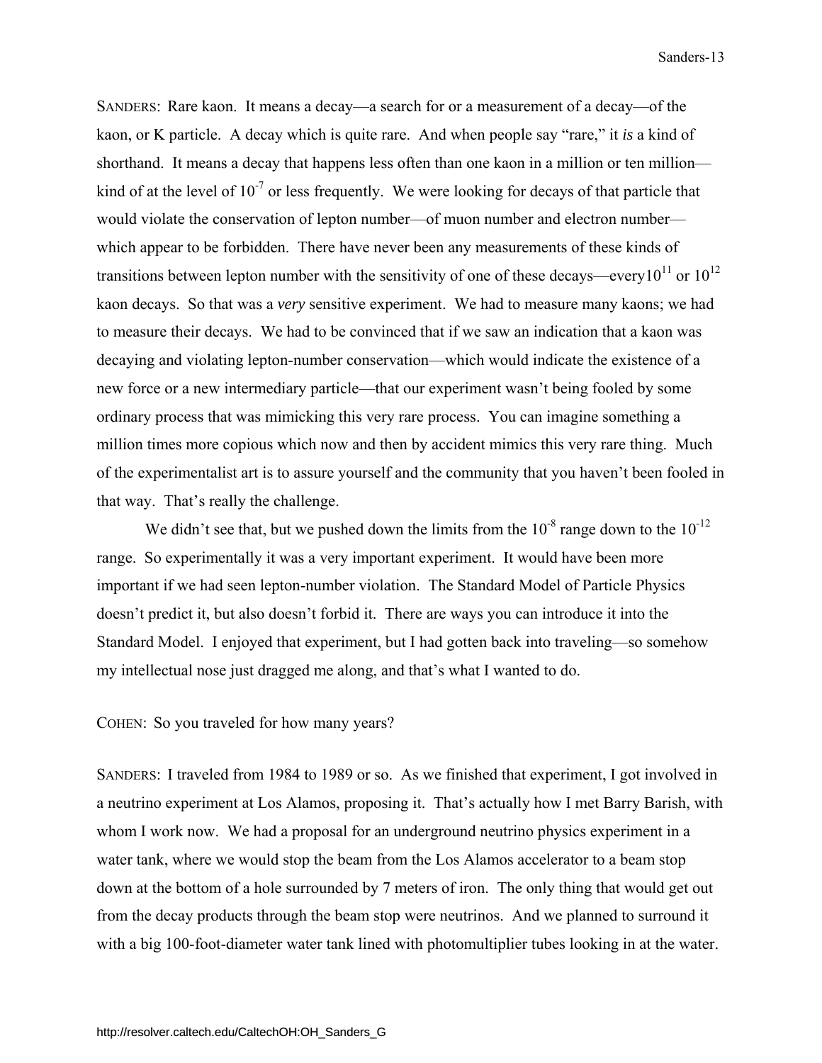SANDERS: Rare kaon. It means a decay—a search for or a measurement of a decay—of the kaon, or K particle. A decay which is quite rare. And when people say "rare," it *is* a kind of shorthand. It means a decay that happens less often than one kaon in a million or ten million—kind of at the level of $10^{-7}$ or less frequently. We were looking for decays of that particle that would violate the conservation of lepton number—of muon number and electron number—which appear to be forbidden. There have never been any measurements of these kinds of transitions between lepton number with the sensitivity of one of these decays—every$10^{11}$ or $10^{12}$ kaon decays. So that was a *very* sensitive experiment. We had to measure many kaons; we had to measure their decays. We had to be convinced that if we saw an indication that a kaon was decaying and violating lepton-number conservation—which would indicate the existence of a new force or a new intermediary particle—that our experiment wasn't being fooled by some ordinary process that was mimicking this very rare process. You can imagine something a million times more copious which now and then by accident mimics this very rare thing. Much of the experimentalist art is to assure yourself and the community that you haven't been fooled in that way. That's really the challenge.

We didn't see that, but we pushed down the limits from the $10^{-8}$ range down to the $10^{-12}$ range. So experimentally it was a very important experiment. It would have been more important if we had seen lepton-number violation. The Standard Model of Particle Physics doesn't predict it, but also doesn't forbid it. There are ways you can introduce it into the Standard Model. I enjoyed that experiment, but I had gotten back into traveling—so somehow my intellectual nose just dragged me along, and that's what I wanted to do.

COHEN: So you traveled for how many years?

SANDERS: I traveled from 1984 to 1989 or so. As we finished that experiment, I got involved in a neutrino experiment at Los Alamos, proposing it. That's actually how I met Barry Barish, with whom I work now. We had a proposal for an underground neutrino physics experiment in a water tank, where we would stop the beam from the Los Alamos accelerator to a beam stop down at the bottom of a hole surrounded by 7 meters of iron. The only thing that would get out from the decay products through the beam stop were neutrinos. And we planned to surround it with a big 100-foot-diameter water tank lined with photomultiplier tubes looking in at the water.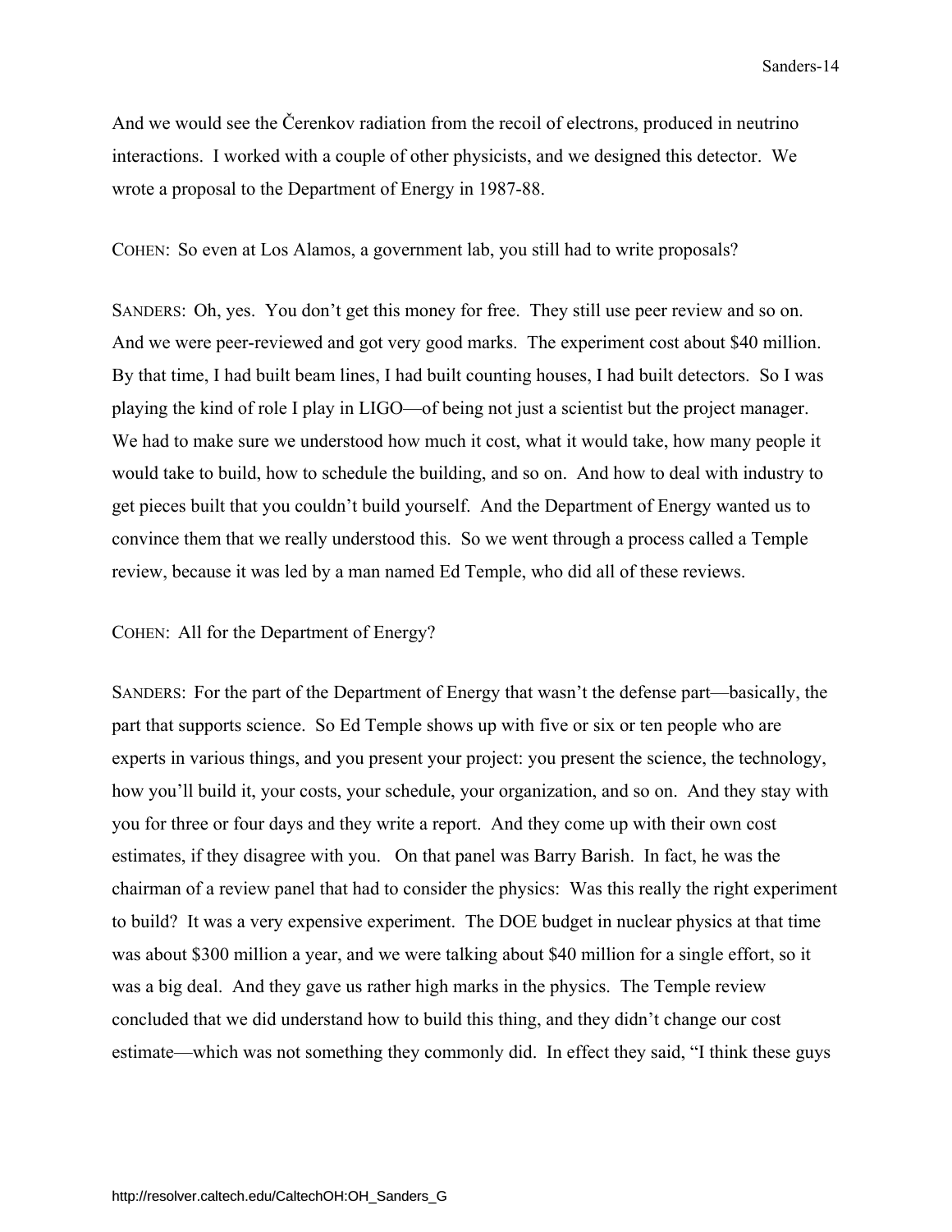And we would see the Čerenkov radiation from the recoil of electrons, produced in neutrino interactions. I worked with a couple of other physicists, and we designed this detector. We wrote a proposal to the Department of Energy in 1987-88.

COHEN: So even at Los Alamos, a government lab, you still had to write proposals?

SANDERS: Oh, yes. You don't get this money for free. They still use peer review and so on. And we were peer-reviewed and got very good marks. The experiment cost about $40 million. By that time, I had built beam lines, I had built counting houses, I had built detectors. So I was playing the kind of role I play in LIGO—of being not just a scientist but the project manager. We had to make sure we understood how much it cost, what it would take, how many people it would take to build, how to schedule the building, and so on. And how to deal with industry to get pieces built that you couldn't build yourself. And the Department of Energy wanted us to convince them that we really understood this. So we went through a process called a Temple review, because it was led by a man named Ed Temple, who did all of these reviews.

COHEN: All for the Department of Energy?

SANDERS: For the part of the Department of Energy that wasn't the defense part—basically, the part that supports science. So Ed Temple shows up with five or six or ten people who are experts in various things, and you present your project: you present the science, the technology, how you'll build it, your costs, your schedule, your organization, and so on. And they stay with you for three or four days and they write a report. And they come up with their own cost estimates, if they disagree with you. On that panel was Barry Barish. In fact, he was the chairman of a review panel that had to consider the physics: Was this really the right experiment to build? It was a very expensive experiment. The DOE budget in nuclear physics at that time was about $300 million a year, and we were talking about $40 million for a single effort, so it was a big deal. And they gave us rather high marks in the physics. The Temple review concluded that we did understand how to build this thing, and they didn't change our cost estimate—which was not something they commonly did. In effect they said, "I think these guys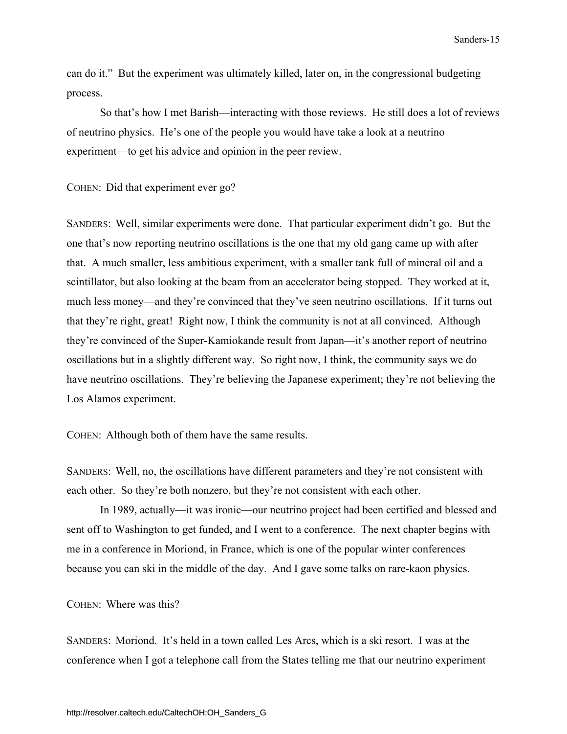can do it." But the experiment was ultimately killed, later on, in the congressional budgeting process.

So that's how I met Barish—interacting with those reviews. He still does a lot of reviews of neutrino physics. He's one of the people you would have take a look at a neutrino experiment—to get his advice and opinion in the peer review.

COHEN: Did that experiment ever go?

SANDERS: Well, similar experiments were done. That particular experiment didn't go. But the one that's now reporting neutrino oscillations is the one that my old gang came up with after that. A much smaller, less ambitious experiment, with a smaller tank full of mineral oil and a scintillator, but also looking at the beam from an accelerator being stopped. They worked at it, much less money—and they're convinced that they've seen neutrino oscillations. If it turns out that they're right, great! Right now, I think the community is not at all convinced. Although they're convinced of the Super-Kamiokande result from Japan—it's another report of neutrino oscillations but in a slightly different way. So right now, I think, the community says we do have neutrino oscillations. They're believing the Japanese experiment; they're not believing the Los Alamos experiment.

COHEN: Although both of them have the same results.

SANDERS: Well, no, the oscillations have different parameters and they're not consistent with each other. So they're both nonzero, but they're not consistent with each other.

In 1989, actually—it was ironic—our neutrino project had been certified and blessed and sent off to Washington to get funded, and I went to a conference. The next chapter begins with me in a conference in Moriond, in France, which is one of the popular winter conferences because you can ski in the middle of the day. And I gave some talks on rare-kaon physics.

COHEN: Where was this?

SANDERS: Moriond. It's held in a town called Les Arcs, which is a ski resort. I was at the conference when I got a telephone call from the States telling me that our neutrino experiment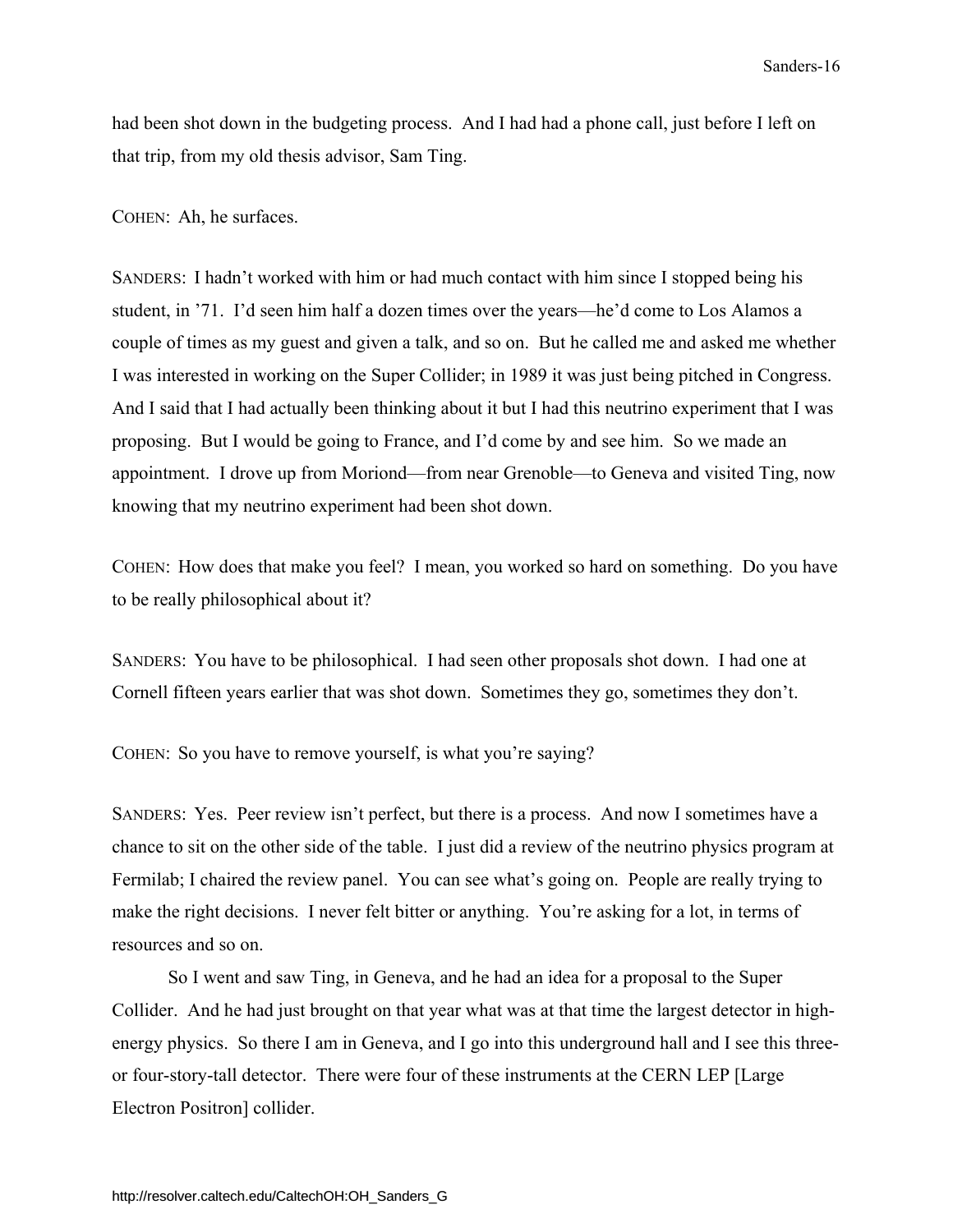had been shot down in the budgeting process. And I had had a phone call, just before I left on that trip, from my old thesis advisor, Sam Ting.

COHEN: Ah, he surfaces.

SANDERS: I hadn't worked with him or had much contact with him since I stopped being his student, in '71. I'd seen him half a dozen times over the years—he'd come to Los Alamos a couple of times as my guest and given a talk, and so on. But he called me and asked me whether I was interested in working on the Super Collider; in 1989 it was just being pitched in Congress. And I said that I had actually been thinking about it but I had this neutrino experiment that I was proposing. But I would be going to France, and I'd come by and see him. So we made an appointment. I drove up from Moriond—from near Grenoble—to Geneva and visited Ting, now knowing that my neutrino experiment had been shot down.

COHEN: How does that make you feel? I mean, you worked so hard on something. Do you have to be really philosophical about it?

SANDERS: You have to be philosophical. I had seen other proposals shot down. I had one at Cornell fifteen years earlier that was shot down. Sometimes they go, sometimes they don't.

COHEN: So you have to remove yourself, is what you're saying?

SANDERS: Yes. Peer review isn't perfect, but there is a process. And now I sometimes have a chance to sit on the other side of the table. I just did a review of the neutrino physics program at Fermilab; I chaired the review panel. You can see what's going on. People are really trying to make the right decisions. I never felt bitter or anything. You're asking for a lot, in terms of resources and so on.

So I went and saw Ting, in Geneva, and he had an idea for a proposal to the Super Collider. And he had just brought on that year what was at that time the largest detector in high-energy physics. So there I am in Geneva, and I go into this underground hall and I see this three- or four-story-tall detector. There were four of these instruments at the CERN LEP [Large Electron Positron] collider.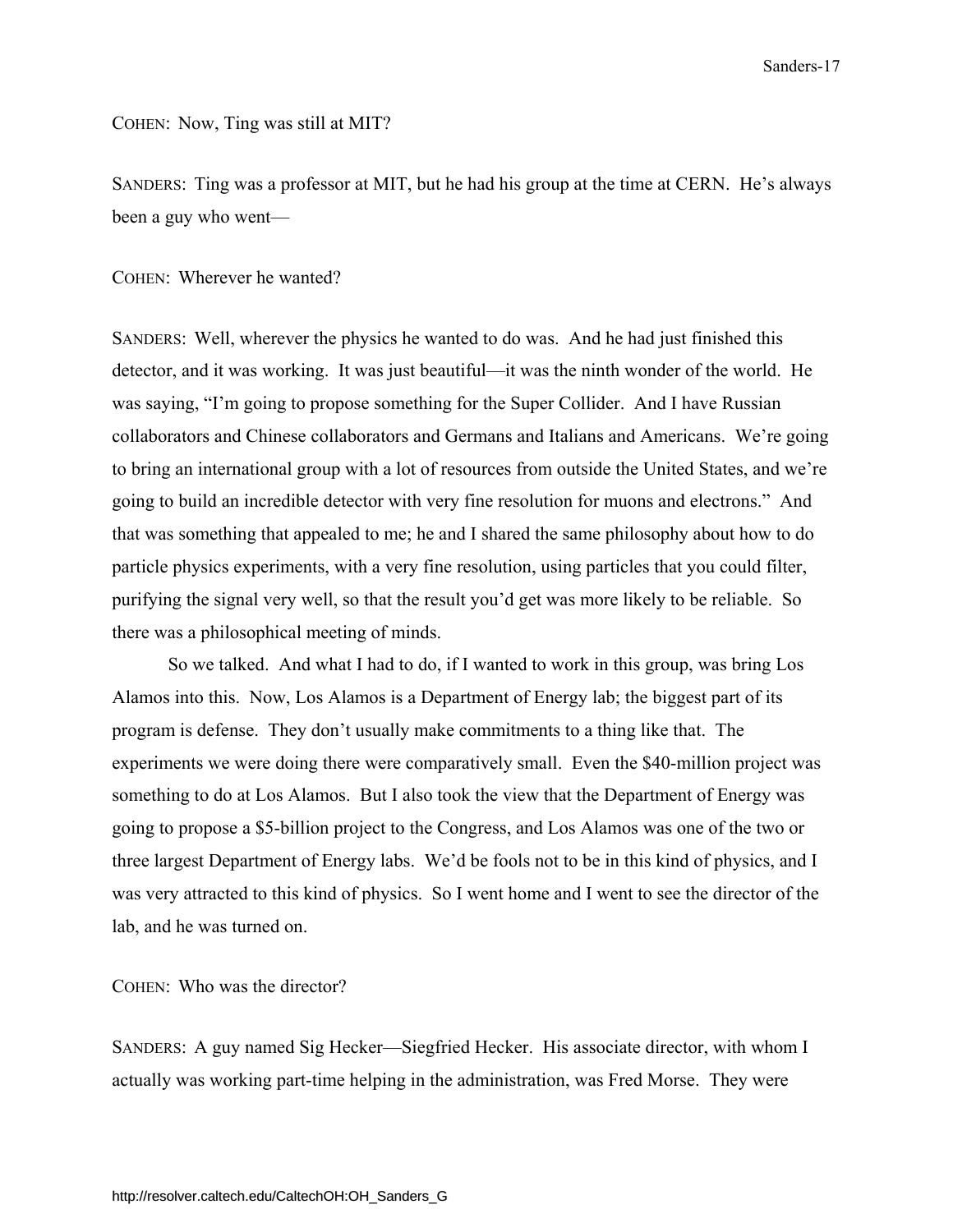COHEN: Now, Ting was still at MIT?

SANDERS: Ting was a professor at MIT, but he had his group at the time at CERN. He's always been a guy who went—

COHEN: Wherever he wanted?

SANDERS: Well, wherever the physics he wanted to do was. And he had just finished this detector, and it was working. It was just beautiful—it was the ninth wonder of the world. He was saying, "I'm going to propose something for the Super Collider. And I have Russian collaborators and Chinese collaborators and Germans and Italians and Americans. We're going to bring an international group with a lot of resources from outside the United States, and we're going to build an incredible detector with very fine resolution for muons and electrons." And that was something that appealed to me; he and I shared the same philosophy about how to do particle physics experiments, with a very fine resolution, using particles that you could filter, purifying the signal very well, so that the result you'd get was more likely to be reliable. So there was a philosophical meeting of minds.

So we talked. And what I had to do, if I wanted to work in this group, was bring Los Alamos into this. Now, Los Alamos is a Department of Energy lab; the biggest part of its program is defense. They don't usually make commitments to a thing like that. The experiments we were doing there were comparatively small. Even the $40-million project was something to do at Los Alamos. But I also took the view that the Department of Energy was going to propose a $5-billion project to the Congress, and Los Alamos was one of the two or three largest Department of Energy labs. We'd be fools not to be in this kind of physics, and I was very attracted to this kind of physics. So I went home and I went to see the director of the lab, and he was turned on.

COHEN: Who was the director?

SANDERS: A guy named Sig Hecker—Siegfried Hecker. His associate director, with whom I actually was working part-time helping in the administration, was Fred Morse. They were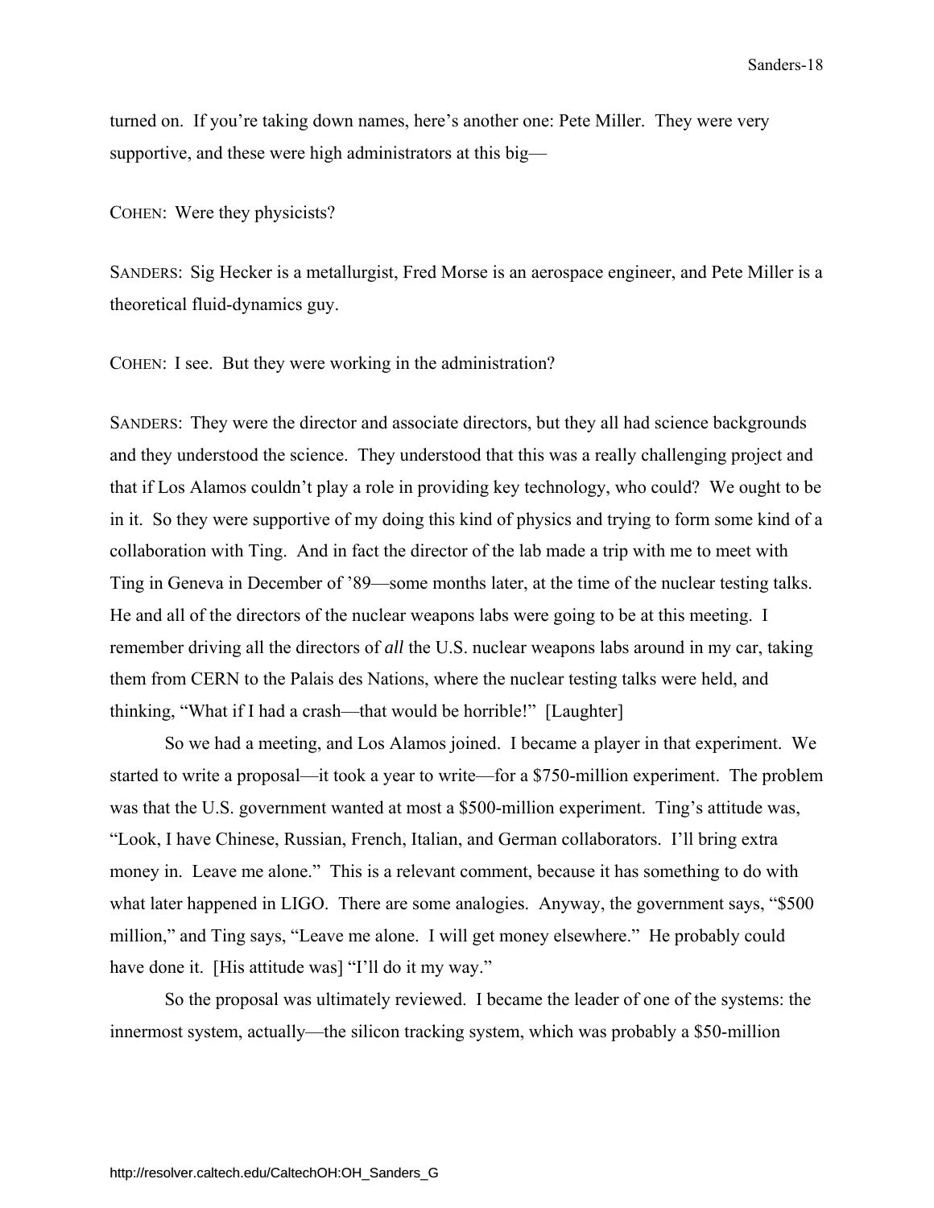turned on. If you're taking down names, here's another one: Pete Miller. They were very supportive, and these were high administrators at this big—

COHEN: Were they physicists?

SANDERS: Sig Hecker is a metallurgist, Fred Morse is an aerospace engineer, and Pete Miller is a theoretical fluid-dynamics guy.

COHEN: I see. But they were working in the administration?

SANDERS: They were the director and associate directors, but they all had science backgrounds and they understood the science. They understood that this was a really challenging project and that if Los Alamos couldn't play a role in providing key technology, who could? We ought to be in it. So they were supportive of my doing this kind of physics and trying to form some kind of a collaboration with Ting. And in fact the director of the lab made a trip with me to meet with Ting in Geneva in December of '89—some months later, at the time of the nuclear testing talks. He and all of the directors of the nuclear weapons labs were going to be at this meeting. I remember driving all the directors of *all* the U.S. nuclear weapons labs around in my car, taking them from CERN to the Palais des Nations, where the nuclear testing talks were held, and thinking, "What if I had a crash—that would be horrible!" [Laughter]

So we had a meeting, and Los Alamos joined. I became a player in that experiment. We started to write a proposal—it took a year to write—for a $750-million experiment. The problem was that the U.S. government wanted at most a $500-million experiment. Ting's attitude was, "Look, I have Chinese, Russian, French, Italian, and German collaborators. I'll bring extra money in. Leave me alone." This is a relevant comment, because it has something to do with what later happened in LIGO. There are some analogies. Anyway, the government says, "$500 million," and Ting says, "Leave me alone. I will get money elsewhere." He probably could have done it. [His attitude was] "I'll do it my way."

So the proposal was ultimately reviewed. I became the leader of one of the systems: the innermost system, actually—the silicon tracking system, which was probably a $50-million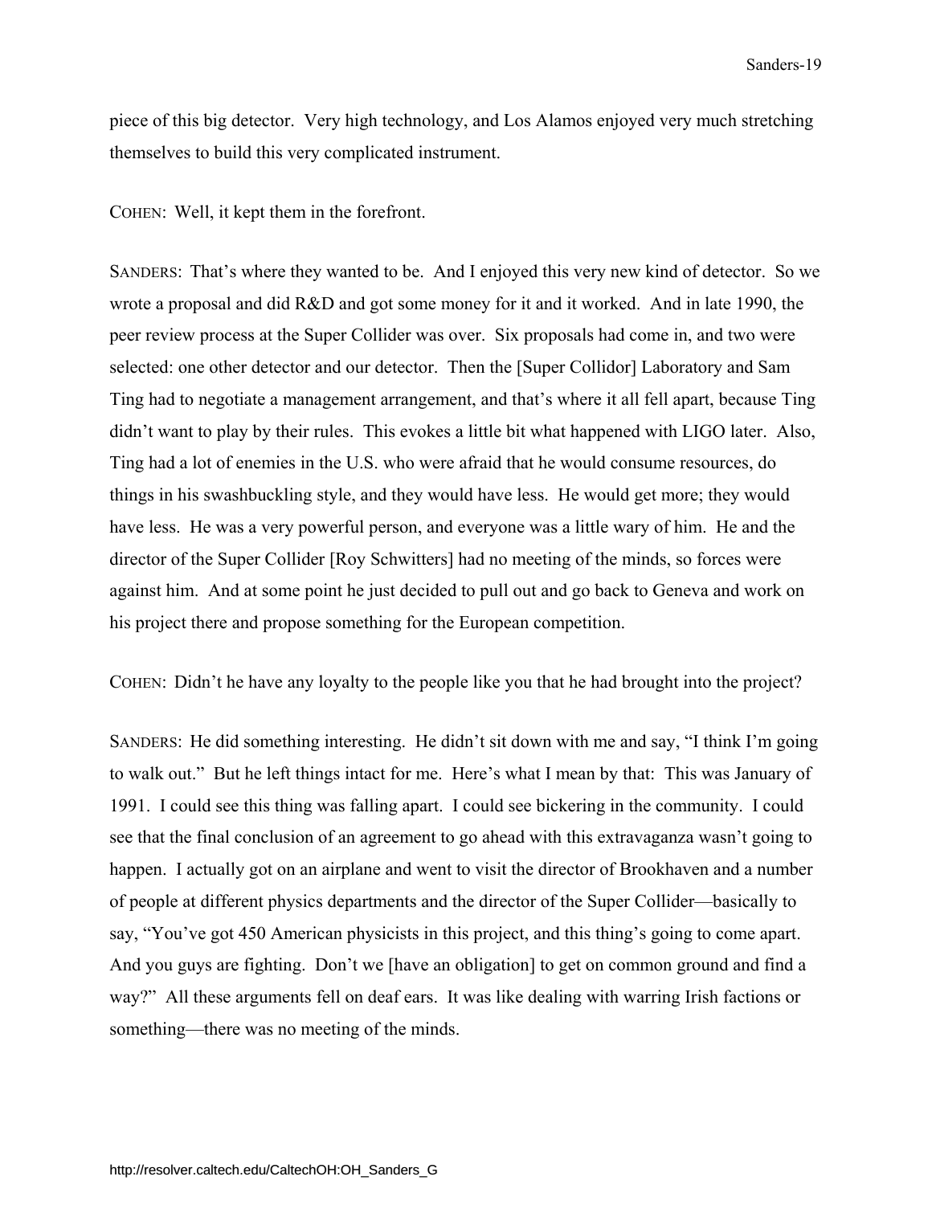piece of this big detector. Very high technology, and Los Alamos enjoyed very much stretching themselves to build this very complicated instrument.

COHEN: Well, it kept them in the forefront.

SANDERS: That's where they wanted to be. And I enjoyed this very new kind of detector. So we wrote a proposal and did R&D and got some money for it and it worked. And in late 1990, the peer review process at the Super Collider was over. Six proposals had come in, and two were selected: one other detector and our detector. Then the [Super Collidor] Laboratory and Sam Ting had to negotiate a management arrangement, and that's where it all fell apart, because Ting didn't want to play by their rules. This evokes a little bit what happened with LIGO later. Also, Ting had a lot of enemies in the U.S. who were afraid that he would consume resources, do things in his swashbuckling style, and they would have less. He would get more; they would have less. He was a very powerful person, and everyone was a little wary of him. He and the director of the Super Collider [Roy Schwitters] had no meeting of the minds, so forces were against him. And at some point he just decided to pull out and go back to Geneva and work on his project there and propose something for the European competition.

COHEN: Didn't he have any loyalty to the people like you that he had brought into the project?

SANDERS: He did something interesting. He didn't sit down with me and say, "I think I'm going to walk out." But he left things intact for me. Here's what I mean by that: This was January of 1991. I could see this thing was falling apart. I could see bickering in the community. I could see that the final conclusion of an agreement to go ahead with this extravaganza wasn't going to happen. I actually got on an airplane and went to visit the director of Brookhaven and a number of people at different physics departments and the director of the Super Collider—basically to say, "You've got 450 American physicists in this project, and this thing's going to come apart. And you guys are fighting. Don't we [have an obligation] to get on common ground and find a way?" All these arguments fell on deaf ears. It was like dealing with warring Irish factions or something—there was no meeting of the minds.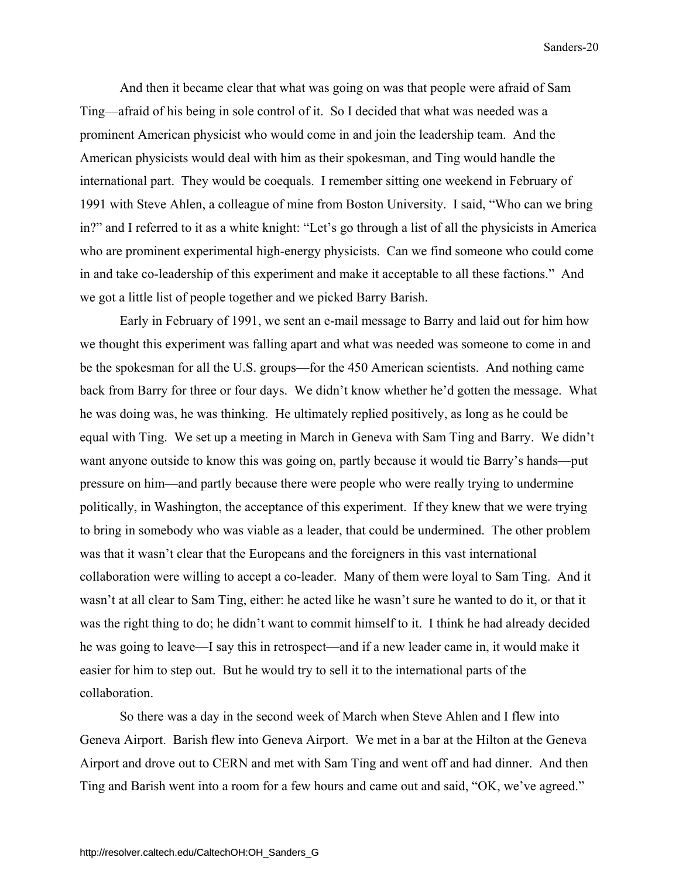And then it became clear that what was going on was that people were afraid of Sam Ting—afraid of his being in sole control of it. So I decided that what was needed was a prominent American physicist who would come in and join the leadership team. And the American physicists would deal with him as their spokesman, and Ting would handle the international part. They would be coequals. I remember sitting one weekend in February of 1991 with Steve Ahlen, a colleague of mine from Boston University. I said, "Who can we bring in?" and I referred to it as a white knight: "Let's go through a list of all the physicists in America who are prominent experimental high-energy physicists. Can we find someone who could come in and take co-leadership of this experiment and make it acceptable to all these factions." And we got a little list of people together and we picked Barry Barish.

Early in February of 1991, we sent an e-mail message to Barry and laid out for him how we thought this experiment was falling apart and what was needed was someone to come in and be the spokesman for all the U.S. groups—for the 450 American scientists. And nothing came back from Barry for three or four days. We didn't know whether he'd gotten the message. What he was doing was, he was thinking. He ultimately replied positively, as long as he could be equal with Ting. We set up a meeting in March in Geneva with Sam Ting and Barry. We didn't want anyone outside to know this was going on, partly because it would tie Barry's hands—put pressure on him—and partly because there were people who were really trying to undermine politically, in Washington, the acceptance of this experiment. If they knew that we were trying to bring in somebody who was viable as a leader, that could be undermined. The other problem was that it wasn't clear that the Europeans and the foreigners in this vast international collaboration were willing to accept a co-leader. Many of them were loyal to Sam Ting. And it wasn't at all clear to Sam Ting, either: he acted like he wasn't sure he wanted to do it, or that it was the right thing to do; he didn't want to commit himself to it. I think he had already decided he was going to leave—I say this in retrospect—and if a new leader came in, it would make it easier for him to step out. But he would try to sell it to the international parts of the collaboration.

So there was a day in the second week of March when Steve Ahlen and I flew into Geneva Airport. Barish flew into Geneva Airport. We met in a bar at the Hilton at the Geneva Airport and drove out to CERN and met with Sam Ting and went off and had dinner. And then Ting and Barish went into a room for a few hours and came out and said, "OK, we've agreed."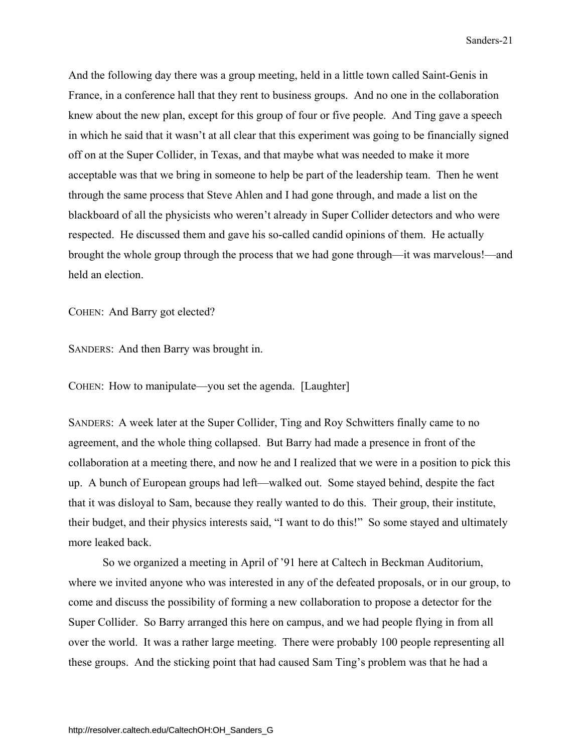And the following day there was a group meeting, held in a little town called Saint-Genis in France, in a conference hall that they rent to business groups. And no one in the collaboration knew about the new plan, except for this group of four or five people. And Ting gave a speech in which he said that it wasn't at all clear that this experiment was going to be financially signed off on at the Super Collider, in Texas, and that maybe what was needed to make it more acceptable was that we bring in someone to help be part of the leadership team. Then he went through the same process that Steve Ahlen and I had gone through, and made a list on the blackboard of all the physicists who weren't already in Super Collider detectors and who were respected. He discussed them and gave his so-called candid opinions of them. He actually brought the whole group through the process that we had gone through—it was marvelous!—and held an election.

COHEN: And Barry got elected?

SANDERS: And then Barry was brought in.

COHEN: How to manipulate—you set the agenda. [Laughter]

SANDERS: A week later at the Super Collider, Ting and Roy Schwitters finally came to no agreement, and the whole thing collapsed. But Barry had made a presence in front of the collaboration at a meeting there, and now he and I realized that we were in a position to pick this up. A bunch of European groups had left—walked out. Some stayed behind, despite the fact that it was disloyal to Sam, because they really wanted to do this. Their group, their institute, their budget, and their physics interests said, "I want to do this!" So some stayed and ultimately more leaked back.

So we organized a meeting in April of '91 here at Caltech in Beckman Auditorium, where we invited anyone who was interested in any of the defeated proposals, or in our group, to come and discuss the possibility of forming a new collaboration to propose a detector for the Super Collider. So Barry arranged this here on campus, and we had people flying in from all over the world. It was a rather large meeting. There were probably 100 people representing all these groups. And the sticking point that had caused Sam Ting's problem was that he had a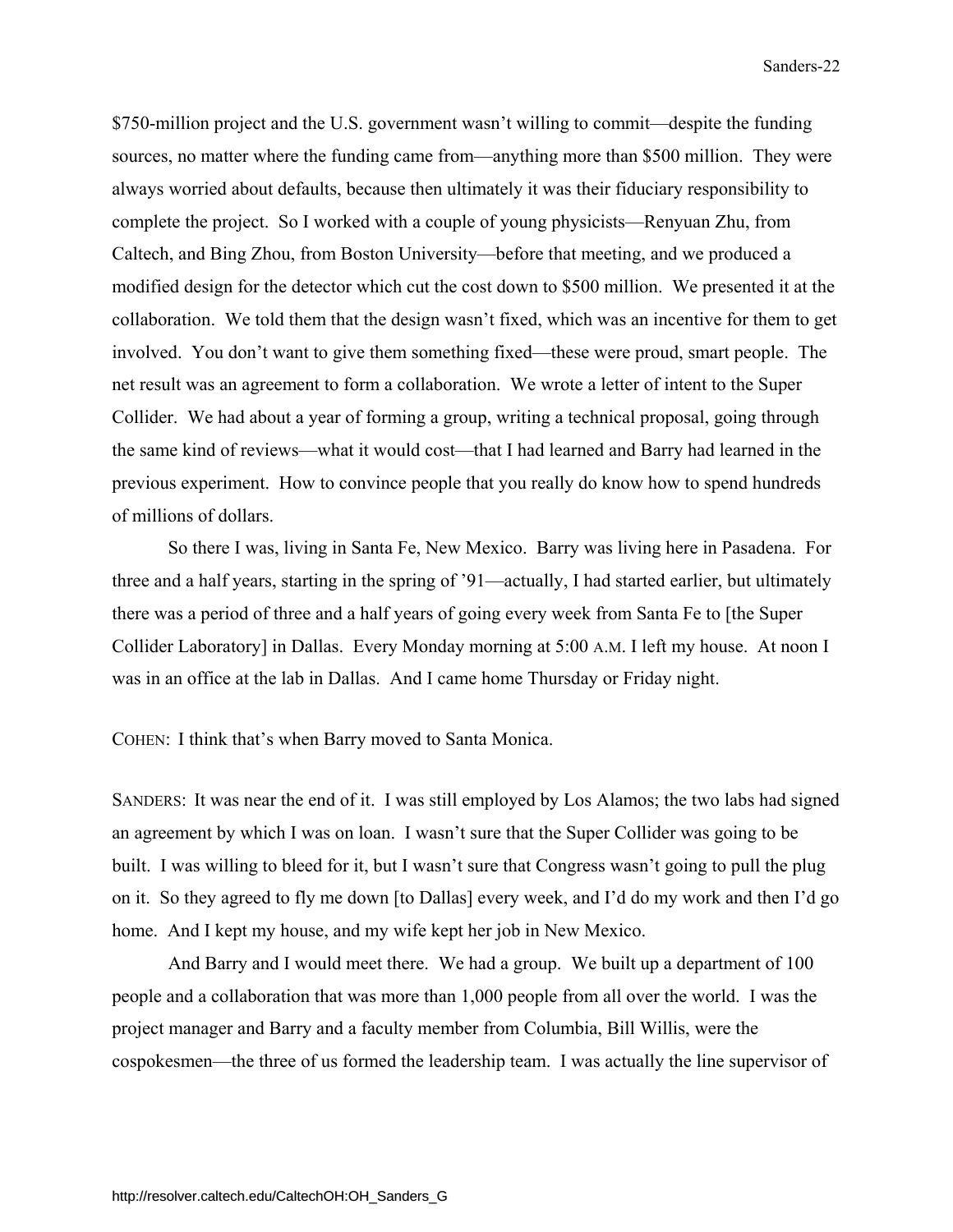$750-million project and the U.S. government wasn't willing to commit—despite the funding sources, no matter where the funding came from—anything more than $500 million. They were always worried about defaults, because then ultimately it was their fiduciary responsibility to complete the project. So I worked with a couple of young physicists—Renyuan Zhu, from Caltech, and Bing Zhou, from Boston University—before that meeting, and we produced a modified design for the detector which cut the cost down to $500 million. We presented it at the collaboration. We told them that the design wasn't fixed, which was an incentive for them to get involved. You don't want to give them something fixed—these were proud, smart people. The net result was an agreement to form a collaboration. We wrote a letter of intent to the Super Collider. We had about a year of forming a group, writing a technical proposal, going through the same kind of reviews—what it would cost—that I had learned and Barry had learned in the previous experiment. How to convince people that you really do know how to spend hundreds of millions of dollars.

So there I was, living in Santa Fe, New Mexico. Barry was living here in Pasadena. For three and a half years, starting in the spring of '91—actually, I had started earlier, but ultimately there was a period of three and a half years of going every week from Santa Fe to [the Super Collider Laboratory] in Dallas. Every Monday morning at 5:00 A.M. I left my house. At noon I was in an office at the lab in Dallas. And I came home Thursday or Friday night.

COHEN: I think that's when Barry moved to Santa Monica.

SANDERS: It was near the end of it. I was still employed by Los Alamos; the two labs had signed an agreement by which I was on loan. I wasn't sure that the Super Collider was going to be built. I was willing to bleed for it, but I wasn't sure that Congress wasn't going to pull the plug on it. So they agreed to fly me down [to Dallas] every week, and I'd do my work and then I'd go home. And I kept my house, and my wife kept her job in New Mexico.

And Barry and I would meet there. We had a group. We built up a department of 100 people and a collaboration that was more than 1,000 people from all over the world. I was the project manager and Barry and a faculty member from Columbia, Bill Willis, were the cospokesmen—the three of us formed the leadership team. I was actually the line supervisor of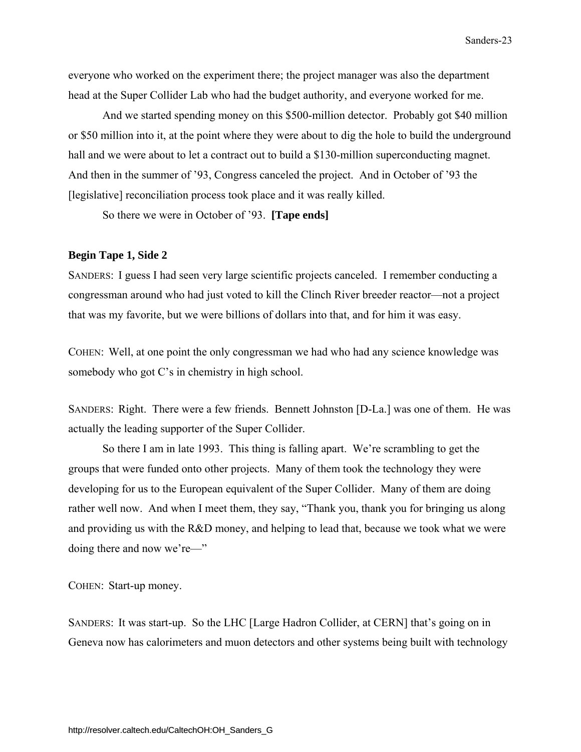everyone who worked on the experiment there; the project manager was also the department head at the Super Collider Lab who had the budget authority, and everyone worked for me.

And we started spending money on this $500-million detector. Probably got $40 million or $50 million into it, at the point where they were about to dig the hole to build the underground hall and we were about to let a contract out to build a $130-million superconducting magnet. And then in the summer of '93, Congress canceled the project. And in October of '93 the [legislative] reconciliation process took place and it was really killed.

So there we were in October of '93. **[Tape ends]**

**Begin Tape 1, Side 2**

SANDERS: I guess I had seen very large scientific projects canceled. I remember conducting a congressman around who had just voted to kill the Clinch River breeder reactor—not a project that was my favorite, but we were billions of dollars into that, and for him it was easy.

COHEN: Well, at one point the only congressman we had who had any science knowledge was somebody who got C's in chemistry in high school.

SANDERS: Right. There were a few friends. Bennett Johnston [D-La.] was one of them. He was actually the leading supporter of the Super Collider.

So there I am in late 1993. This thing is falling apart. We're scrambling to get the groups that were funded onto other projects. Many of them took the technology they were developing for us to the European equivalent of the Super Collider. Many of them are doing rather well now. And when I meet them, they say, "Thank you, thank you for bringing us along and providing us with the R&D money, and helping to lead that, because we took what we were doing there and now we're—"

COHEN: Start-up money.

SANDERS: It was start-up. So the LHC [Large Hadron Collider, at CERN] that's going on in Geneva now has calorimeters and muon detectors and other systems being built with technology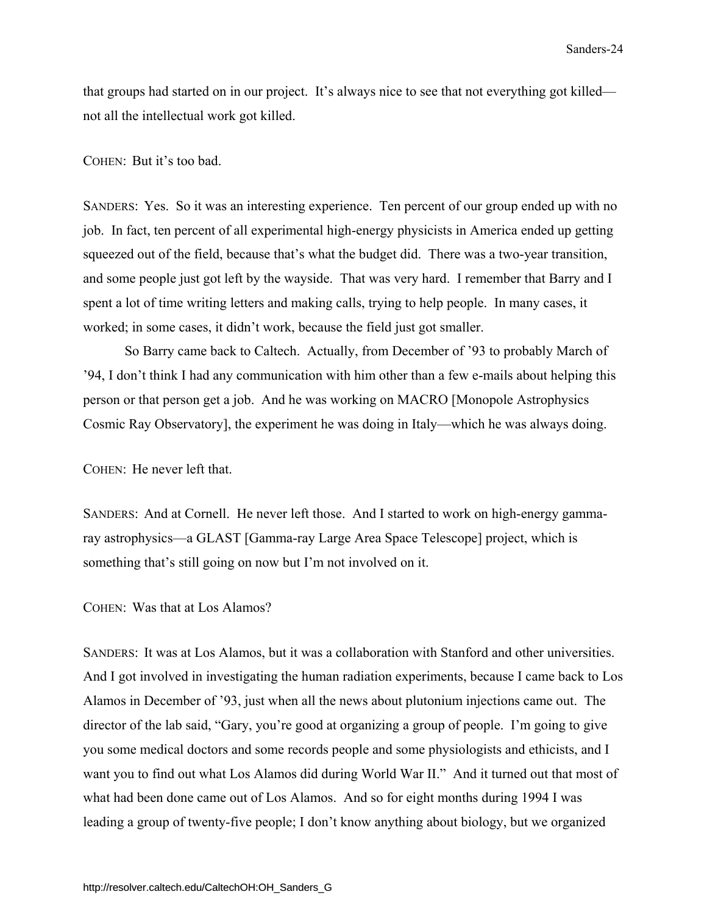that groups had started on in our project. It's always nice to see that not everything got killed—not all the intellectual work got killed.

COHEN: But it's too bad.

SANDERS: Yes. So it was an interesting experience. Ten percent of our group ended up with no job. In fact, ten percent of all experimental high-energy physicists in America ended up getting squeezed out of the field, because that's what the budget did. There was a two-year transition, and some people just got left by the wayside. That was very hard. I remember that Barry and I spent a lot of time writing letters and making calls, trying to help people. In many cases, it worked; in some cases, it didn't work, because the field just got smaller.

So Barry came back to Caltech. Actually, from December of '93 to probably March of '94, I don't think I had any communication with him other than a few e-mails about helping this person or that person get a job. And he was working on MACRO [Monopole Astrophysics Cosmic Ray Observatory], the experiment he was doing in Italy—which he was always doing.

COHEN: He never left that.

SANDERS: And at Cornell. He never left those. And I started to work on high-energy gamma-ray astrophysics—a GLAST [Gamma-ray Large Area Space Telescope] project, which is something that's still going on now but I'm not involved on it.

COHEN: Was that at Los Alamos?

SANDERS: It was at Los Alamos, but it was a collaboration with Stanford and other universities. And I got involved in investigating the human radiation experiments, because I came back to Los Alamos in December of '93, just when all the news about plutonium injections came out. The director of the lab said, "Gary, you're good at organizing a group of people. I'm going to give you some medical doctors and some records people and some physiologists and ethicists, and I want you to find out what Los Alamos did during World War II." And it turned out that most of what had been done came out of Los Alamos. And so for eight months during 1994 I was leading a group of twenty-five people; I don't know anything about biology, but we organized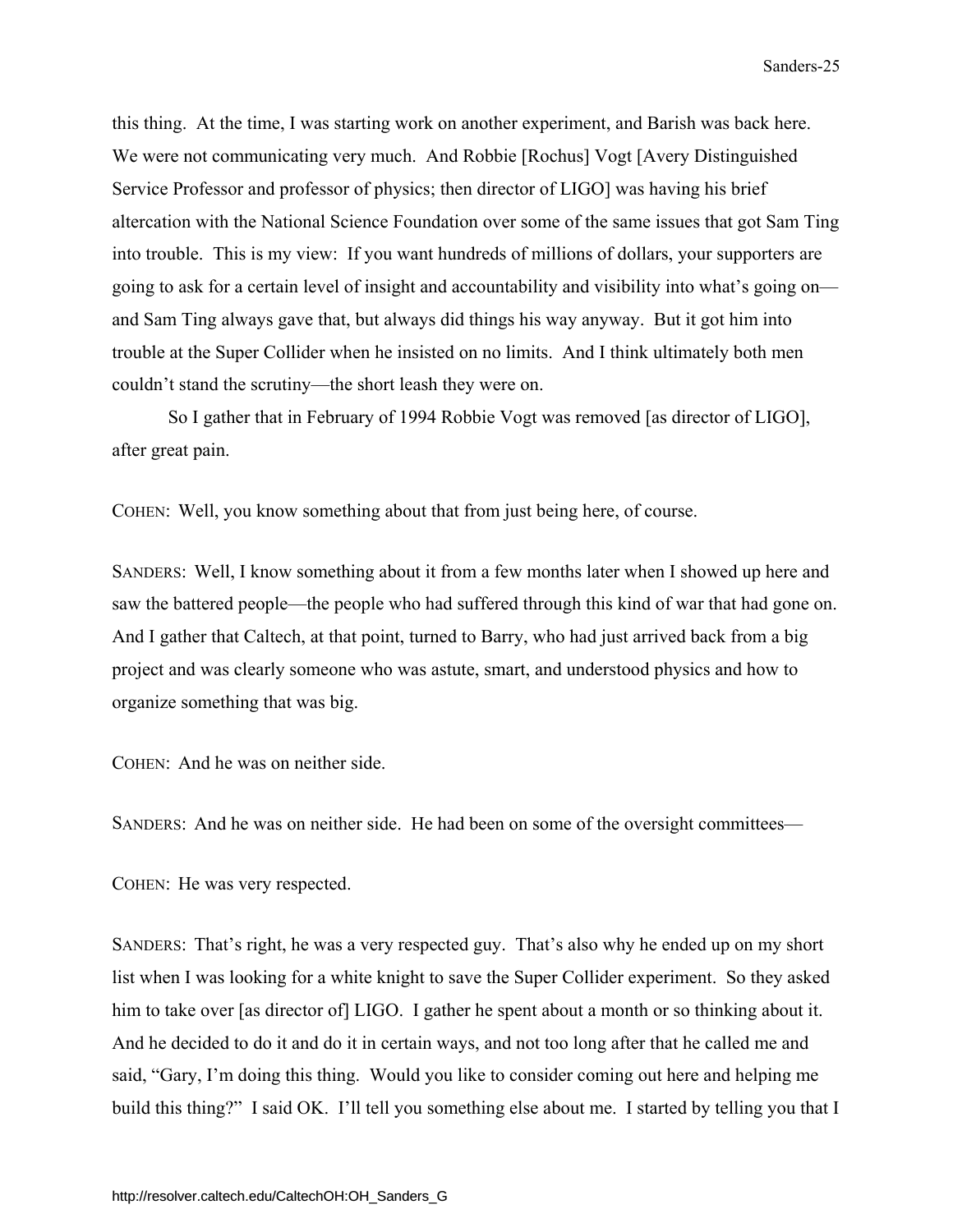this thing. At the time, I was starting work on another experiment, and Barish was back here. We were not communicating very much. And Robbie [Rochus] Vogt [Avery Distinguished Service Professor and professor of physics; then director of LIGO] was having his brief altercation with the National Science Foundation over some of the same issues that got Sam Ting into trouble. This is my view: If you want hundreds of millions of dollars, your supporters are going to ask for a certain level of insight and accountability and visibility into what's going on—and Sam Ting always gave that, but always did things his way anyway. But it got him into trouble at the Super Collider when he insisted on no limits. And I think ultimately both men couldn't stand the scrutiny—the short leash they were on.

So I gather that in February of 1994 Robbie Vogt was removed [as director of LIGO], after great pain.

COHEN: Well, you know something about that from just being here, of course.

SANDERS: Well, I know something about it from a few months later when I showed up here and saw the battered people—the people who had suffered through this kind of war that had gone on. And I gather that Caltech, at that point, turned to Barry, who had just arrived back from a big project and was clearly someone who was astute, smart, and understood physics and how to organize something that was big.

COHEN: And he was on neither side.

SANDERS: And he was on neither side. He had been on some of the oversight committees—

COHEN: He was very respected.

SANDERS: That's right, he was a very respected guy. That's also why he ended up on my short list when I was looking for a white knight to save the Super Collider experiment. So they asked him to take over [as director of] LIGO. I gather he spent about a month or so thinking about it. And he decided to do it and do it in certain ways, and not too long after that he called me and said, "Gary, I'm doing this thing. Would you like to consider coming out here and helping me build this thing?" I said OK. I'll tell you something else about me. I started by telling you that I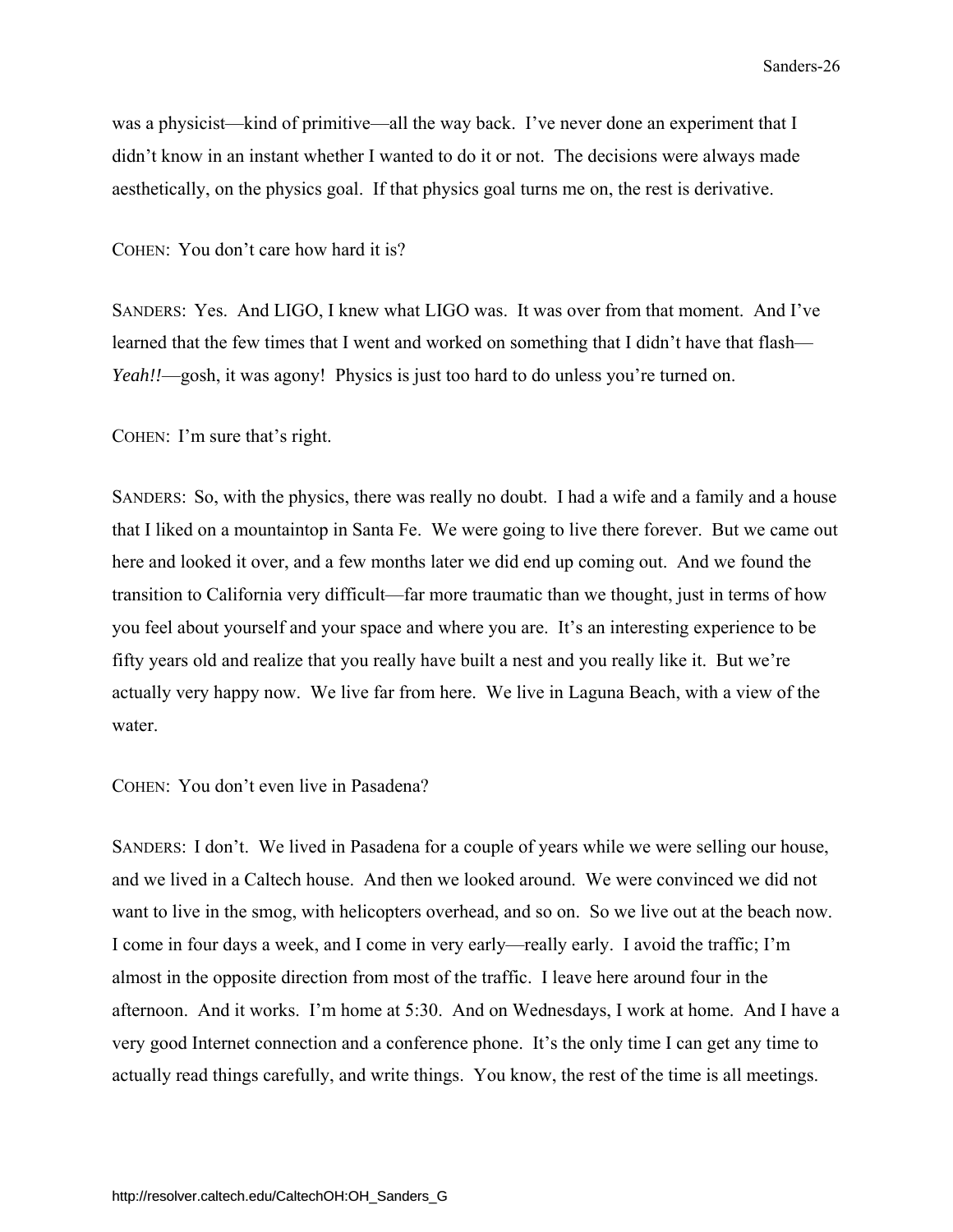was a physicist—kind of primitive—all the way back. I've never done an experiment that I didn't know in an instant whether I wanted to do it or not. The decisions were always made aesthetically, on the physics goal. If that physics goal turns me on, the rest is derivative.

COHEN: You don't care how hard it is?

SANDERS: Yes. And LIGO, I knew what LIGO was. It was over from that moment. And I've learned that the few times that I went and worked on something that I didn't have that flash—*Yeah!!*—gosh, it was agony! Physics is just too hard to do unless you're turned on.

COHEN: I'm sure that's right.

SANDERS: So, with the physics, there was really no doubt. I had a wife and a family and a house that I liked on a mountaintop in Santa Fe. We were going to live there forever. But we came out here and looked it over, and a few months later we did end up coming out. And we found the transition to California very difficult—far more traumatic than we thought, just in terms of how you feel about yourself and your space and where you are. It's an interesting experience to be fifty years old and realize that you really have built a nest and you really like it. But we're actually very happy now. We live far from here. We live in Laguna Beach, with a view of the water.

COHEN: You don't even live in Pasadena?

SANDERS: I don't. We lived in Pasadena for a couple of years while we were selling our house, and we lived in a Caltech house. And then we looked around. We were convinced we did not want to live in the smog, with helicopters overhead, and so on. So we live out at the beach now. I come in four days a week, and I come in very early—really early. I avoid the traffic; I'm almost in the opposite direction from most of the traffic. I leave here around four in the afternoon. And it works. I'm home at 5:30. And on Wednesdays, I work at home. And I have a very good Internet connection and a conference phone. It's the only time I can get any time to actually read things carefully, and write things. You know, the rest of the time is all meetings.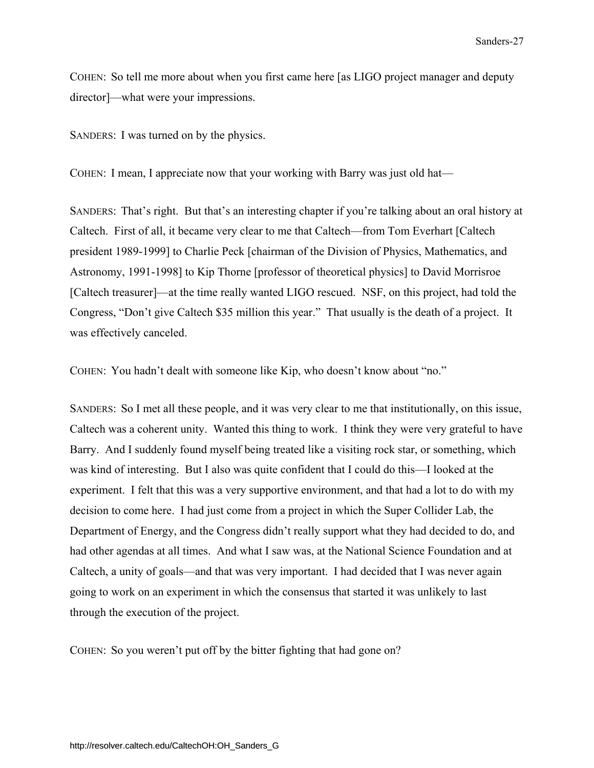COHEN: So tell me more about when you first came here [as LIGO project manager and deputy director]—what were your impressions.

SANDERS: I was turned on by the physics.

COHEN: I mean, I appreciate now that your working with Barry was just old hat—

SANDERS: That's right. But that's an interesting chapter if you're talking about an oral history at Caltech. First of all, it became very clear to me that Caltech—from Tom Everhart [Caltech president 1989-1999] to Charlie Peck [chairman of the Division of Physics, Mathematics, and Astronomy, 1991-1998] to Kip Thorne [professor of theoretical physics] to David Morrisroe [Caltech treasurer]—at the time really wanted LIGO rescued. NSF, on this project, had told the Congress, "Don't give Caltech $35 million this year." That usually is the death of a project. It was effectively canceled.

COHEN: You hadn't dealt with someone like Kip, who doesn't know about "no."

SANDERS: So I met all these people, and it was very clear to me that institutionally, on this issue, Caltech was a coherent unity. Wanted this thing to work. I think they were very grateful to have Barry. And I suddenly found myself being treated like a visiting rock star, or something, which was kind of interesting. But I also was quite confident that I could do this—I looked at the experiment. I felt that this was a very supportive environment, and that had a lot to do with my decision to come here. I had just come from a project in which the Super Collider Lab, the Department of Energy, and the Congress didn't really support what they had decided to do, and had other agendas at all times. And what I saw was, at the National Science Foundation and at Caltech, a unity of goals—and that was very important. I had decided that I was never again going to work on an experiment in which the consensus that started it was unlikely to last through the execution of the project.

COHEN: So you weren't put off by the bitter fighting that had gone on?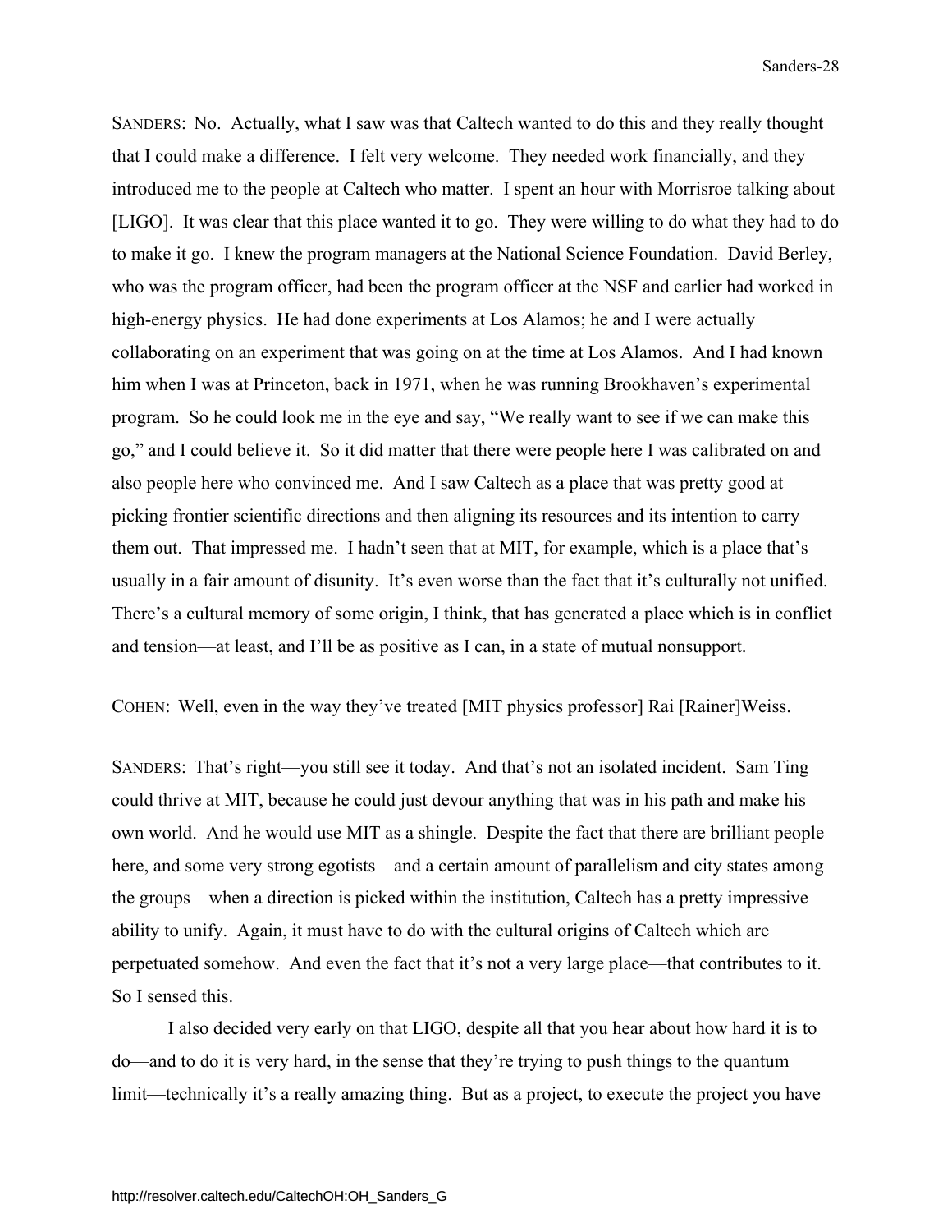SANDERS: No. Actually, what I saw was that Caltech wanted to do this and they really thought that I could make a difference. I felt very welcome. They needed work financially, and they introduced me to the people at Caltech who matter. I spent an hour with Morrisroe talking about [LIGO]. It was clear that this place wanted it to go. They were willing to do what they had to do to make it go. I knew the program managers at the National Science Foundation. David Berley, who was the program officer, had been the program officer at the NSF and earlier had worked in high-energy physics. He had done experiments at Los Alamos; he and I were actually collaborating on an experiment that was going on at the time at Los Alamos. And I had known him when I was at Princeton, back in 1971, when he was running Brookhaven's experimental program. So he could look me in the eye and say, "We really want to see if we can make this go," and I could believe it. So it did matter that there were people here I was calibrated on and also people here who convinced me. And I saw Caltech as a place that was pretty good at picking frontier scientific directions and then aligning its resources and its intention to carry them out. That impressed me. I hadn't seen that at MIT, for example, which is a place that's usually in a fair amount of disunity. It's even worse than the fact that it's culturally not unified. There's a cultural memory of some origin, I think, that has generated a place which is in conflict and tension—at least, and I'll be as positive as I can, in a state of mutual nonsupport.

COHEN: Well, even in the way they've treated [MIT physics professor] Rai [Rainer]Weiss.

SANDERS: That's right—you still see it today. And that's not an isolated incident. Sam Ting could thrive at MIT, because he could just devour anything that was in his path and make his own world. And he would use MIT as a shingle. Despite the fact that there are brilliant people here, and some very strong egotists—and a certain amount of parallelism and city states among the groups—when a direction is picked within the institution, Caltech has a pretty impressive ability to unify. Again, it must have to do with the cultural origins of Caltech which are perpetuated somehow. And even the fact that it's not a very large place—that contributes to it. So I sensed this.

I also decided very early on that LIGO, despite all that you hear about how hard it is to do—and to do it is very hard, in the sense that they're trying to push things to the quantum limit—technically it's a really amazing thing. But as a project, to execute the project you have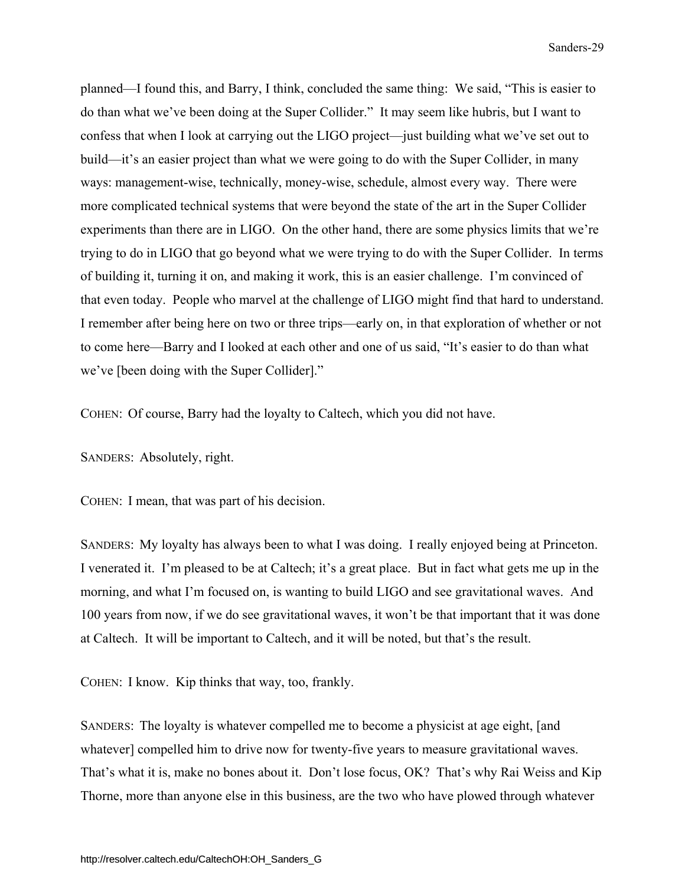planned—I found this, and Barry, I think, concluded the same thing: We said, "This is easier to do than what we've been doing at the Super Collider." It may seem like hubris, but I want to confess that when I look at carrying out the LIGO project—just building what we've set out to build—it's an easier project than what we were going to do with the Super Collider, in many ways: management-wise, technically, money-wise, schedule, almost every way. There were more complicated technical systems that were beyond the state of the art in the Super Collider experiments than there are in LIGO. On the other hand, there are some physics limits that we're trying to do in LIGO that go beyond what we were trying to do with the Super Collider. In terms of building it, turning it on, and making it work, this is an easier challenge. I'm convinced of that even today. People who marvel at the challenge of LIGO might find that hard to understand. I remember after being here on two or three trips—early on, in that exploration of whether or not to come here—Barry and I looked at each other and one of us said, "It's easier to do than what we've [been doing with the Super Collider]."

COHEN: Of course, Barry had the loyalty to Caltech, which you did not have.

SANDERS: Absolutely, right.

COHEN: I mean, that was part of his decision.

SANDERS: My loyalty has always been to what I was doing. I really enjoyed being at Princeton. I venerated it. I'm pleased to be at Caltech; it's a great place. But in fact what gets me up in the morning, and what I'm focused on, is wanting to build LIGO and see gravitational waves. And 100 years from now, if we do see gravitational waves, it won't be that important that it was done at Caltech. It will be important to Caltech, and it will be noted, but that's the result.

COHEN: I know. Kip thinks that way, too, frankly.

SANDERS: The loyalty is whatever compelled me to become a physicist at age eight, [and whatever] compelled him to drive now for twenty-five years to measure gravitational waves. That's what it is, make no bones about it. Don't lose focus, OK? That's why Rai Weiss and Kip Thorne, more than anyone else in this business, are the two who have plowed through whatever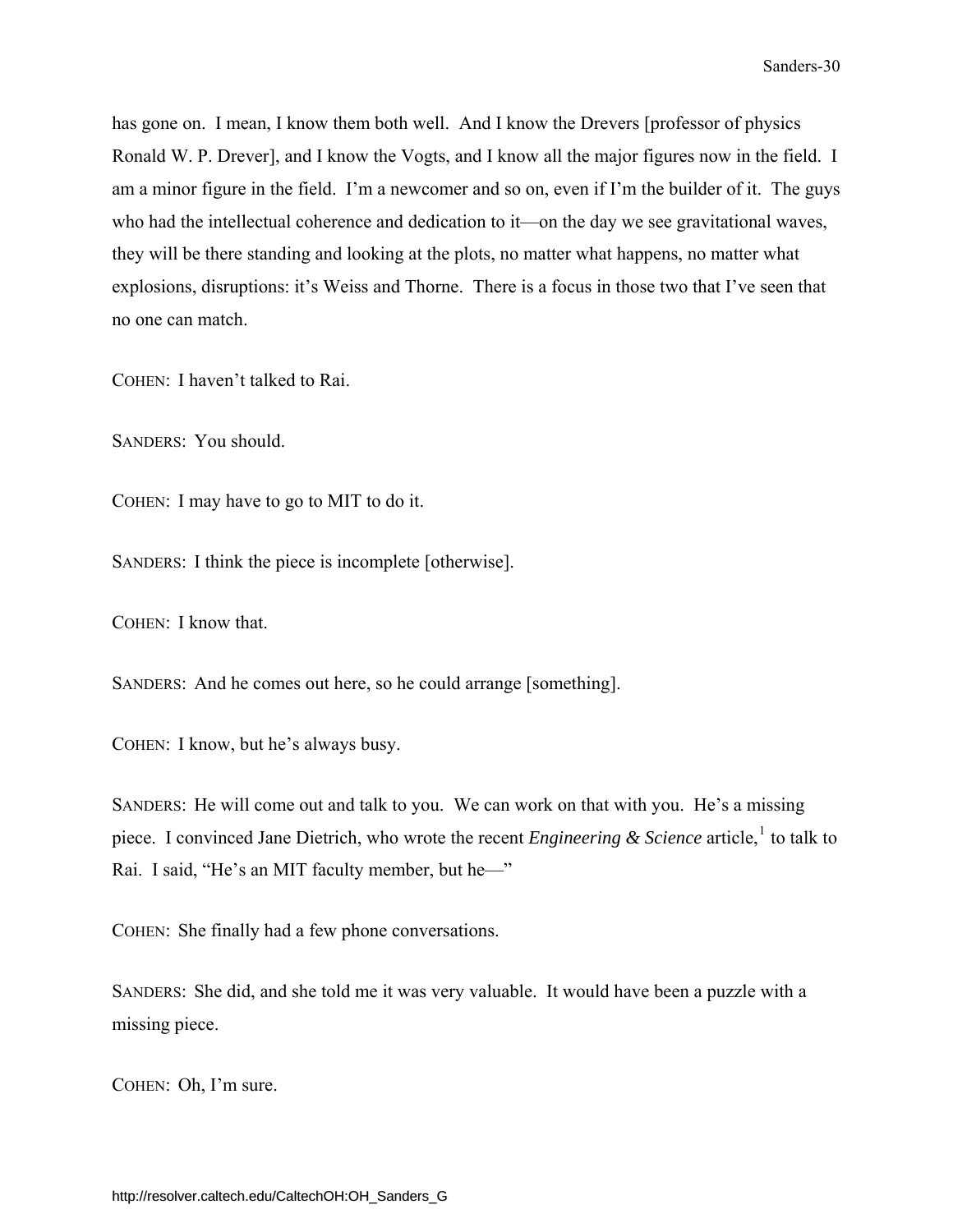has gone on. I mean, I know them both well. And I know the Drevers [professor of physics Ronald W. P. Drever], and I know the Vogts, and I know all the major figures now in the field. I am a minor figure in the field. I'm a newcomer and so on, even if I'm the builder of it. The guys who had the intellectual coherence and dedication to it—on the day we see gravitational waves, they will be there standing and looking at the plots, no matter what happens, no matter what explosions, disruptions: it's Weiss and Thorne. There is a focus in those two that I've seen that no one can match.

COHEN: I haven't talked to Rai.

SANDERS: You should.

COHEN: I may have to go to MIT to do it.

SANDERS: I think the piece is incomplete [otherwise].

COHEN: I know that.

SANDERS: And he comes out here, so he could arrange [something].

COHEN: I know, but he's always busy.

SANDERS: He will come out and talk to you. We can work on that with you. He's a missing piece. I convinced Jane Dietrich, who wrote the recent *Engineering & Science* article,[1] to talk to Rai. I said, "He's an MIT faculty member, but he—"

COHEN: She finally had a few phone conversations.

SANDERS: She did, and she told me it was very valuable. It would have been a puzzle with a missing piece.

COHEN: Oh, I'm sure.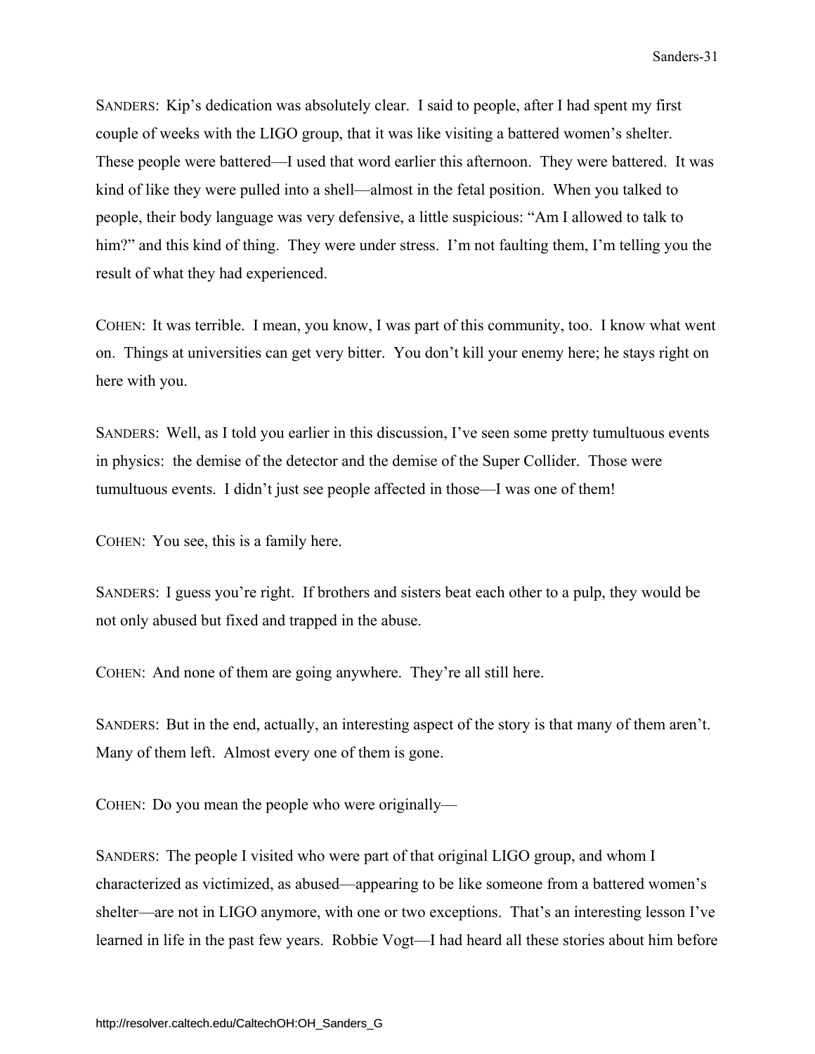SANDERS: Kip's dedication was absolutely clear. I said to people, after I had spent my first couple of weeks with the LIGO group, that it was like visiting a battered women's shelter. These people were battered—I used that word earlier this afternoon. They were battered. It was kind of like they were pulled into a shell—almost in the fetal position. When you talked to people, their body language was very defensive, a little suspicious: "Am I allowed to talk to him?" and this kind of thing. They were under stress. I'm not faulting them, I'm telling you the result of what they had experienced.

COHEN: It was terrible. I mean, you know, I was part of this community, too. I know what went on. Things at universities can get very bitter. You don't kill your enemy here; he stays right on here with you.

SANDERS: Well, as I told you earlier in this discussion, I've seen some pretty tumultuous events in physics: the demise of the detector and the demise of the Super Collider. Those were tumultuous events. I didn't just see people affected in those—I was one of them!

COHEN: You see, this is a family here.

SANDERS: I guess you're right. If brothers and sisters beat each other to a pulp, they would be not only abused but fixed and trapped in the abuse.

COHEN: And none of them are going anywhere. They're all still here.

SANDERS: But in the end, actually, an interesting aspect of the story is that many of them aren't. Many of them left. Almost every one of them is gone.

COHEN: Do you mean the people who were originally—

SANDERS: The people I visited who were part of that original LIGO group, and whom I characterized as victimized, as abused—appearing to be like someone from a battered women's shelter—are not in LIGO anymore, with one or two exceptions. That's an interesting lesson I've learned in life in the past few years. Robbie Vogt—I had heard all these stories about him before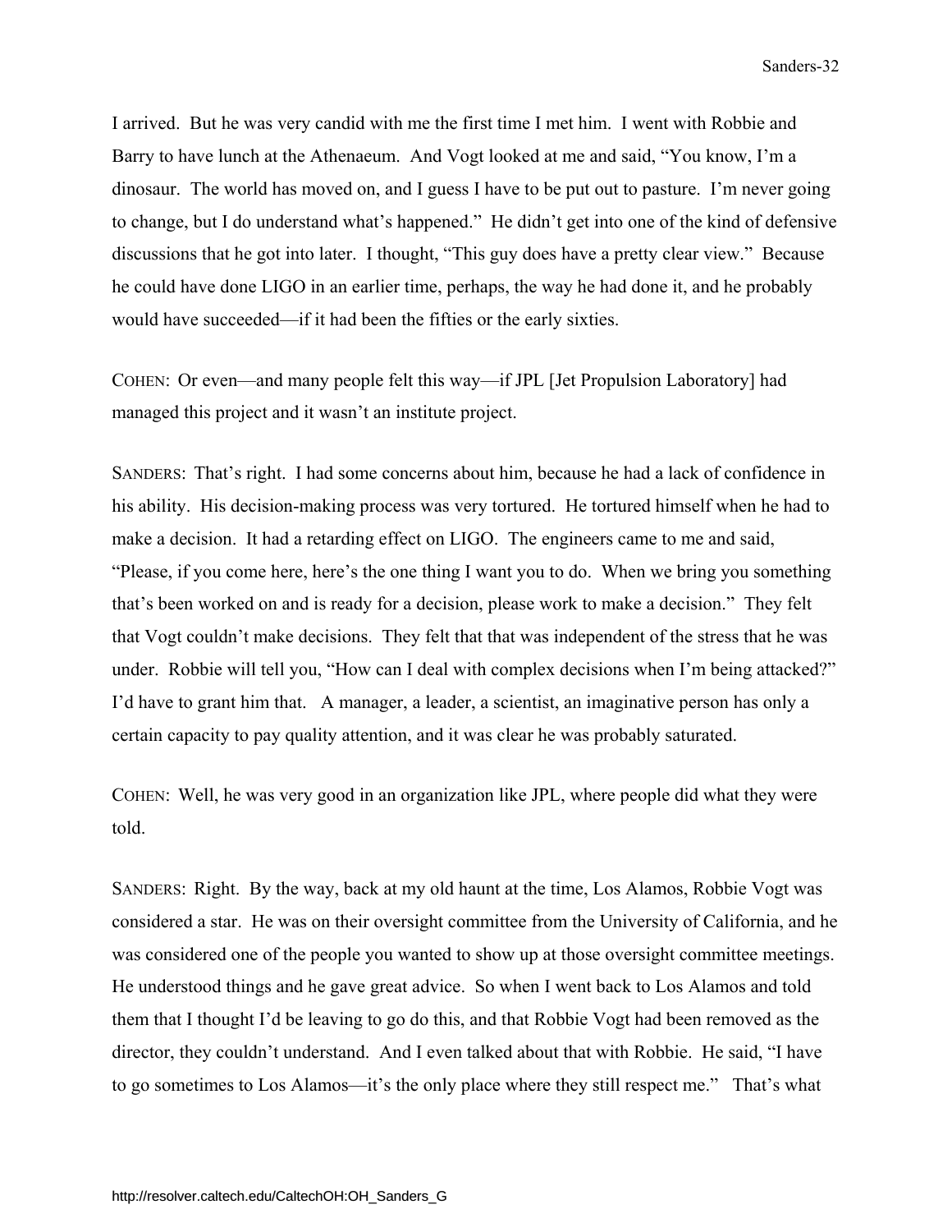I arrived. But he was very candid with me the first time I met him. I went with Robbie and Barry to have lunch at the Athenaeum. And Vogt looked at me and said, "You know, I'm a dinosaur. The world has moved on, and I guess I have to be put out to pasture. I'm never going to change, but I do understand what's happened." He didn't get into one of the kind of defensive discussions that he got into later. I thought, "This guy does have a pretty clear view." Because he could have done LIGO in an earlier time, perhaps, the way he had done it, and he probably would have succeeded—if it had been the fifties or the early sixties.

COHEN: Or even—and many people felt this way—if JPL [Jet Propulsion Laboratory] had managed this project and it wasn't an institute project.

SANDERS: That's right. I had some concerns about him, because he had a lack of confidence in his ability. His decision-making process was very tortured. He tortured himself when he had to make a decision. It had a retarding effect on LIGO. The engineers came to me and said, "Please, if you come here, here's the one thing I want you to do. When we bring you something that's been worked on and is ready for a decision, please work to make a decision." They felt that Vogt couldn't make decisions. They felt that that was independent of the stress that he was under. Robbie will tell you, "How can I deal with complex decisions when I'm being attacked?" I'd have to grant him that. A manager, a leader, a scientist, an imaginative person has only a certain capacity to pay quality attention, and it was clear he was probably saturated.

COHEN: Well, he was very good in an organization like JPL, where people did what they were told.

SANDERS: Right. By the way, back at my old haunt at the time, Los Alamos, Robbie Vogt was considered a star. He was on their oversight committee from the University of California, and he was considered one of the people you wanted to show up at those oversight committee meetings. He understood things and he gave great advice. So when I went back to Los Alamos and told them that I thought I'd be leaving to go do this, and that Robbie Vogt had been removed as the director, they couldn't understand. And I even talked about that with Robbie. He said, "I have to go sometimes to Los Alamos—it's the only place where they still respect me." That's what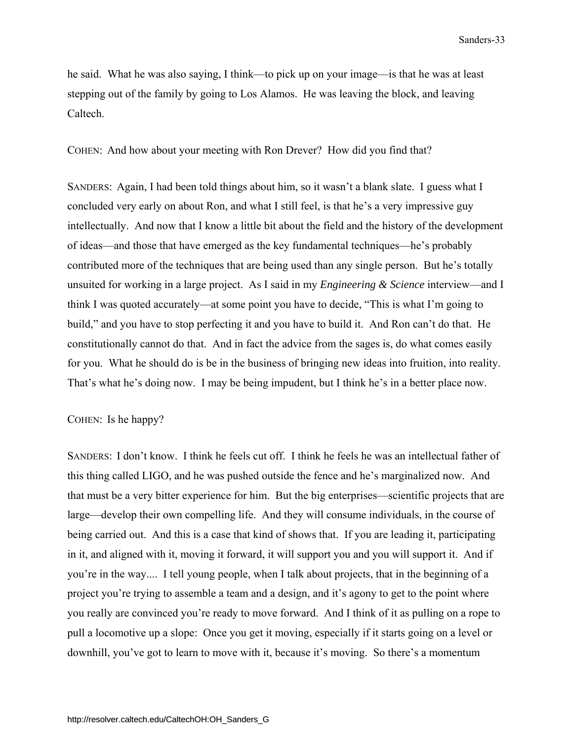he said. What he was also saying, I think—to pick up on your image—is that he was at least stepping out of the family by going to Los Alamos. He was leaving the block, and leaving Caltech.

COHEN: And how about your meeting with Ron Drever? How did you find that?

SANDERS: Again, I had been told things about him, so it wasn't a blank slate. I guess what I concluded very early on about Ron, and what I still feel, is that he's a very impressive guy intellectually. And now that I know a little bit about the field and the history of the development of ideas—and those that have emerged as the key fundamental techniques—he's probably contributed more of the techniques that are being used than any single person. But he's totally unsuited for working in a large project. As I said in my *Engineering & Science* interview—and I think I was quoted accurately—at some point you have to decide, "This is what I'm going to build," and you have to stop perfecting it and you have to build it. And Ron can't do that. He constitutionally cannot do that. And in fact the advice from the sages is, do what comes easily for you. What he should do is be in the business of bringing new ideas into fruition, into reality. That's what he's doing now. I may be being impudent, but I think he's in a better place now.

COHEN: Is he happy?

SANDERS: I don't know. I think he feels cut off. I think he feels he was an intellectual father of this thing called LIGO, and he was pushed outside the fence and he's marginalized now. And that must be a very bitter experience for him. But the big enterprises—scientific projects that are large—develop their own compelling life. And they will consume individuals, in the course of being carried out. And this is a case that kind of shows that. If you are leading it, participating in it, and aligned with it, moving it forward, it will support you and you will support it. And if you're in the way.... I tell young people, when I talk about projects, that in the beginning of a project you're trying to assemble a team and a design, and it's agony to get to the point where you really are convinced you're ready to move forward. And I think of it as pulling on a rope to pull a locomotive up a slope: Once you get it moving, especially if it starts going on a level or downhill, you've got to learn to move with it, because it's moving. So there's a momentum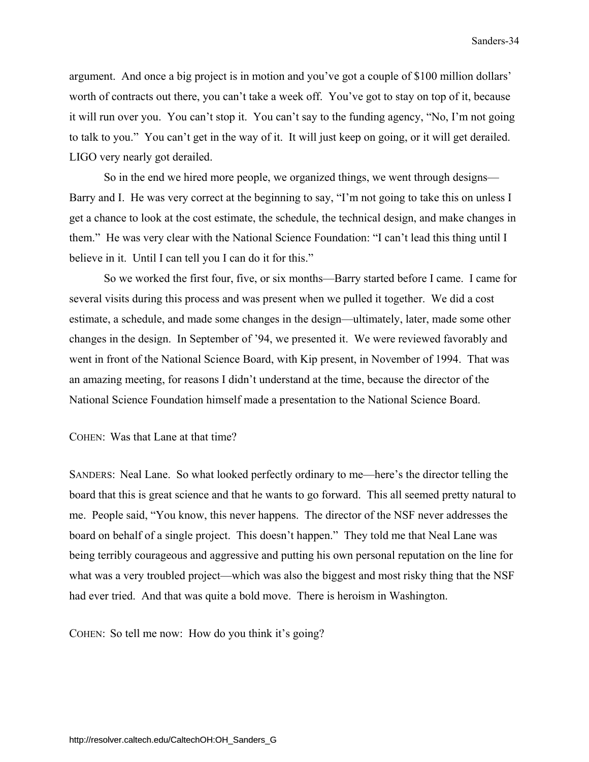argument. And once a big project is in motion and you've got a couple of $100 million dollars' worth of contracts out there, you can't take a week off. You've got to stay on top of it, because it will run over you. You can't stop it. You can't say to the funding agency, "No, I'm not going to talk to you." You can't get in the way of it. It will just keep on going, or it will get derailed. LIGO very nearly got derailed.

So in the end we hired more people, we organized things, we went through designs—Barry and I. He was very correct at the beginning to say, "I'm not going to take this on unless I get a chance to look at the cost estimate, the schedule, the technical design, and make changes in them." He was very clear with the National Science Foundation: "I can't lead this thing until I believe in it. Until I can tell you I can do it for this."

So we worked the first four, five, or six months—Barry started before I came. I came for several visits during this process and was present when we pulled it together. We did a cost estimate, a schedule, and made some changes in the design—ultimately, later, made some other changes in the design. In September of '94, we presented it. We were reviewed favorably and went in front of the National Science Board, with Kip present, in November of 1994. That was an amazing meeting, for reasons I didn't understand at the time, because the director of the National Science Foundation himself made a presentation to the National Science Board.

COHEN: Was that Lane at that time?

SANDERS: Neal Lane. So what looked perfectly ordinary to me—here's the director telling the board that this is great science and that he wants to go forward. This all seemed pretty natural to me. People said, "You know, this never happens. The director of the NSF never addresses the board on behalf of a single project. This doesn't happen." They told me that Neal Lane was being terribly courageous and aggressive and putting his own personal reputation on the line for what was a very troubled project—which was also the biggest and most risky thing that the NSF had ever tried. And that was quite a bold move. There is heroism in Washington.

COHEN: So tell me now: How do you think it's going?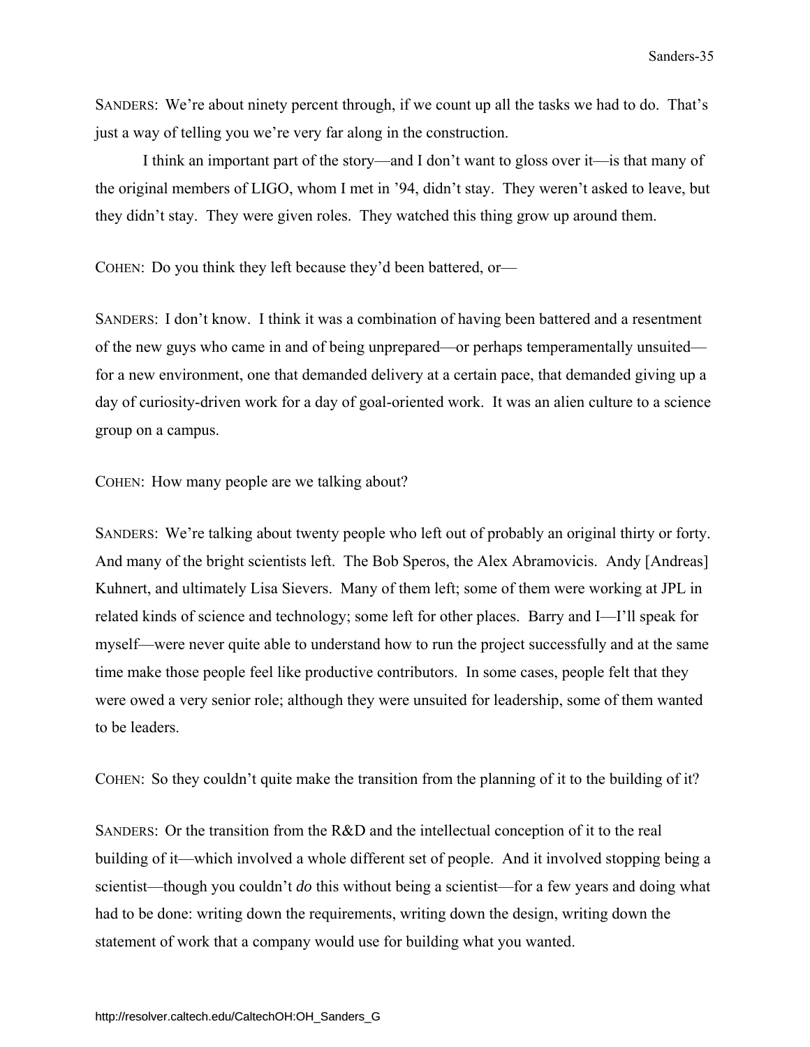SANDERS: We're about ninety percent through, if we count up all the tasks we had to do. That's just a way of telling you we're very far along in the construction.

I think an important part of the story—and I don't want to gloss over it—is that many of the original members of LIGO, whom I met in '94, didn't stay. They weren't asked to leave, but they didn't stay. They were given roles. They watched this thing grow up around them.

COHEN: Do you think they left because they'd been battered, or—

SANDERS: I don't know. I think it was a combination of having been battered and a resentment of the new guys who came in and of being unprepared—or perhaps temperamentally unsuited—for a new environment, one that demanded delivery at a certain pace, that demanded giving up a day of curiosity-driven work for a day of goal-oriented work. It was an alien culture to a science group on a campus.

COHEN: How many people are we talking about?

SANDERS: We're talking about twenty people who left out of probably an original thirty or forty. And many of the bright scientists left. The Bob Speros, the Alex Abramovicis. Andy [Andreas] Kuhnert, and ultimately Lisa Sievers. Many of them left; some of them were working at JPL in related kinds of science and technology; some left for other places. Barry and I—I'll speak for myself—were never quite able to understand how to run the project successfully and at the same time make those people feel like productive contributors. In some cases, people felt that they were owed a very senior role; although they were unsuited for leadership, some of them wanted to be leaders.

COHEN: So they couldn't quite make the transition from the planning of it to the building of it?

SANDERS: Or the transition from the R&D and the intellectual conception of it to the real building of it—which involved a whole different set of people. And it involved stopping being a scientist—though you couldn't *do* this without being a scientist—for a few years and doing what had to be done: writing down the requirements, writing down the design, writing down the statement of work that a company would use for building what you wanted.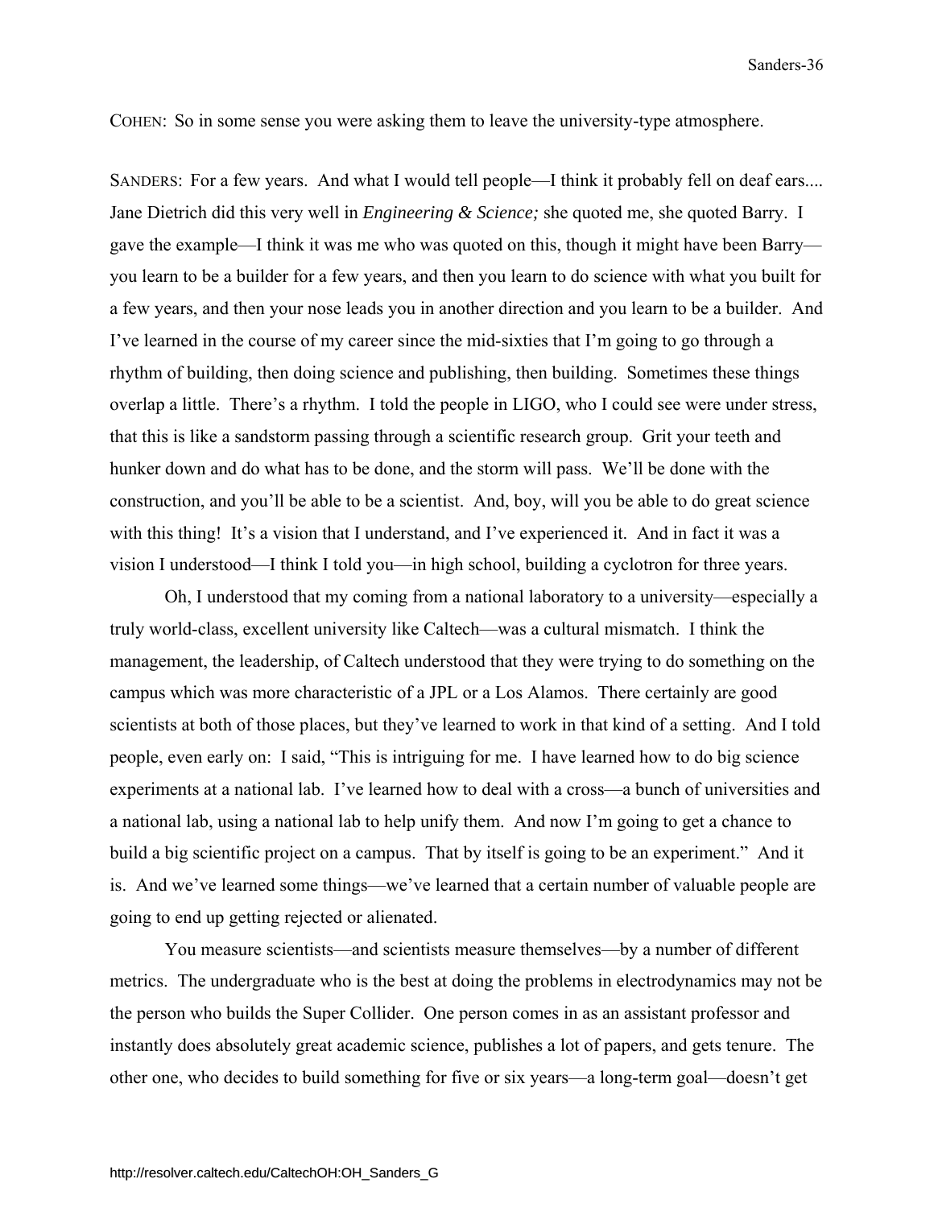COHEN: So in some sense you were asking them to leave the university-type atmosphere.

SANDERS: For a few years. And what I would tell people—I think it probably fell on deaf ears.... Jane Dietrich did this very well in *Engineering & Science;* she quoted me, she quoted Barry. I gave the example—I think it was me who was quoted on this, though it might have been Barry—you learn to be a builder for a few years, and then you learn to do science with what you built for a few years, and then your nose leads you in another direction and you learn to be a builder. And I've learned in the course of my career since the mid-sixties that I'm going to go through a rhythm of building, then doing science and publishing, then building. Sometimes these things overlap a little. There's a rhythm. I told the people in LIGO, who I could see were under stress, that this is like a sandstorm passing through a scientific research group. Grit your teeth and hunker down and do what has to be done, and the storm will pass. We'll be done with the construction, and you'll be able to be a scientist. And, boy, will you be able to do great science with this thing! It's a vision that I understand, and I've experienced it. And in fact it was a vision I understood—I think I told you—in high school, building a cyclotron for three years.

Oh, I understood that my coming from a national laboratory to a university—especially a truly world-class, excellent university like Caltech—was a cultural mismatch. I think the management, the leadership, of Caltech understood that they were trying to do something on the campus which was more characteristic of a JPL or a Los Alamos. There certainly are good scientists at both of those places, but they've learned to work in that kind of a setting. And I told people, even early on: I said, "This is intriguing for me. I have learned how to do big science experiments at a national lab. I've learned how to deal with a cross—a bunch of universities and a national lab, using a national lab to help unify them. And now I'm going to get a chance to build a big scientific project on a campus. That by itself is going to be an experiment." And it is. And we've learned some things—we've learned that a certain number of valuable people are going to end up getting rejected or alienated.

You measure scientists—and scientists measure themselves—by a number of different metrics. The undergraduate who is the best at doing the problems in electrodynamics may not be the person who builds the Super Collider. One person comes in as an assistant professor and instantly does absolutely great academic science, publishes a lot of papers, and gets tenure. The other one, who decides to build something for five or six years—a long-term goal—doesn't get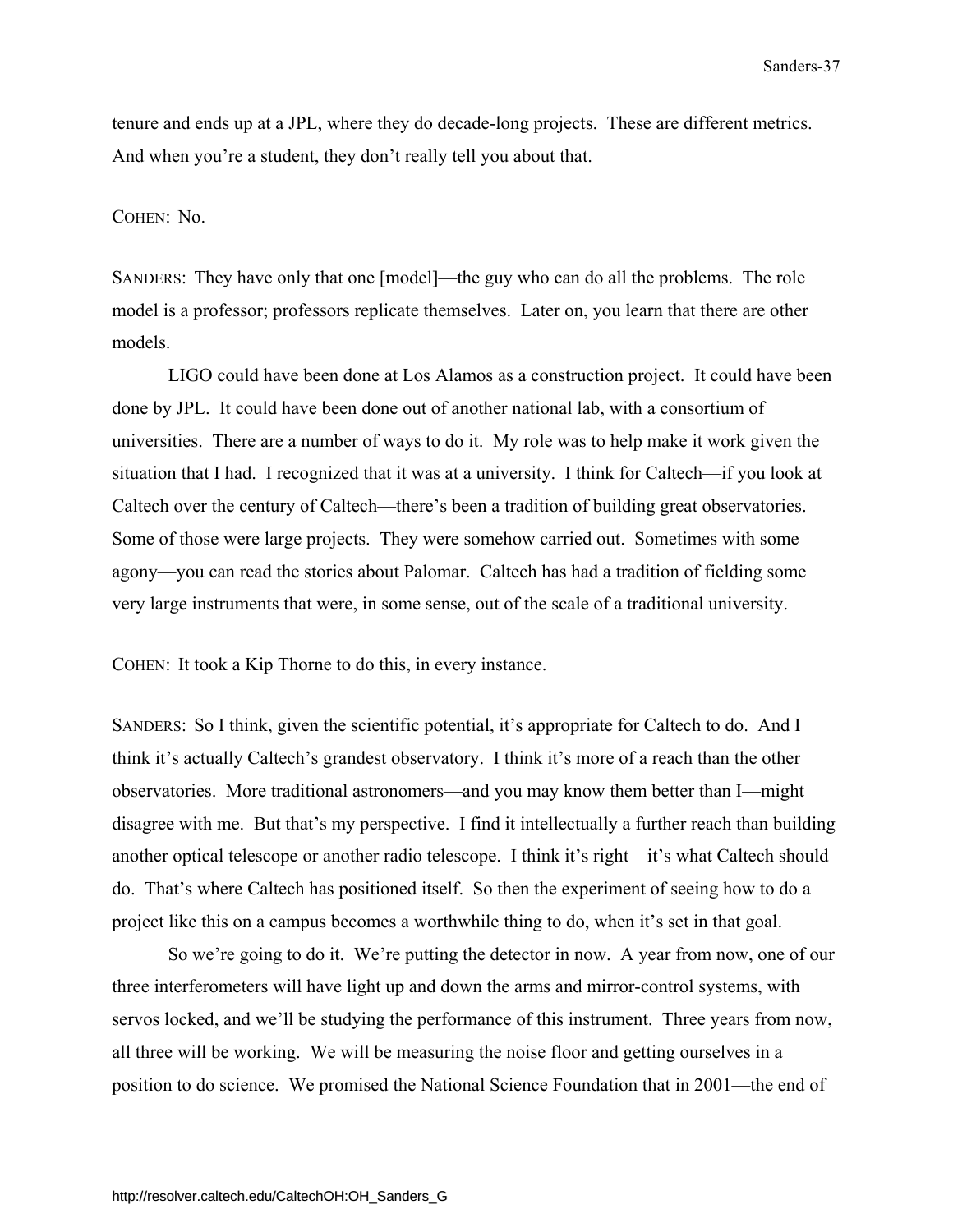tenure and ends up at a JPL, where they do decade-long projects. These are different metrics. And when you're a student, they don't really tell you about that.

COHEN: No.

SANDERS: They have only that one [model]—the guy who can do all the problems. The role model is a professor; professors replicate themselves. Later on, you learn that there are other models.

LIGO could have been done at Los Alamos as a construction project. It could have been done by JPL. It could have been done out of another national lab, with a consortium of universities. There are a number of ways to do it. My role was to help make it work given the situation that I had. I recognized that it was at a university. I think for Caltech—if you look at Caltech over the century of Caltech—there's been a tradition of building great observatories. Some of those were large projects. They were somehow carried out. Sometimes with some agony—you can read the stories about Palomar. Caltech has had a tradition of fielding some very large instruments that were, in some sense, out of the scale of a traditional university.

COHEN: It took a Kip Thorne to do this, in every instance.

SANDERS: So I think, given the scientific potential, it's appropriate for Caltech to do. And I think it's actually Caltech's grandest observatory. I think it's more of a reach than the other observatories. More traditional astronomers—and you may know them better than I—might disagree with me. But that's my perspective. I find it intellectually a further reach than building another optical telescope or another radio telescope. I think it's right—it's what Caltech should do. That's where Caltech has positioned itself. So then the experiment of seeing how to do a project like this on a campus becomes a worthwhile thing to do, when it's set in that goal.

So we're going to do it. We're putting the detector in now. A year from now, one of our three interferometers will have light up and down the arms and mirror-control systems, with servos locked, and we'll be studying the performance of this instrument. Three years from now, all three will be working. We will be measuring the noise floor and getting ourselves in a position to do science. We promised the National Science Foundation that in 2001—the end of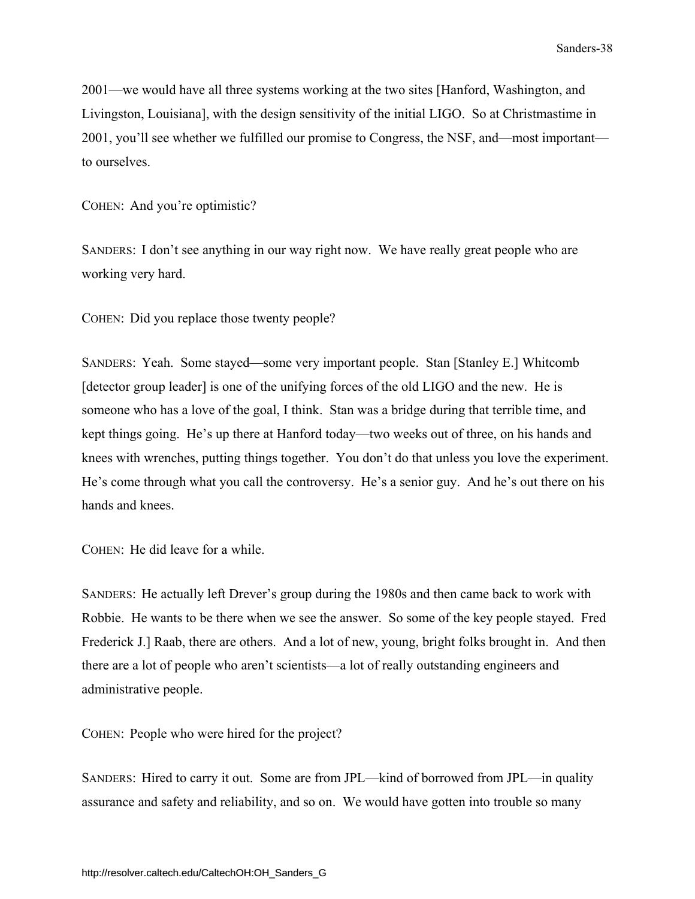2001—we would have all three systems working at the two sites [Hanford, Washington, and Livingston, Louisiana], with the design sensitivity of the initial LIGO. So at Christmastime in 2001, you'll see whether we fulfilled our promise to Congress, the NSF, and—most important—to ourselves.

COHEN: And you're optimistic?

SANDERS: I don't see anything in our way right now. We have really great people who are working very hard.

COHEN: Did you replace those twenty people?

SANDERS: Yeah. Some stayed—some very important people. Stan [Stanley E.] Whitcomb [detector group leader] is one of the unifying forces of the old LIGO and the new. He is someone who has a love of the goal, I think. Stan was a bridge during that terrible time, and kept things going. He's up there at Hanford today—two weeks out of three, on his hands and knees with wrenches, putting things together. You don't do that unless you love the experiment. He's come through what you call the controversy. He's a senior guy. And he's out there on his hands and knees.

COHEN: He did leave for a while.

SANDERS: He actually left Drever's group during the 1980s and then came back to work with Robbie. He wants to be there when we see the answer. So some of the key people stayed. Fred Frederick J.] Raab, there are others. And a lot of new, young, bright folks brought in. And then there are a lot of people who aren't scientists—a lot of really outstanding engineers and administrative people.

COHEN: People who were hired for the project?

SANDERS: Hired to carry it out. Some are from JPL—kind of borrowed from JPL—in quality assurance and safety and reliability, and so on. We would have gotten into trouble so many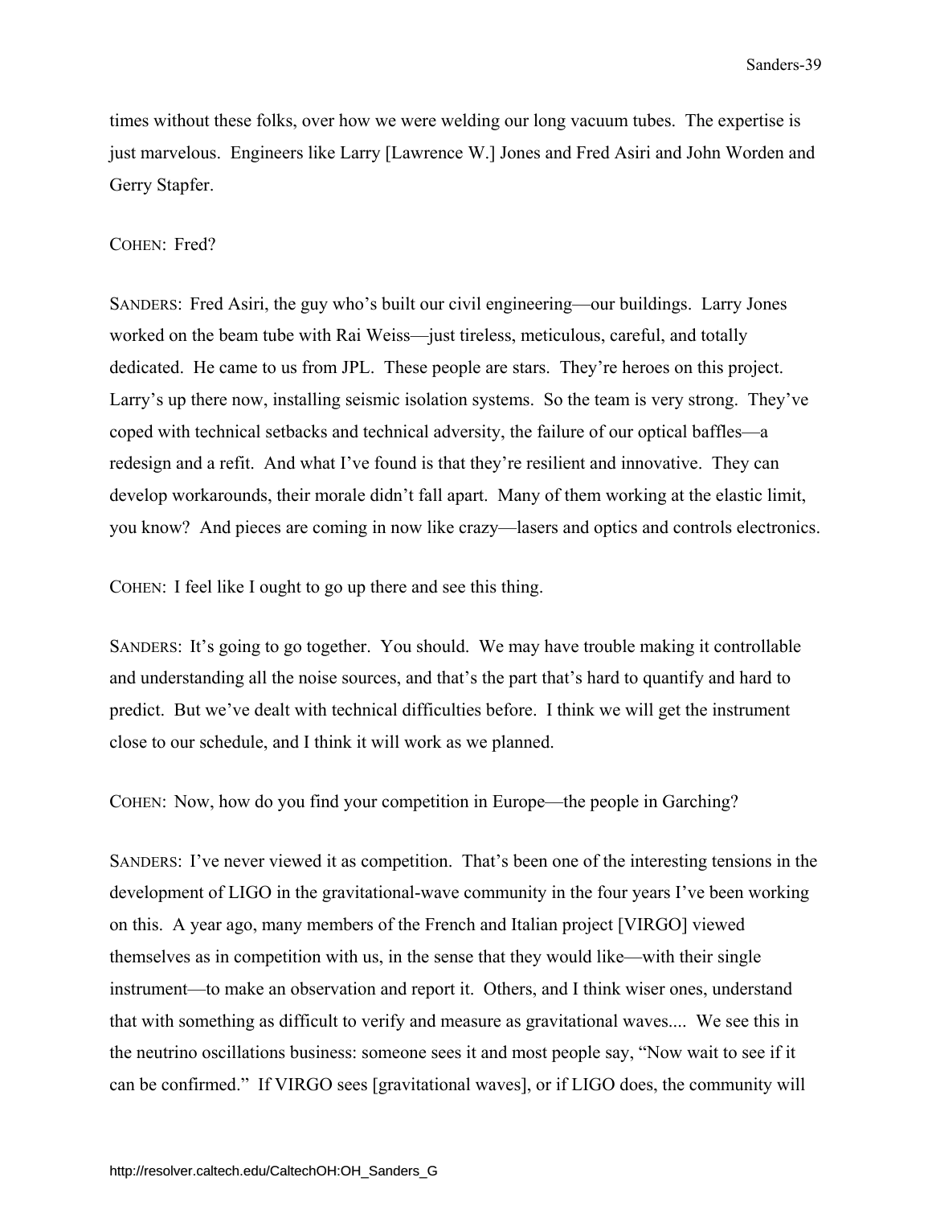times without these folks, over how we were welding our long vacuum tubes. The expertise is just marvelous. Engineers like Larry [Lawrence W.] Jones and Fred Asiri and John Worden and Gerry Stapfer.

COHEN: Fred?

SANDERS: Fred Asiri, the guy who's built our civil engineering—our buildings. Larry Jones worked on the beam tube with Rai Weiss—just tireless, meticulous, careful, and totally dedicated. He came to us from JPL. These people are stars. They're heroes on this project. Larry's up there now, installing seismic isolation systems. So the team is very strong. They've coped with technical setbacks and technical adversity, the failure of our optical baffles—a redesign and a refit. And what I've found is that they're resilient and innovative. They can develop workarounds, their morale didn't fall apart. Many of them working at the elastic limit, you know? And pieces are coming in now like crazy—lasers and optics and controls electronics.

COHEN: I feel like I ought to go up there and see this thing.

SANDERS: It's going to go together. You should. We may have trouble making it controllable and understanding all the noise sources, and that's the part that's hard to quantify and hard to predict. But we've dealt with technical difficulties before. I think we will get the instrument close to our schedule, and I think it will work as we planned.

COHEN: Now, how do you find your competition in Europe—the people in Garching?

SANDERS: I've never viewed it as competition. That's been one of the interesting tensions in the development of LIGO in the gravitational-wave community in the four years I've been working on this. A year ago, many members of the French and Italian project [VIRGO] viewed themselves as in competition with us, in the sense that they would like—with their single instrument—to make an observation and report it. Others, and I think wiser ones, understand that with something as difficult to verify and measure as gravitational waves.... We see this in the neutrino oscillations business: someone sees it and most people say, "Now wait to see if it can be confirmed." If VIRGO sees [gravitational waves], or if LIGO does, the community will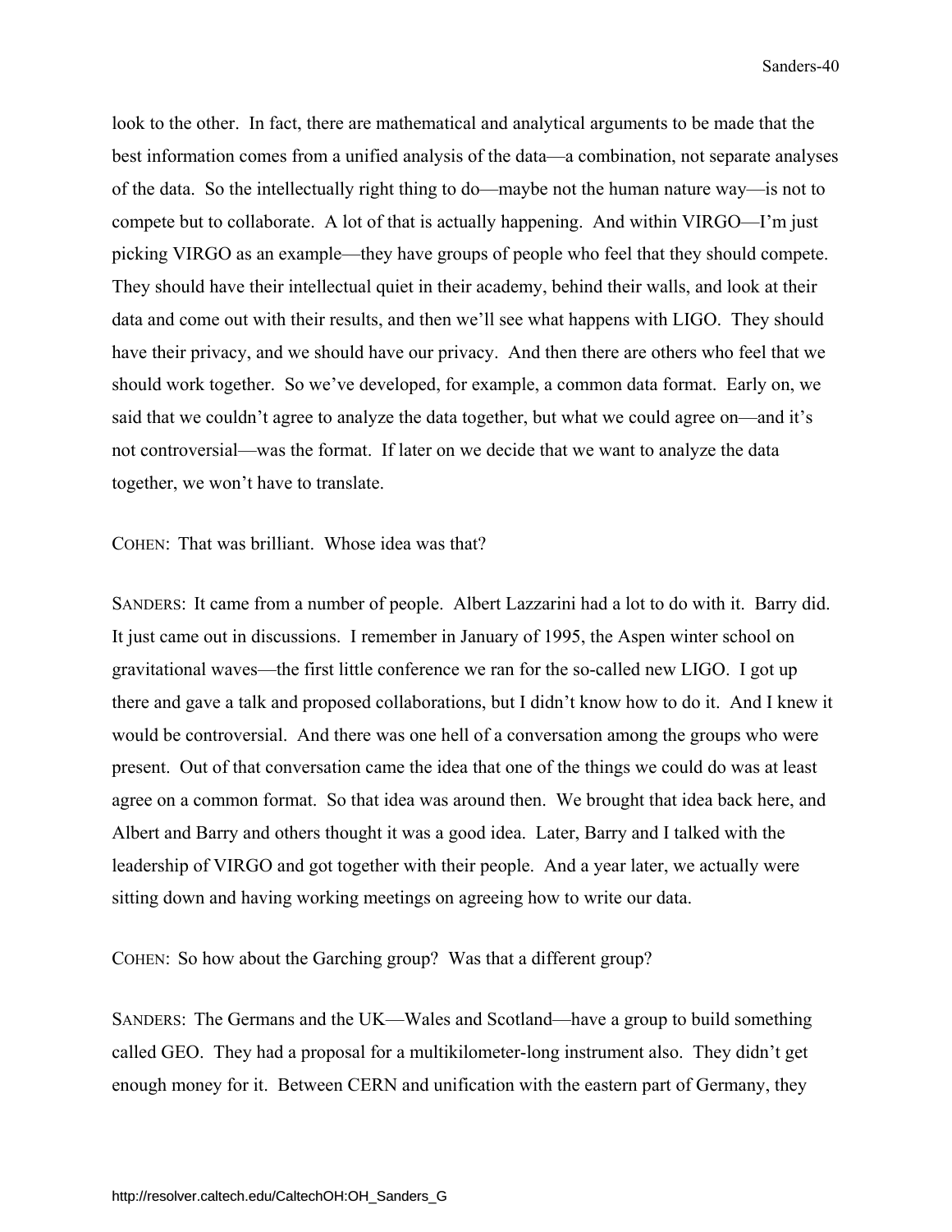look to the other. In fact, there are mathematical and analytical arguments to be made that the best information comes from a unified analysis of the data—a combination, not separate analyses of the data. So the intellectually right thing to do—maybe not the human nature way—is not to compete but to collaborate. A lot of that is actually happening. And within VIRGO—I'm just picking VIRGO as an example—they have groups of people who feel that they should compete. They should have their intellectual quiet in their academy, behind their walls, and look at their data and come out with their results, and then we'll see what happens with LIGO. They should have their privacy, and we should have our privacy. And then there are others who feel that we should work together. So we've developed, for example, a common data format. Early on, we said that we couldn't agree to analyze the data together, but what we could agree on—and it's not controversial—was the format. If later on we decide that we want to analyze the data together, we won't have to translate.

COHEN: That was brilliant. Whose idea was that?

SANDERS: It came from a number of people. Albert Lazzarini had a lot to do with it. Barry did. It just came out in discussions. I remember in January of 1995, the Aspen winter school on gravitational waves—the first little conference we ran for the so-called new LIGO. I got up there and gave a talk and proposed collaborations, but I didn't know how to do it. And I knew it would be controversial. And there was one hell of a conversation among the groups who were present. Out of that conversation came the idea that one of the things we could do was at least agree on a common format. So that idea was around then. We brought that idea back here, and Albert and Barry and others thought it was a good idea. Later, Barry and I talked with the leadership of VIRGO and got together with their people. And a year later, we actually were sitting down and having working meetings on agreeing how to write our data.

COHEN: So how about the Garching group? Was that a different group?

SANDERS: The Germans and the UK—Wales and Scotland—have a group to build something called GEO. They had a proposal for a multikilometer-long instrument also. They didn't get enough money for it. Between CERN and unification with the eastern part of Germany, they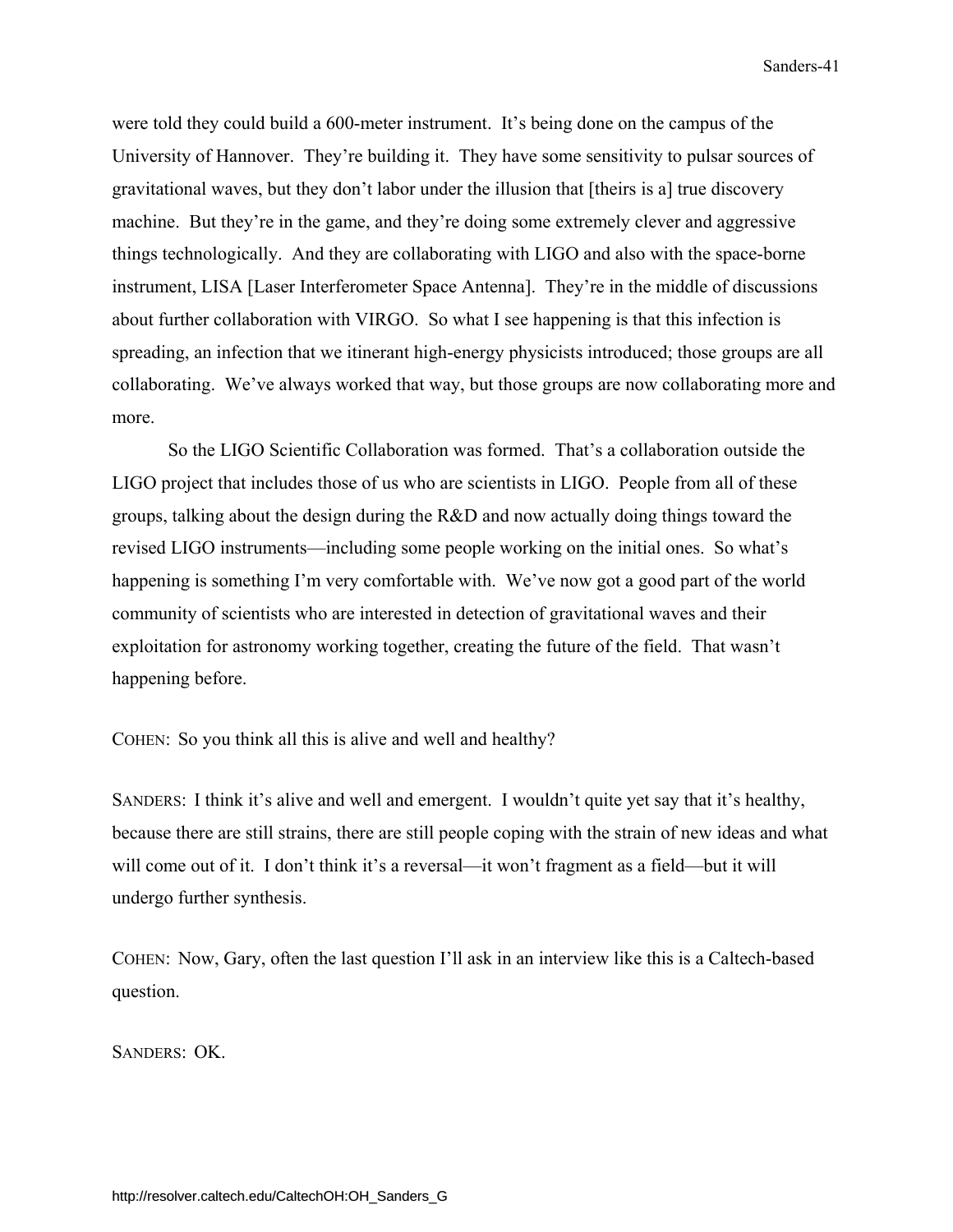were told they could build a 600-meter instrument. It's being done on the campus of the University of Hannover. They're building it. They have some sensitivity to pulsar sources of gravitational waves, but they don't labor under the illusion that [theirs is a] true discovery machine. But they're in the game, and they're doing some extremely clever and aggressive things technologically. And they are collaborating with LIGO and also with the space-borne instrument, LISA [Laser Interferometer Space Antenna]. They're in the middle of discussions about further collaboration with VIRGO. So what I see happening is that this infection is spreading, an infection that we itinerant high-energy physicists introduced; those groups are all collaborating. We've always worked that way, but those groups are now collaborating more and more.

So the LIGO Scientific Collaboration was formed. That's a collaboration outside the LIGO project that includes those of us who are scientists in LIGO. People from all of these groups, talking about the design during the R&D and now actually doing things toward the revised LIGO instruments—including some people working on the initial ones. So what's happening is something I'm very comfortable with. We've now got a good part of the world community of scientists who are interested in detection of gravitational waves and their exploitation for astronomy working together, creating the future of the field. That wasn't happening before.

COHEN: So you think all this is alive and well and healthy?

SANDERS: I think it's alive and well and emergent. I wouldn't quite yet say that it's healthy, because there are still strains, there are still people coping with the strain of new ideas and what will come out of it. I don't think it's a reversal—it won't fragment as a field—but it will undergo further synthesis.

COHEN: Now, Gary, often the last question I'll ask in an interview like this is a Caltech-based question.

SANDERS: OK.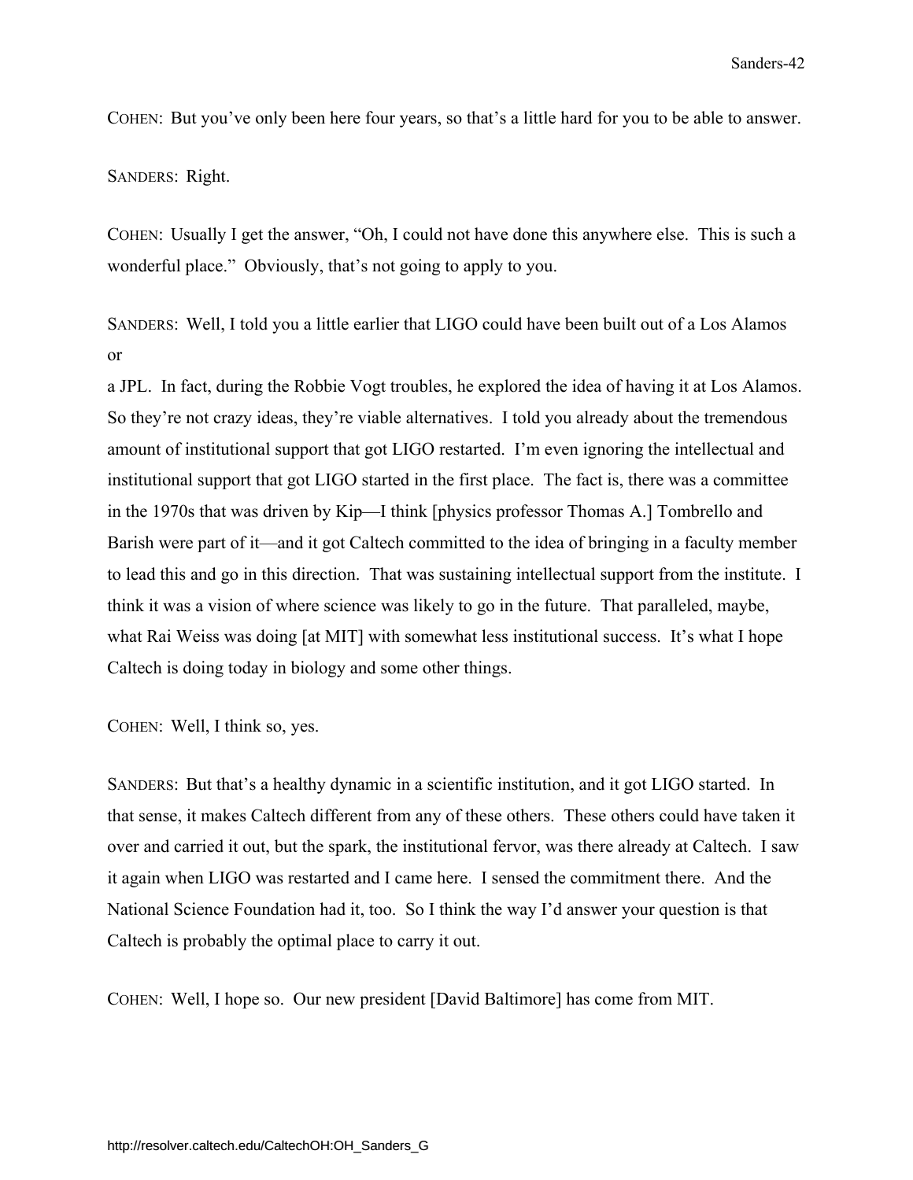COHEN: But you've only been here four years, so that's a little hard for you to be able to answer.

SANDERS: Right.

COHEN: Usually I get the answer, "Oh, I could not have done this anywhere else. This is such a wonderful place." Obviously, that's not going to apply to you.

SANDERS: Well, I told you a little earlier that LIGO could have been built out of a Los Alamos or a JPL. In fact, during the Robbie Vogt troubles, he explored the idea of having it at Los Alamos. So they're not crazy ideas, they're viable alternatives. I told you already about the tremendous amount of institutional support that got LIGO restarted. I'm even ignoring the intellectual and institutional support that got LIGO started in the first place. The fact is, there was a committee in the 1970s that was driven by Kip—I think [physics professor Thomas A.] Tombrello and Barish were part of it—and it got Caltech committed to the idea of bringing in a faculty member to lead this and go in this direction. That was sustaining intellectual support from the institute. I think it was a vision of where science was likely to go in the future. That paralleled, maybe, what Rai Weiss was doing [at MIT] with somewhat less institutional success. It's what I hope Caltech is doing today in biology and some other things.

COHEN: Well, I think so, yes.

SANDERS: But that's a healthy dynamic in a scientific institution, and it got LIGO started. In that sense, it makes Caltech different from any of these others. These others could have taken it over and carried it out, but the spark, the institutional fervor, was there already at Caltech. I saw it again when LIGO was restarted and I came here. I sensed the commitment there. And the National Science Foundation had it, too. So I think the way I'd answer your question is that Caltech is probably the optimal place to carry it out.

COHEN: Well, I hope so. Our new president [David Baltimore] has come from MIT.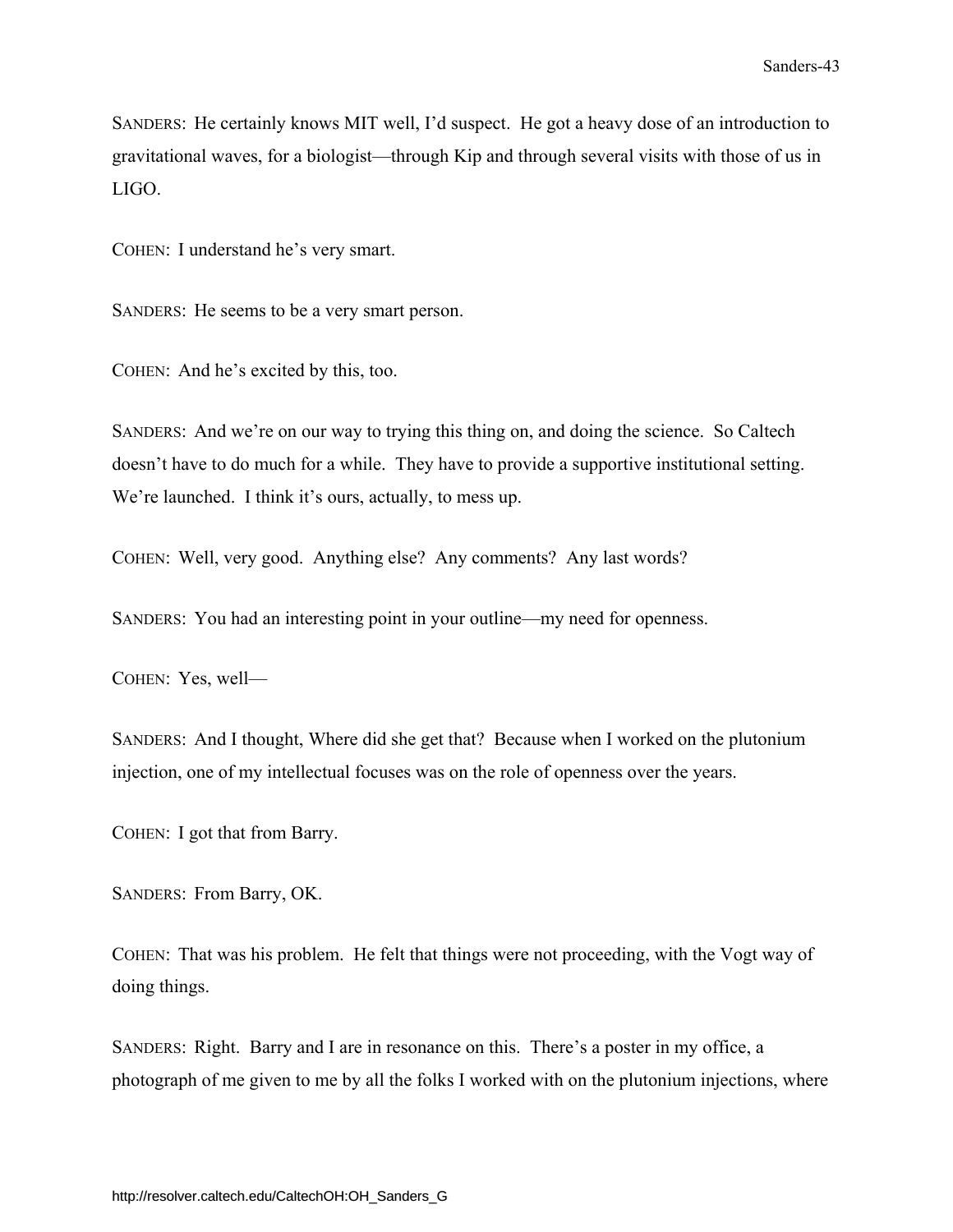SANDERS: He certainly knows MIT well, I'd suspect. He got a heavy dose of an introduction to gravitational waves, for a biologist—through Kip and through several visits with those of us in LIGO.

COHEN: I understand he's very smart.

SANDERS: He seems to be a very smart person.

COHEN: And he's excited by this, too.

SANDERS: And we're on our way to trying this thing on, and doing the science. So Caltech doesn't have to do much for a while. They have to provide a supportive institutional setting. We're launched. I think it's ours, actually, to mess up.

COHEN: Well, very good. Anything else? Any comments? Any last words?

SANDERS: You had an interesting point in your outline—my need for openness.

COHEN: Yes, well—

SANDERS: And I thought, Where did she get that? Because when I worked on the plutonium injection, one of my intellectual focuses was on the role of openness over the years.

COHEN: I got that from Barry.

SANDERS: From Barry, OK.

COHEN: That was his problem. He felt that things were not proceeding, with the Vogt way of doing things.

SANDERS: Right. Barry and I are in resonance on this. There's a poster in my office, a photograph of me given to me by all the folks I worked with on the plutonium injections, where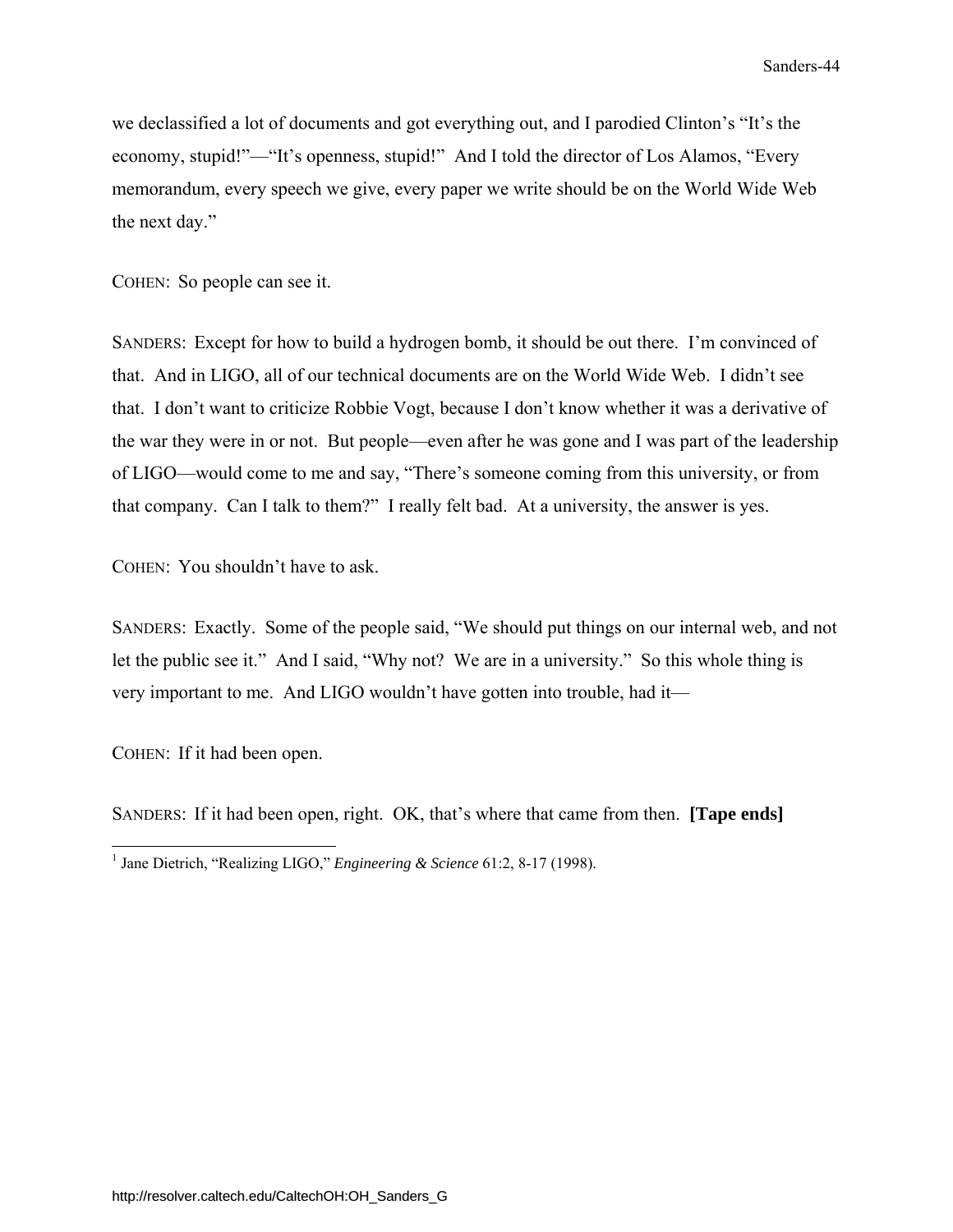we declassified a lot of documents and got everything out, and I parodied Clinton's "It's the economy, stupid!"—"It's openness, stupid!" And I told the director of Los Alamos, "Every memorandum, every speech we give, every paper we write should be on the World Wide Web the next day."

COHEN: So people can see it.

SANDERS: Except for how to build a hydrogen bomb, it should be out there. I'm convinced of that. And in LIGO, all of our technical documents are on the World Wide Web. I didn't see that. I don't want to criticize Robbie Vogt, because I don't know whether it was a derivative of the war they were in or not. But people—even after he was gone and I was part of the leadership of LIGO—would come to me and say, "There's someone coming from this university, or from that company. Can I talk to them?" I really felt bad. At a university, the answer is yes.

COHEN: You shouldn't have to ask.

SANDERS: Exactly. Some of the people said, "We should put things on our internal web, and not let the public see it." And I said, "Why not? We are in a university." So this whole thing is very important to me. And LIGO wouldn't have gotten into trouble, had it—

COHEN: If it had been open.

SANDERS: If it had been open, right. OK, that's where that came from then. **[Tape ends]**

---

[1] Jane Dietrich, "Realizing LIGO," *Engineering & Science* 61:2, 8-17 (1998).